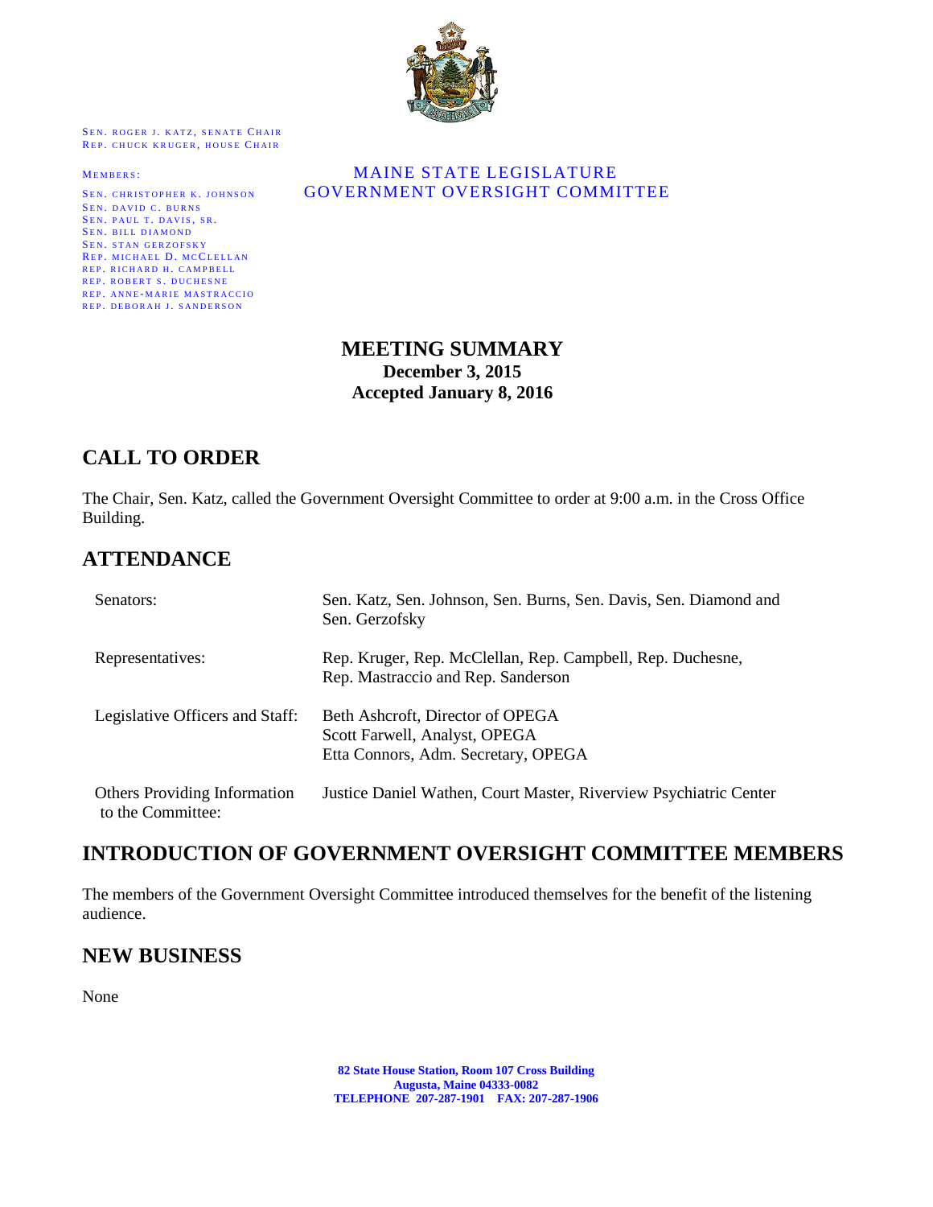SEN. ROGER J. KATZ, SENATE CHAIR
REP. CHUCK KRUGER, HOUSE CHAIR

MEMBERS:

SEN. CHRISTOPHER K. JOHNSON
SEN. DAVID C. BURNS
SEN. PAUL T. DAVIS, SR.
SEN. BILL DIAMOND
SEN. STAN GERZOFSKY
REP. MICHAEL D. MCCLELLAN
REP. RICHARD H. CAMPBELL
REP. ROBERT S. DUCHESNE
REP. ANNE-MARIE MASTRACCIO
REP. DEBORAH J. SANDERSON

MAINE STATE LEGISLATURE
GOVERNMENT OVERSIGHT COMMITTEE

**MEETING SUMMARY**
**December 3, 2015**
**Accepted January 8, 2016**

## CALL TO ORDER

The Chair, Sen. Katz, called the Government Oversight Committee to order at 9:00 a.m. in the Cross Office Building.

## ATTENDANCE

| | |
|---|---|
| Senators: | Sen. Katz, Sen. Johnson, Sen. Burns, Sen. Davis, Sen. Diamond and Sen. Gerzofsky |
| Representatives: | Rep. Kruger, Rep. McClellan, Rep. Campbell, Rep. Duchesne, Rep. Mastraccio and Rep. Sanderson |
| Legislative Officers and Staff: | Beth Ashcroft, Director of OPEGA<br>Scott Farwell, Analyst, OPEGA<br>Etta Connors, Adm. Secretary, OPEGA |
| Others Providing Information to the Committee: | Justice Daniel Wathen, Court Master, Riverview Psychiatric Center |

## INTRODUCTION OF GOVERNMENT OVERSIGHT COMMITTEE MEMBERS

The members of the Government Oversight Committee introduced themselves for the benefit of the listening audience.

## NEW BUSINESS

None

82 State House Station, Room 107 Cross Building
Augusta, Maine 04333-0082
TELEPHONE 207-287-1901 FAX: 207-287-1906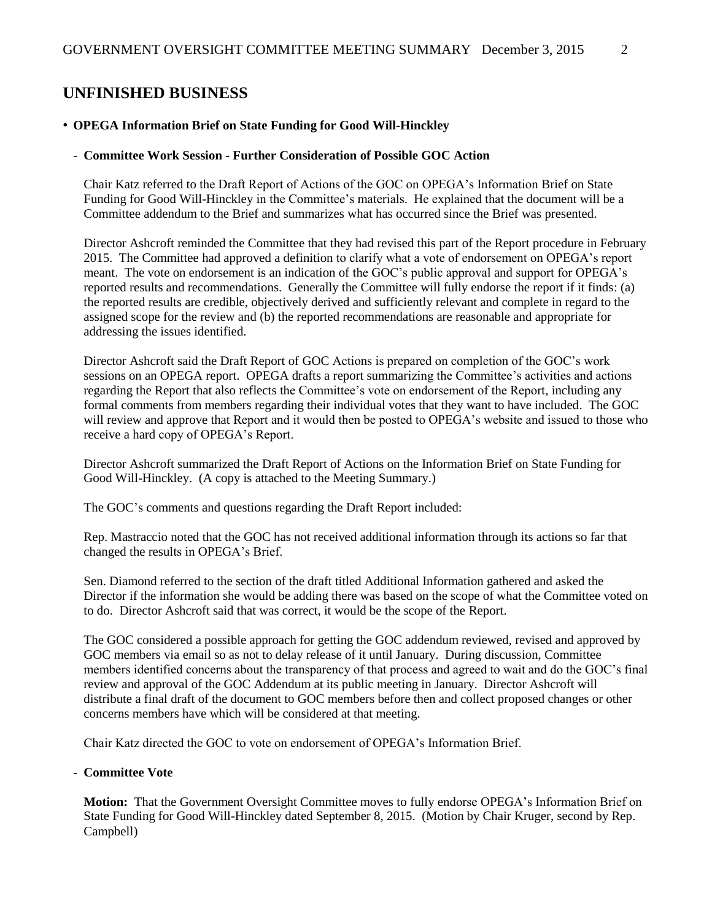## UNFINISHED BUSINESS

- **OPEGA Information Brief on State Funding for Good Will-Hinckley**

  - **Committee Work Session - Further Consideration of Possible GOC Action**

Chair Katz referred to the Draft Report of Actions of the GOC on OPEGA's Information Brief on State Funding for Good Will-Hinckley in the Committee's materials. He explained that the document will be a Committee addendum to the Brief and summarizes what has occurred since the Brief was presented.

Director Ashcroft reminded the Committee that they had revised this part of the Report procedure in February 2015. The Committee had approved a definition to clarify what a vote of endorsement on OPEGA's report meant. The vote on endorsement is an indication of the GOC's public approval and support for OPEGA's reported results and recommendations. Generally the Committee will fully endorse the report if it finds: (a) the reported results are credible, objectively derived and sufficiently relevant and complete in regard to the assigned scope for the review and (b) the reported recommendations are reasonable and appropriate for addressing the issues identified.

Director Ashcroft said the Draft Report of GOC Actions is prepared on completion of the GOC's work sessions on an OPEGA report. OPEGA drafts a report summarizing the Committee's activities and actions regarding the Report that also reflects the Committee's vote on endorsement of the Report, including any formal comments from members regarding their individual votes that they want to have included. The GOC will review and approve that Report and it would then be posted to OPEGA's website and issued to those who receive a hard copy of OPEGA's Report.

Director Ashcroft summarized the Draft Report of Actions on the Information Brief on State Funding for Good Will-Hinckley. (A copy is attached to the Meeting Summary.)

The GOC's comments and questions regarding the Draft Report included:

Rep. Mastraccio noted that the GOC has not received additional information through its actions so far that changed the results in OPEGA's Brief.

Sen. Diamond referred to the section of the draft titled Additional Information gathered and asked the Director if the information she would be adding there was based on the scope of what the Committee voted on to do. Director Ashcroft said that was correct, it would be the scope of the Report.

The GOC considered a possible approach for getting the GOC addendum reviewed, revised and approved by GOC members via email so as not to delay release of it until January. During discussion, Committee members identified concerns about the transparency of that process and agreed to wait and do the GOC's final review and approval of the GOC Addendum at its public meeting in January. Director Ashcroft will distribute a final draft of the document to GOC members before then and collect proposed changes or other concerns members have which will be considered at that meeting.

Chair Katz directed the GOC to vote on endorsement of OPEGA's Information Brief.

  - **Committee Vote**

**Motion:** That the Government Oversight Committee moves to fully endorse OPEGA's Information Brief on State Funding for Good Will-Hinckley dated September 8, 2015. (Motion by Chair Kruger, second by Rep. Campbell)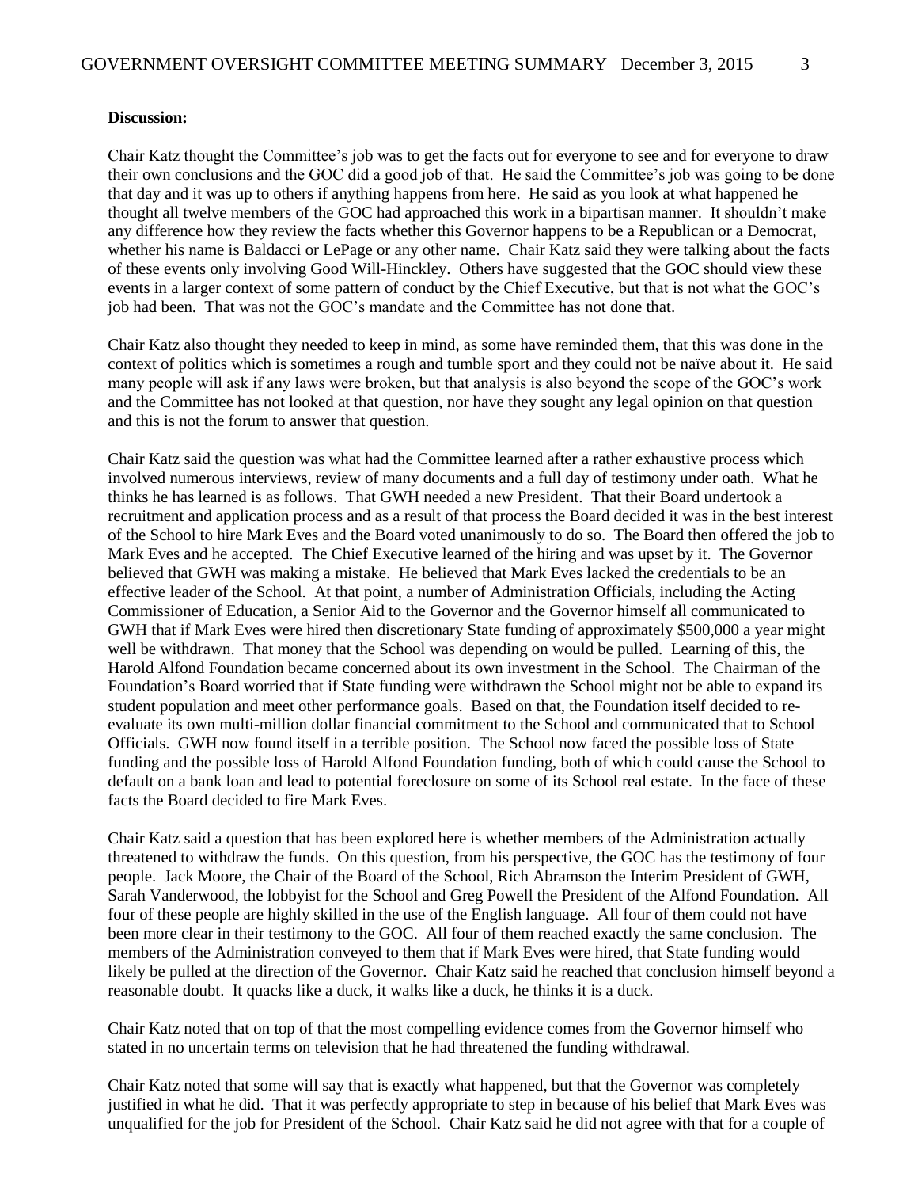**Discussion:**

Chair Katz thought the Committee's job was to get the facts out for everyone to see and for everyone to draw their own conclusions and the GOC did a good job of that. He said the Committee's job was going to be done that day and it was up to others if anything happens from here. He said as you look at what happened he thought all twelve members of the GOC had approached this work in a bipartisan manner. It shouldn't make any difference how they review the facts whether this Governor happens to be a Republican or a Democrat, whether his name is Baldacci or LePage or any other name. Chair Katz said they were talking about the facts of these events only involving Good Will-Hinckley. Others have suggested that the GOC should view these events in a larger context of some pattern of conduct by the Chief Executive, but that is not what the GOC's job had been. That was not the GOC's mandate and the Committee has not done that.

Chair Katz also thought they needed to keep in mind, as some have reminded them, that this was done in the context of politics which is sometimes a rough and tumble sport and they could not be naïve about it. He said many people will ask if any laws were broken, but that analysis is also beyond the scope of the GOC's work and the Committee has not looked at that question, nor have they sought any legal opinion on that question and this is not the forum to answer that question.

Chair Katz said the question was what had the Committee learned after a rather exhaustive process which involved numerous interviews, review of many documents and a full day of testimony under oath. What he thinks he has learned is as follows. That GWH needed a new President. That their Board undertook a recruitment and application process and as a result of that process the Board decided it was in the best interest of the School to hire Mark Eves and the Board voted unanimously to do so. The Board then offered the job to Mark Eves and he accepted. The Chief Executive learned of the hiring and was upset by it. The Governor believed that GWH was making a mistake. He believed that Mark Eves lacked the credentials to be an effective leader of the School. At that point, a number of Administration Officials, including the Acting Commissioner of Education, a Senior Aid to the Governor and the Governor himself all communicated to GWH that if Mark Eves were hired then discretionary State funding of approximately $500,000 a year might well be withdrawn. That money that the School was depending on would be pulled. Learning of this, the Harold Alfond Foundation became concerned about its own investment in the School. The Chairman of the Foundation's Board worried that if State funding were withdrawn the School might not be able to expand its student population and meet other performance goals. Based on that, the Foundation itself decided to re-evaluate its own multi-million dollar financial commitment to the School and communicated that to School Officials. GWH now found itself in a terrible position. The School now faced the possible loss of State funding and the possible loss of Harold Alfond Foundation funding, both of which could cause the School to default on a bank loan and lead to potential foreclosure on some of its School real estate. In the face of these facts the Board decided to fire Mark Eves.

Chair Katz said a question that has been explored here is whether members of the Administration actually threatened to withdraw the funds. On this question, from his perspective, the GOC has the testimony of four people. Jack Moore, the Chair of the Board of the School, Rich Abramson the Interim President of GWH, Sarah Vanderwood, the lobbyist for the School and Greg Powell the President of the Alfond Foundation. All four of these people are highly skilled in the use of the English language. All four of them could not have been more clear in their testimony to the GOC. All four of them reached exactly the same conclusion. The members of the Administration conveyed to them that if Mark Eves were hired, that State funding would likely be pulled at the direction of the Governor. Chair Katz said he reached that conclusion himself beyond a reasonable doubt. It quacks like a duck, it walks like a duck, he thinks it is a duck.

Chair Katz noted that on top of that the most compelling evidence comes from the Governor himself who stated in no uncertain terms on television that he had threatened the funding withdrawal.

Chair Katz noted that some will say that is exactly what happened, but that the Governor was completely justified in what he did. That it was perfectly appropriate to step in because of his belief that Mark Eves was unqualified for the job for President of the School. Chair Katz said he did not agree with that for a couple of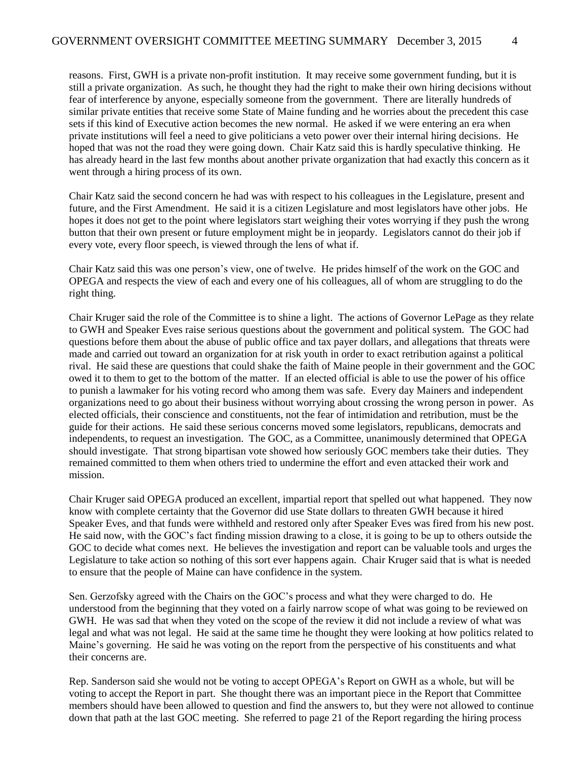reasons. First, GWH is a private non-profit institution. It may receive some government funding, but it is still a private organization. As such, he thought they had the right to make their own hiring decisions without fear of interference by anyone, especially someone from the government. There are literally hundreds of similar private entities that receive some State of Maine funding and he worries about the precedent this case sets if this kind of Executive action becomes the new normal. He asked if we were entering an era when private institutions will feel a need to give politicians a veto power over their internal hiring decisions. He hoped that was not the road they were going down. Chair Katz said this is hardly speculative thinking. He has already heard in the last few months about another private organization that had exactly this concern as it went through a hiring process of its own.

Chair Katz said the second concern he had was with respect to his colleagues in the Legislature, present and future, and the First Amendment. He said it is a citizen Legislature and most legislators have other jobs. He hopes it does not get to the point where legislators start weighing their votes worrying if they push the wrong button that their own present or future employment might be in jeopardy. Legislators cannot do their job if every vote, every floor speech, is viewed through the lens of what if.

Chair Katz said this was one person's view, one of twelve. He prides himself of the work on the GOC and OPEGA and respects the view of each and every one of his colleagues, all of whom are struggling to do the right thing.

Chair Kruger said the role of the Committee is to shine a light. The actions of Governor LePage as they relate to GWH and Speaker Eves raise serious questions about the government and political system. The GOC had questions before them about the abuse of public office and tax payer dollars, and allegations that threats were made and carried out toward an organization for at risk youth in order to exact retribution against a political rival. He said these are questions that could shake the faith of Maine people in their government and the GOC owed it to them to get to the bottom of the matter. If an elected official is able to use the power of his office to punish a lawmaker for his voting record who among them was safe. Every day Mainers and independent organizations need to go about their business without worrying about crossing the wrong person in power. As elected officials, their conscience and constituents, not the fear of intimidation and retribution, must be the guide for their actions. He said these serious concerns moved some legislators, republicans, democrats and independents, to request an investigation. The GOC, as a Committee, unanimously determined that OPEGA should investigate. That strong bipartisan vote showed how seriously GOC members take their duties. They remained committed to them when others tried to undermine the effort and even attacked their work and mission.

Chair Kruger said OPEGA produced an excellent, impartial report that spelled out what happened. They now know with complete certainty that the Governor did use State dollars to threaten GWH because it hired Speaker Eves, and that funds were withheld and restored only after Speaker Eves was fired from his new post. He said now, with the GOC's fact finding mission drawing to a close, it is going to be up to others outside the GOC to decide what comes next. He believes the investigation and report can be valuable tools and urges the Legislature to take action so nothing of this sort ever happens again. Chair Kruger said that is what is needed to ensure that the people of Maine can have confidence in the system.

Sen. Gerzofsky agreed with the Chairs on the GOC's process and what they were charged to do. He understood from the beginning that they voted on a fairly narrow scope of what was going to be reviewed on GWH. He was sad that when they voted on the scope of the review it did not include a review of what was legal and what was not legal. He said at the same time he thought they were looking at how politics related to Maine's governing. He said he was voting on the report from the perspective of his constituents and what their concerns are.

Rep. Sanderson said she would not be voting to accept OPEGA's Report on GWH as a whole, but will be voting to accept the Report in part. She thought there was an important piece in the Report that Committee members should have been allowed to question and find the answers to, but they were not allowed to continue down that path at the last GOC meeting. She referred to page 21 of the Report regarding the hiring process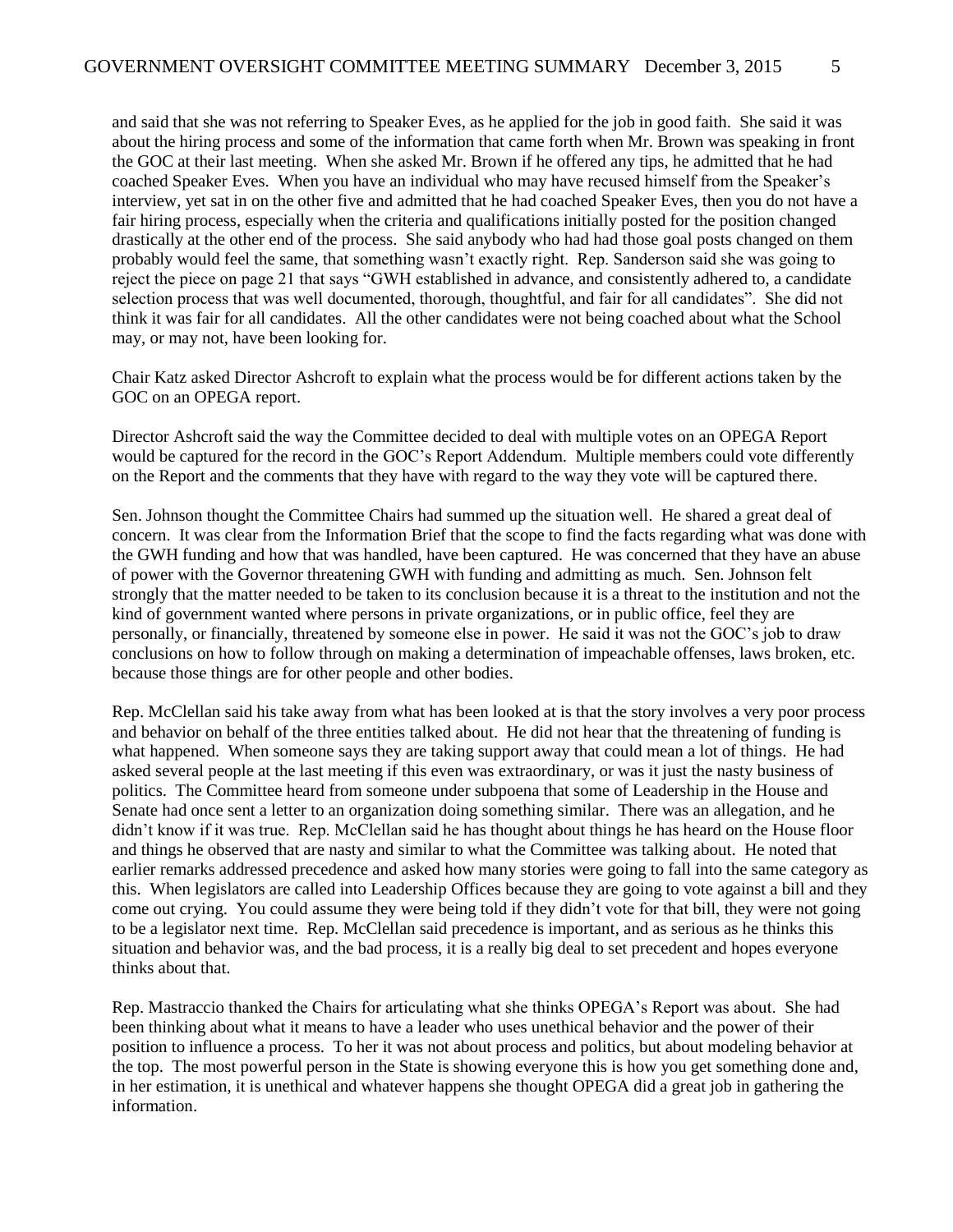and said that she was not referring to Speaker Eves, as he applied for the job in good faith. She said it was about the hiring process and some of the information that came forth when Mr. Brown was speaking in front the GOC at their last meeting. When she asked Mr. Brown if he offered any tips, he admitted that he had coached Speaker Eves. When you have an individual who may have recused himself from the Speaker's interview, yet sat in on the other five and admitted that he had coached Speaker Eves, then you do not have a fair hiring process, especially when the criteria and qualifications initially posted for the position changed drastically at the other end of the process. She said anybody who had had those goal posts changed on them probably would feel the same, that something wasn't exactly right. Rep. Sanderson said she was going to reject the piece on page 21 that says "GWH established in advance, and consistently adhered to, a candidate selection process that was well documented, thorough, thoughtful, and fair for all candidates". She did not think it was fair for all candidates. All the other candidates were not being coached about what the School may, or may not, have been looking for.

Chair Katz asked Director Ashcroft to explain what the process would be for different actions taken by the GOC on an OPEGA report.

Director Ashcroft said the way the Committee decided to deal with multiple votes on an OPEGA Report would be captured for the record in the GOC's Report Addendum. Multiple members could vote differently on the Report and the comments that they have with regard to the way they vote will be captured there.

Sen. Johnson thought the Committee Chairs had summed up the situation well. He shared a great deal of concern. It was clear from the Information Brief that the scope to find the facts regarding what was done with the GWH funding and how that was handled, have been captured. He was concerned that they have an abuse of power with the Governor threatening GWH with funding and admitting as much. Sen. Johnson felt strongly that the matter needed to be taken to its conclusion because it is a threat to the institution and not the kind of government wanted where persons in private organizations, or in public office, feel they are personally, or financially, threatened by someone else in power. He said it was not the GOC's job to draw conclusions on how to follow through on making a determination of impeachable offenses, laws broken, etc. because those things are for other people and other bodies.

Rep. McClellan said his take away from what has been looked at is that the story involves a very poor process and behavior on behalf of the three entities talked about. He did not hear that the threatening of funding is what happened. When someone says they are taking support away that could mean a lot of things. He had asked several people at the last meeting if this even was extraordinary, or was it just the nasty business of politics. The Committee heard from someone under subpoena that some of Leadership in the House and Senate had once sent a letter to an organization doing something similar. There was an allegation, and he didn't know if it was true. Rep. McClellan said he has thought about things he has heard on the House floor and things he observed that are nasty and similar to what the Committee was talking about. He noted that earlier remarks addressed precedence and asked how many stories were going to fall into the same category as this. When legislators are called into Leadership Offices because they are going to vote against a bill and they come out crying. You could assume they were being told if they didn't vote for that bill, they were not going to be a legislator next time. Rep. McClellan said precedence is important, and as serious as he thinks this situation and behavior was, and the bad process, it is a really big deal to set precedent and hopes everyone thinks about that.

Rep. Mastraccio thanked the Chairs for articulating what she thinks OPEGA's Report was about. She had been thinking about what it means to have a leader who uses unethical behavior and the power of their position to influence a process. To her it was not about process and politics, but about modeling behavior at the top. The most powerful person in the State is showing everyone this is how you get something done and, in her estimation, it is unethical and whatever happens she thought OPEGA did a great job in gathering the information.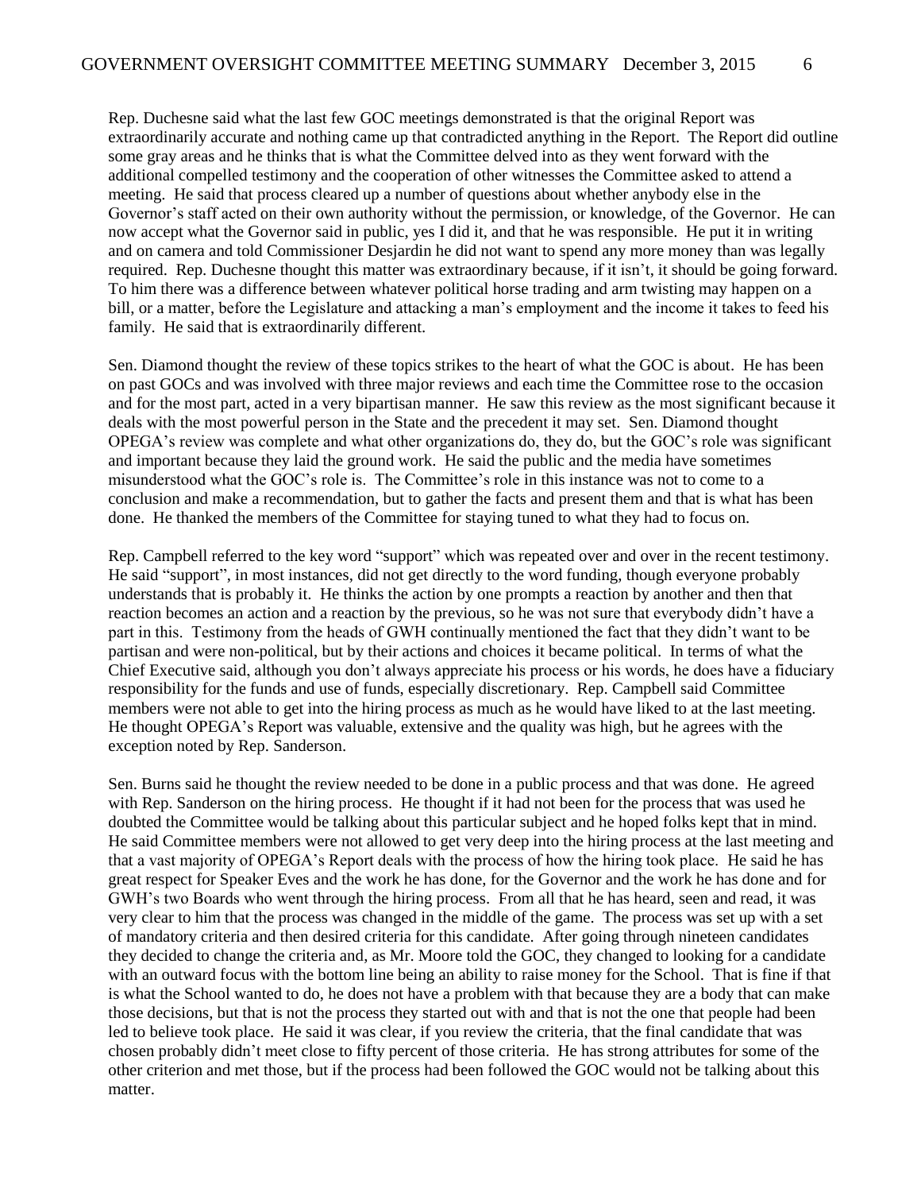Rep. Duchesne said what the last few GOC meetings demonstrated is that the original Report was extraordinarily accurate and nothing came up that contradicted anything in the Report. The Report did outline some gray areas and he thinks that is what the Committee delved into as they went forward with the additional compelled testimony and the cooperation of other witnesses the Committee asked to attend a meeting. He said that process cleared up a number of questions about whether anybody else in the Governor's staff acted on their own authority without the permission, or knowledge, of the Governor. He can now accept what the Governor said in public, yes I did it, and that he was responsible. He put it in writing and on camera and told Commissioner Desjardin he did not want to spend any more money than was legally required. Rep. Duchesne thought this matter was extraordinary because, if it isn't, it should be going forward. To him there was a difference between whatever political horse trading and arm twisting may happen on a bill, or a matter, before the Legislature and attacking a man's employment and the income it takes to feed his family. He said that is extraordinarily different.

Sen. Diamond thought the review of these topics strikes to the heart of what the GOC is about. He has been on past GOCs and was involved with three major reviews and each time the Committee rose to the occasion and for the most part, acted in a very bipartisan manner. He saw this review as the most significant because it deals with the most powerful person in the State and the precedent it may set. Sen. Diamond thought OPEGA's review was complete and what other organizations do, they do, but the GOC's role was significant and important because they laid the ground work. He said the public and the media have sometimes misunderstood what the GOC's role is. The Committee's role in this instance was not to come to a conclusion and make a recommendation, but to gather the facts and present them and that is what has been done. He thanked the members of the Committee for staying tuned to what they had to focus on.

Rep. Campbell referred to the key word "support" which was repeated over and over in the recent testimony. He said "support", in most instances, did not get directly to the word funding, though everyone probably understands that is probably it. He thinks the action by one prompts a reaction by another and then that reaction becomes an action and a reaction by the previous, so he was not sure that everybody didn't have a part in this. Testimony from the heads of GWH continually mentioned the fact that they didn't want to be partisan and were non-political, but by their actions and choices it became political. In terms of what the Chief Executive said, although you don't always appreciate his process or his words, he does have a fiduciary responsibility for the funds and use of funds, especially discretionary. Rep. Campbell said Committee members were not able to get into the hiring process as much as he would have liked to at the last meeting. He thought OPEGA's Report was valuable, extensive and the quality was high, but he agrees with the exception noted by Rep. Sanderson.

Sen. Burns said he thought the review needed to be done in a public process and that was done. He agreed with Rep. Sanderson on the hiring process. He thought if it had not been for the process that was used he doubted the Committee would be talking about this particular subject and he hoped folks kept that in mind. He said Committee members were not allowed to get very deep into the hiring process at the last meeting and that a vast majority of OPEGA's Report deals with the process of how the hiring took place. He said he has great respect for Speaker Eves and the work he has done, for the Governor and the work he has done and for GWH's two Boards who went through the hiring process. From all that he has heard, seen and read, it was very clear to him that the process was changed in the middle of the game. The process was set up with a set of mandatory criteria and then desired criteria for this candidate. After going through nineteen candidates they decided to change the criteria and, as Mr. Moore told the GOC, they changed to looking for a candidate with an outward focus with the bottom line being an ability to raise money for the School. That is fine if that is what the School wanted to do, he does not have a problem with that because they are a body that can make those decisions, but that is not the process they started out with and that is not the one that people had been led to believe took place. He said it was clear, if you review the criteria, that the final candidate that was chosen probably didn't meet close to fifty percent of those criteria. He has strong attributes for some of the other criterion and met those, but if the process had been followed the GOC would not be talking about this matter.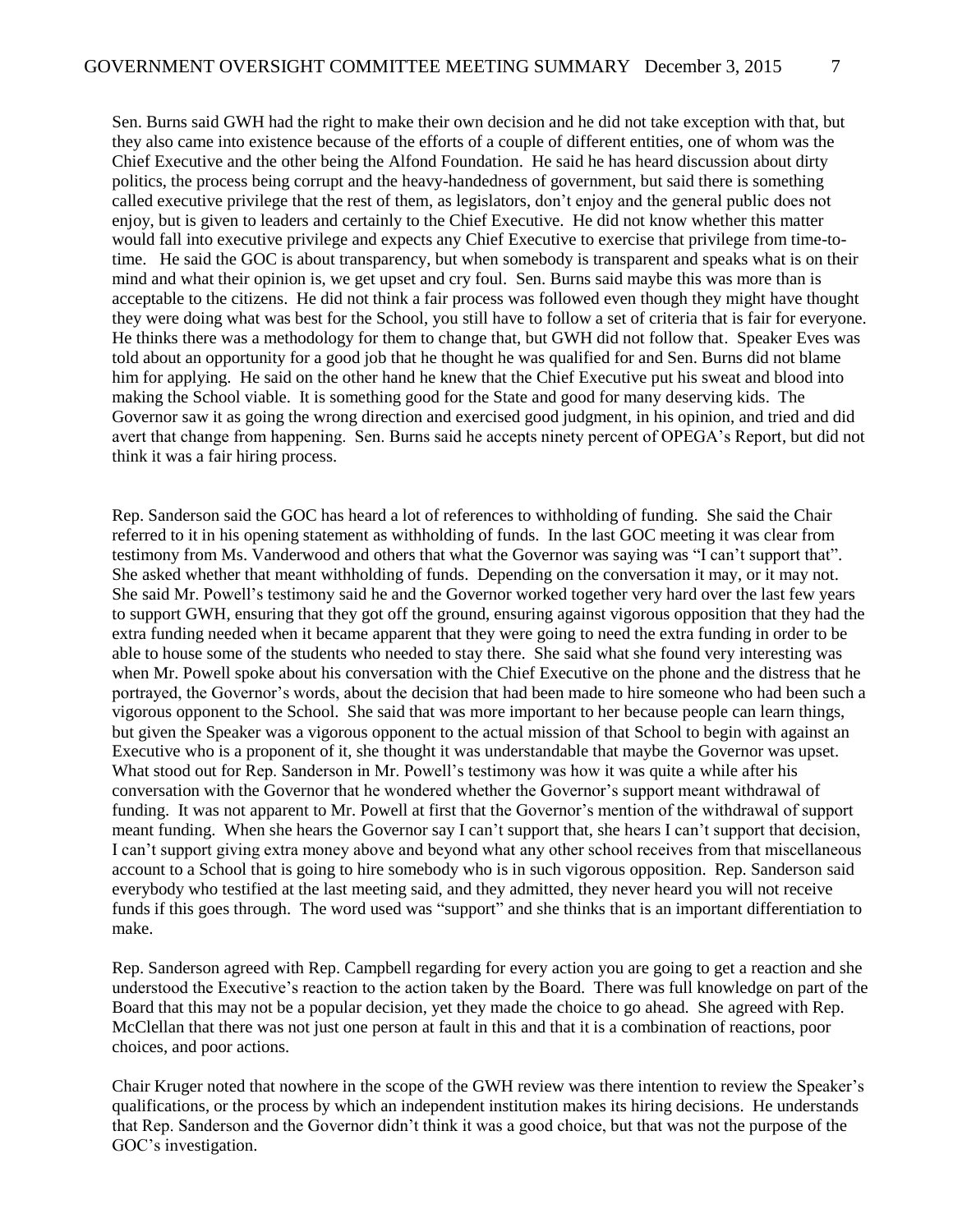Sen. Burns said GWH had the right to make their own decision and he did not take exception with that, but they also came into existence because of the efforts of a couple of different entities, one of whom was the Chief Executive and the other being the Alfond Foundation. He said he has heard discussion about dirty politics, the process being corrupt and the heavy-handedness of government, but said there is something called executive privilege that the rest of them, as legislators, don't enjoy and the general public does not enjoy, but is given to leaders and certainly to the Chief Executive. He did not know whether this matter would fall into executive privilege and expects any Chief Executive to exercise that privilege from time-to-time. He said the GOC is about transparency, but when somebody is transparent and speaks what is on their mind and what their opinion is, we get upset and cry foul. Sen. Burns said maybe this was more than is acceptable to the citizens. He did not think a fair process was followed even though they might have thought they were doing what was best for the School, you still have to follow a set of criteria that is fair for everyone. He thinks there was a methodology for them to change that, but GWH did not follow that. Speaker Eves was told about an opportunity for a good job that he thought he was qualified for and Sen. Burns did not blame him for applying. He said on the other hand he knew that the Chief Executive put his sweat and blood into making the School viable. It is something good for the State and good for many deserving kids. The Governor saw it as going the wrong direction and exercised good judgment, in his opinion, and tried and did avert that change from happening. Sen. Burns said he accepts ninety percent of OPEGA's Report, but did not think it was a fair hiring process.

Rep. Sanderson said the GOC has heard a lot of references to withholding of funding. She said the Chair referred to it in his opening statement as withholding of funds. In the last GOC meeting it was clear from testimony from Ms. Vanderwood and others that what the Governor was saying was "I can't support that". She asked whether that meant withholding of funds. Depending on the conversation it may, or it may not. She said Mr. Powell's testimony said he and the Governor worked together very hard over the last few years to support GWH, ensuring that they got off the ground, ensuring against vigorous opposition that they had the extra funding needed when it became apparent that they were going to need the extra funding in order to be able to house some of the students who needed to stay there. She said what she found very interesting was when Mr. Powell spoke about his conversation with the Chief Executive on the phone and the distress that he portrayed, the Governor's words, about the decision that had been made to hire someone who had been such a vigorous opponent to the School. She said that was more important to her because people can learn things, but given the Speaker was a vigorous opponent to the actual mission of that School to begin with against an Executive who is a proponent of it, she thought it was understandable that maybe the Governor was upset. What stood out for Rep. Sanderson in Mr. Powell's testimony was how it was quite a while after his conversation with the Governor that he wondered whether the Governor's support meant withdrawal of funding. It was not apparent to Mr. Powell at first that the Governor's mention of the withdrawal of support meant funding. When she hears the Governor say I can't support that, she hears I can't support that decision, I can't support giving extra money above and beyond what any other school receives from that miscellaneous account to a School that is going to hire somebody who is in such vigorous opposition. Rep. Sanderson said everybody who testified at the last meeting said, and they admitted, they never heard you will not receive funds if this goes through. The word used was "support" and she thinks that is an important differentiation to make.

Rep. Sanderson agreed with Rep. Campbell regarding for every action you are going to get a reaction and she understood the Executive's reaction to the action taken by the Board. There was full knowledge on part of the Board that this may not be a popular decision, yet they made the choice to go ahead. She agreed with Rep. McClellan that there was not just one person at fault in this and that it is a combination of reactions, poor choices, and poor actions.

Chair Kruger noted that nowhere in the scope of the GWH review was there intention to review the Speaker's qualifications, or the process by which an independent institution makes its hiring decisions. He understands that Rep. Sanderson and the Governor didn't think it was a good choice, but that was not the purpose of the GOC's investigation.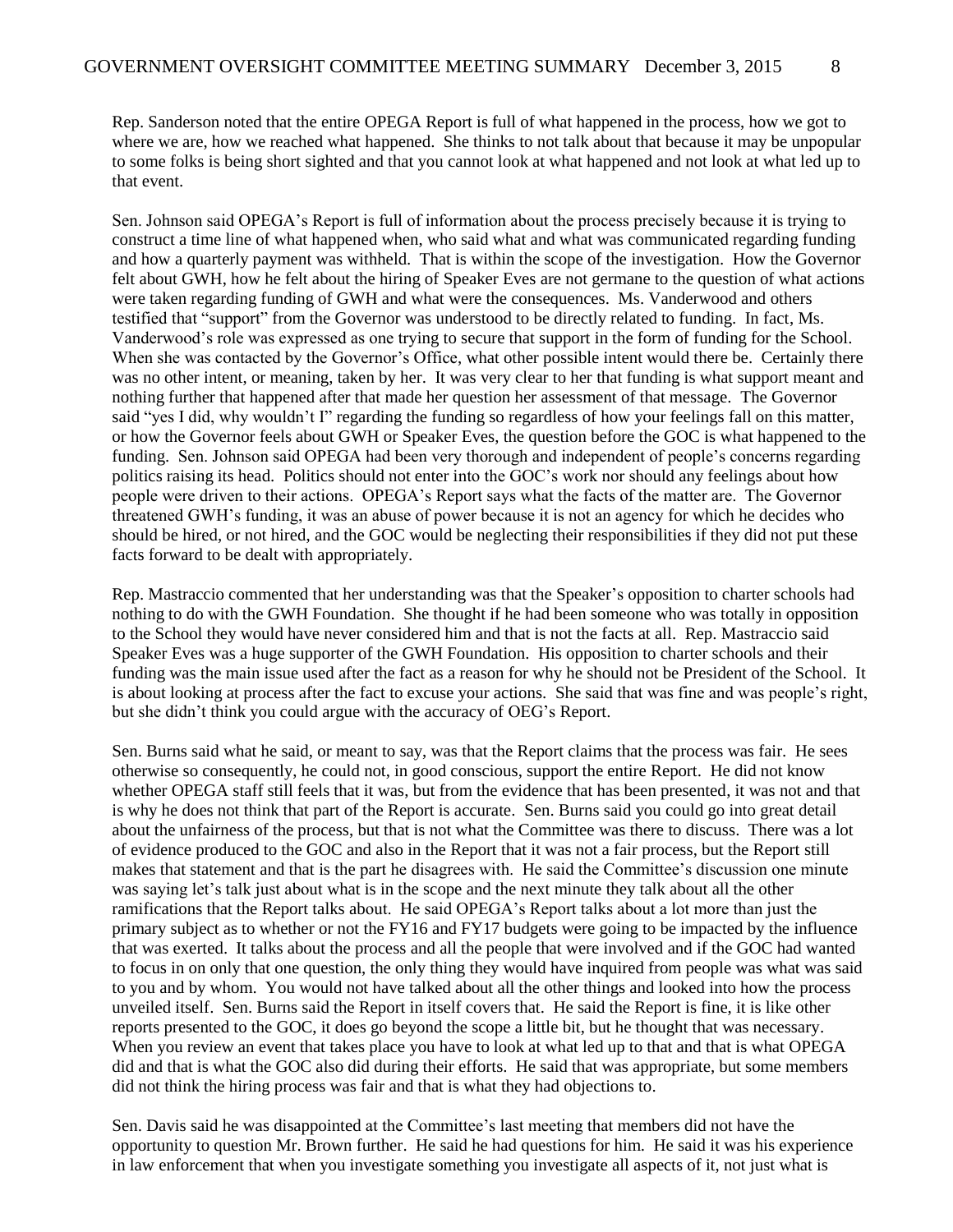Rep. Sanderson noted that the entire OPEGA Report is full of what happened in the process, how we got to where we are, how we reached what happened. She thinks to not talk about that because it may be unpopular to some folks is being short sighted and that you cannot look at what happened and not look at what led up to that event.

Sen. Johnson said OPEGA's Report is full of information about the process precisely because it is trying to construct a time line of what happened when, who said what and what was communicated regarding funding and how a quarterly payment was withheld. That is within the scope of the investigation. How the Governor felt about GWH, how he felt about the hiring of Speaker Eves are not germane to the question of what actions were taken regarding funding of GWH and what were the consequences. Ms. Vanderwood and others testified that "support" from the Governor was understood to be directly related to funding. In fact, Ms. Vanderwood's role was expressed as one trying to secure that support in the form of funding for the School. When she was contacted by the Governor's Office, what other possible intent would there be. Certainly there was no other intent, or meaning, taken by her. It was very clear to her that funding is what support meant and nothing further that happened after that made her question her assessment of that message. The Governor said "yes I did, why wouldn't I" regarding the funding so regardless of how your feelings fall on this matter, or how the Governor feels about GWH or Speaker Eves, the question before the GOC is what happened to the funding. Sen. Johnson said OPEGA had been very thorough and independent of people's concerns regarding politics raising its head. Politics should not enter into the GOC's work nor should any feelings about how people were driven to their actions. OPEGA's Report says what the facts of the matter are. The Governor threatened GWH's funding, it was an abuse of power because it is not an agency for which he decides who should be hired, or not hired, and the GOC would be neglecting their responsibilities if they did not put these facts forward to be dealt with appropriately.

Rep. Mastraccio commented that her understanding was that the Speaker's opposition to charter schools had nothing to do with the GWH Foundation. She thought if he had been someone who was totally in opposition to the School they would have never considered him and that is not the facts at all. Rep. Mastraccio said Speaker Eves was a huge supporter of the GWH Foundation. His opposition to charter schools and their funding was the main issue used after the fact as a reason for why he should not be President of the School. It is about looking at process after the fact to excuse your actions. She said that was fine and was people's right, but she didn't think you could argue with the accuracy of OEG's Report.

Sen. Burns said what he said, or meant to say, was that the Report claims that the process was fair. He sees otherwise so consequently, he could not, in good conscious, support the entire Report. He did not know whether OPEGA staff still feels that it was, but from the evidence that has been presented, it was not and that is why he does not think that part of the Report is accurate. Sen. Burns said you could go into great detail about the unfairness of the process, but that is not what the Committee was there to discuss. There was a lot of evidence produced to the GOC and also in the Report that it was not a fair process, but the Report still makes that statement and that is the part he disagrees with. He said the Committee's discussion one minute was saying let's talk just about what is in the scope and the next minute they talk about all the other ramifications that the Report talks about. He said OPEGA's Report talks about a lot more than just the primary subject as to whether or not the FY16 and FY17 budgets were going to be impacted by the influence that was exerted. It talks about the process and all the people that were involved and if the GOC had wanted to focus in on only that one question, the only thing they would have inquired from people was what was said to you and by whom. You would not have talked about all the other things and looked into how the process unveiled itself. Sen. Burns said the Report in itself covers that. He said the Report is fine, it is like other reports presented to the GOC, it does go beyond the scope a little bit, but he thought that was necessary. When you review an event that takes place you have to look at what led up to that and that is what OPEGA did and that is what the GOC also did during their efforts. He said that was appropriate, but some members did not think the hiring process was fair and that is what they had objections to.

Sen. Davis said he was disappointed at the Committee's last meeting that members did not have the opportunity to question Mr. Brown further. He said he had questions for him. He said it was his experience in law enforcement that when you investigate something you investigate all aspects of it, not just what is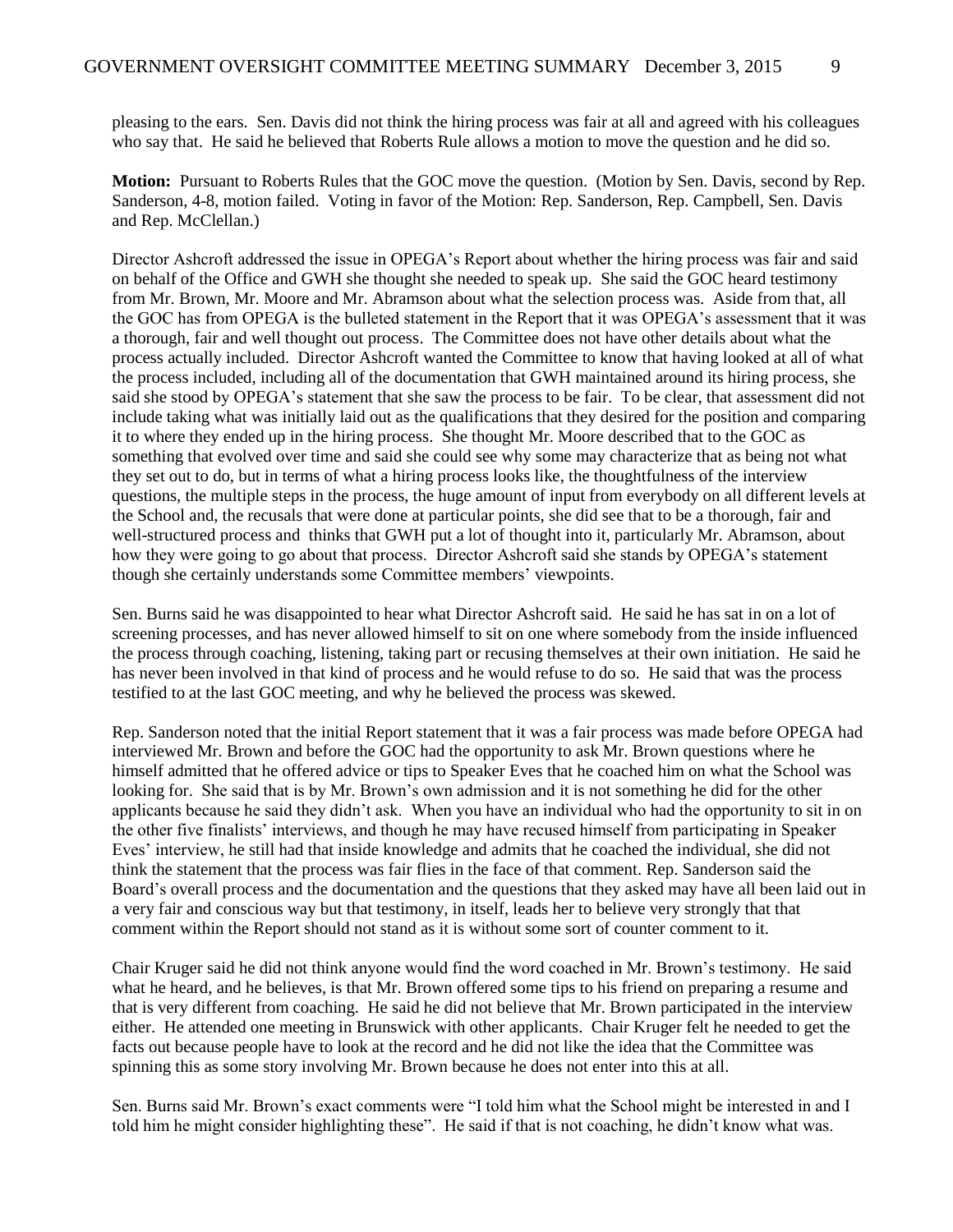pleasing to the ears. Sen. Davis did not think the hiring process was fair at all and agreed with his colleagues who say that. He said he believed that Roberts Rule allows a motion to move the question and he did so.

**Motion:** Pursuant to Roberts Rules that the GOC move the question. (Motion by Sen. Davis, second by Rep. Sanderson, 4-8, motion failed. Voting in favor of the Motion: Rep. Sanderson, Rep. Campbell, Sen. Davis and Rep. McClellan.)

Director Ashcroft addressed the issue in OPEGA's Report about whether the hiring process was fair and said on behalf of the Office and GWH she thought she needed to speak up. She said the GOC heard testimony from Mr. Brown, Mr. Moore and Mr. Abramson about what the selection process was. Aside from that, all the GOC has from OPEGA is the bulleted statement in the Report that it was OPEGA's assessment that it was a thorough, fair and well thought out process. The Committee does not have other details about what the process actually included. Director Ashcroft wanted the Committee to know that having looked at all of what the process included, including all of the documentation that GWH maintained around its hiring process, she said she stood by OPEGA's statement that she saw the process to be fair. To be clear, that assessment did not include taking what was initially laid out as the qualifications that they desired for the position and comparing it to where they ended up in the hiring process. She thought Mr. Moore described that to the GOC as something that evolved over time and said she could see why some may characterize that as being not what they set out to do, but in terms of what a hiring process looks like, the thoughtfulness of the interview questions, the multiple steps in the process, the huge amount of input from everybody on all different levels at the School and, the recusals that were done at particular points, she did see that to be a thorough, fair and well-structured process and thinks that GWH put a lot of thought into it, particularly Mr. Abramson, about how they were going to go about that process. Director Ashcroft said she stands by OPEGA's statement though she certainly understands some Committee members' viewpoints.

Sen. Burns said he was disappointed to hear what Director Ashcroft said. He said he has sat in on a lot of screening processes, and has never allowed himself to sit on one where somebody from the inside influenced the process through coaching, listening, taking part or recusing themselves at their own initiation. He said he has never been involved in that kind of process and he would refuse to do so. He said that was the process testified to at the last GOC meeting, and why he believed the process was skewed.

Rep. Sanderson noted that the initial Report statement that it was a fair process was made before OPEGA had interviewed Mr. Brown and before the GOC had the opportunity to ask Mr. Brown questions where he himself admitted that he offered advice or tips to Speaker Eves that he coached him on what the School was looking for. She said that is by Mr. Brown's own admission and it is not something he did for the other applicants because he said they didn't ask. When you have an individual who had the opportunity to sit in on the other five finalists' interviews, and though he may have recused himself from participating in Speaker Eves' interview, he still had that inside knowledge and admits that he coached the individual, she did not think the statement that the process was fair flies in the face of that comment. Rep. Sanderson said the Board's overall process and the documentation and the questions that they asked may have all been laid out in a very fair and conscious way but that testimony, in itself, leads her to believe very strongly that that comment within the Report should not stand as it is without some sort of counter comment to it.

Chair Kruger said he did not think anyone would find the word coached in Mr. Brown's testimony. He said what he heard, and he believes, is that Mr. Brown offered some tips to his friend on preparing a resume and that is very different from coaching. He said he did not believe that Mr. Brown participated in the interview either. He attended one meeting in Brunswick with other applicants. Chair Kruger felt he needed to get the facts out because people have to look at the record and he did not like the idea that the Committee was spinning this as some story involving Mr. Brown because he does not enter into this at all.

Sen. Burns said Mr. Brown's exact comments were "I told him what the School might be interested in and I told him he might consider highlighting these". He said if that is not coaching, he didn't know what was.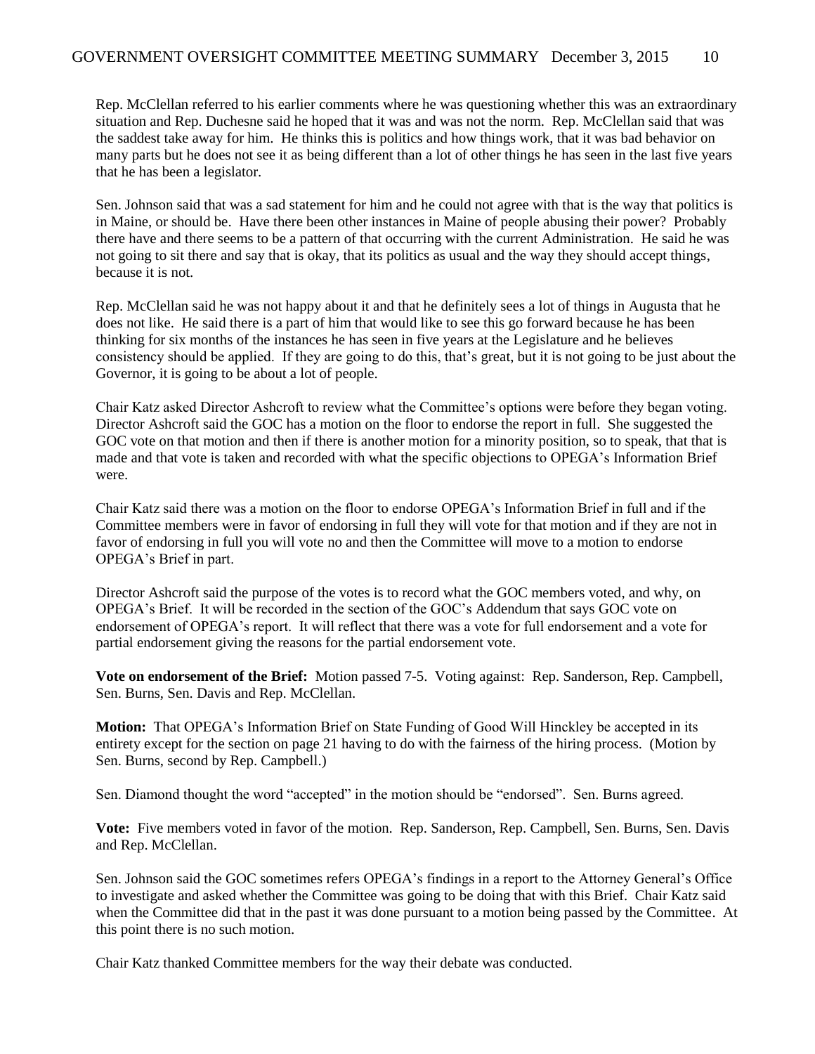Rep. McClellan referred to his earlier comments where he was questioning whether this was an extraordinary situation and Rep. Duchesne said he hoped that it was and was not the norm. Rep. McClellan said that was the saddest take away for him. He thinks this is politics and how things work, that it was bad behavior on many parts but he does not see it as being different than a lot of other things he has seen in the last five years that he has been a legislator.

Sen. Johnson said that was a sad statement for him and he could not agree with that is the way that politics is in Maine, or should be. Have there been other instances in Maine of people abusing their power? Probably there have and there seems to be a pattern of that occurring with the current Administration. He said he was not going to sit there and say that is okay, that its politics as usual and the way they should accept things, because it is not.

Rep. McClellan said he was not happy about it and that he definitely sees a lot of things in Augusta that he does not like. He said there is a part of him that would like to see this go forward because he has been thinking for six months of the instances he has seen in five years at the Legislature and he believes consistency should be applied. If they are going to do this, that's great, but it is not going to be just about the Governor, it is going to be about a lot of people.

Chair Katz asked Director Ashcroft to review what the Committee's options were before they began voting. Director Ashcroft said the GOC has a motion on the floor to endorse the report in full. She suggested the GOC vote on that motion and then if there is another motion for a minority position, so to speak, that that is made and that vote is taken and recorded with what the specific objections to OPEGA's Information Brief were.

Chair Katz said there was a motion on the floor to endorse OPEGA's Information Brief in full and if the Committee members were in favor of endorsing in full they will vote for that motion and if they are not in favor of endorsing in full you will vote no and then the Committee will move to a motion to endorse OPEGA's Brief in part.

Director Ashcroft said the purpose of the votes is to record what the GOC members voted, and why, on OPEGA's Brief. It will be recorded in the section of the GOC's Addendum that says GOC vote on endorsement of OPEGA's report. It will reflect that there was a vote for full endorsement and a vote for partial endorsement giving the reasons for the partial endorsement vote.

**Vote on endorsement of the Brief:** Motion passed 7-5. Voting against: Rep. Sanderson, Rep. Campbell, Sen. Burns, Sen. Davis and Rep. McClellan.

**Motion:** That OPEGA's Information Brief on State Funding of Good Will Hinckley be accepted in its entirety except for the section on page 21 having to do with the fairness of the hiring process. (Motion by Sen. Burns, second by Rep. Campbell.)

Sen. Diamond thought the word "accepted" in the motion should be "endorsed". Sen. Burns agreed.

**Vote:** Five members voted in favor of the motion. Rep. Sanderson, Rep. Campbell, Sen. Burns, Sen. Davis and Rep. McClellan.

Sen. Johnson said the GOC sometimes refers OPEGA's findings in a report to the Attorney General's Office to investigate and asked whether the Committee was going to be doing that with this Brief. Chair Katz said when the Committee did that in the past it was done pursuant to a motion being passed by the Committee. At this point there is no such motion.

Chair Katz thanked Committee members for the way their debate was conducted.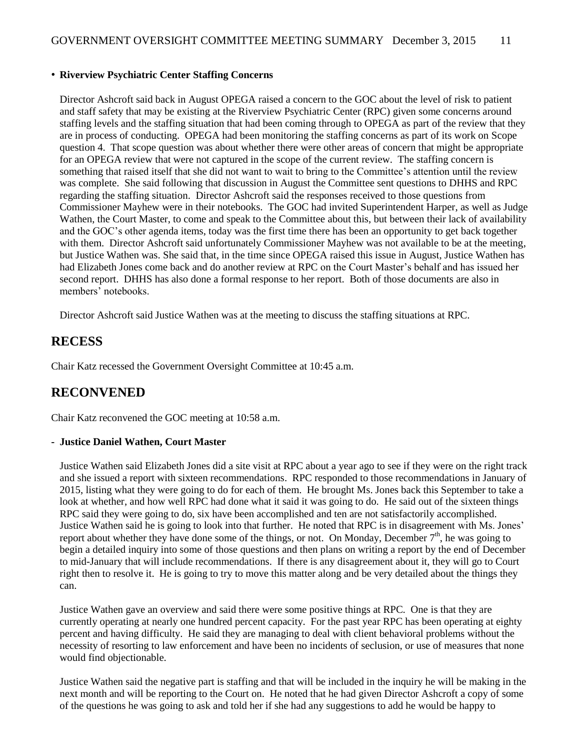- **Riverview Psychiatric Center Staffing Concerns**

Director Ashcroft said back in August OPEGA raised a concern to the GOC about the level of risk to patient and staff safety that may be existing at the Riverview Psychiatric Center (RPC) given some concerns around staffing levels and the staffing situation that had been coming through to OPEGA as part of the review that they are in process of conducting. OPEGA had been monitoring the staffing concerns as part of its work on Scope question 4. That scope question was about whether there were other areas of concern that might be appropriate for an OPEGA review that were not captured in the scope of the current review. The staffing concern is something that raised itself that she did not want to wait to bring to the Committee's attention until the review was complete. She said following that discussion in August the Committee sent questions to DHHS and RPC regarding the staffing situation. Director Ashcroft said the responses received to those questions from Commissioner Mayhew were in their notebooks. The GOC had invited Superintendent Harper, as well as Judge Wathen, the Court Master, to come and speak to the Committee about this, but between their lack of availability and the GOC's other agenda items, today was the first time there has been an opportunity to get back together with them. Director Ashcroft said unfortunately Commissioner Mayhew was not available to be at the meeting, but Justice Wathen was. She said that, in the time since OPEGA raised this issue in August, Justice Wathen has had Elizabeth Jones come back and do another review at RPC on the Court Master's behalf and has issued her second report. DHHS has also done a formal response to her report. Both of those documents are also in members' notebooks.

Director Ashcroft said Justice Wathen was at the meeting to discuss the staffing situations at RPC.

## RECESS

Chair Katz recessed the Government Oversight Committee at 10:45 a.m.

## RECONVENED

Chair Katz reconvened the GOC meeting at 10:58 a.m.

- **Justice Daniel Wathen, Court Master**

Justice Wathen said Elizabeth Jones did a site visit at RPC about a year ago to see if they were on the right track and she issued a report with sixteen recommendations. RPC responded to those recommendations in January of 2015, listing what they were going to do for each of them. He brought Ms. Jones back this September to take a look at whether, and how well RPC had done what it said it was going to do. He said out of the sixteen things RPC said they were going to do, six have been accomplished and ten are not satisfactorily accomplished. Justice Wathen said he is going to look into that further. He noted that RPC is in disagreement with Ms. Jones' report about whether they have done some of the things, or not. On Monday, December 7th, he was going to begin a detailed inquiry into some of those questions and then plans on writing a report by the end of December to mid-January that will include recommendations. If there is any disagreement about it, they will go to Court right then to resolve it. He is going to try to move this matter along and be very detailed about the things they can.

Justice Wathen gave an overview and said there were some positive things at RPC. One is that they are currently operating at nearly one hundred percent capacity. For the past year RPC has been operating at eighty percent and having difficulty. He said they are managing to deal with client behavioral problems without the necessity of resorting to law enforcement and have been no incidents of seclusion, or use of measures that none would find objectionable.

Justice Wathen said the negative part is staffing and that will be included in the inquiry he will be making in the next month and will be reporting to the Court on. He noted that he had given Director Ashcroft a copy of some of the questions he was going to ask and told her if she had any suggestions to add he would be happy to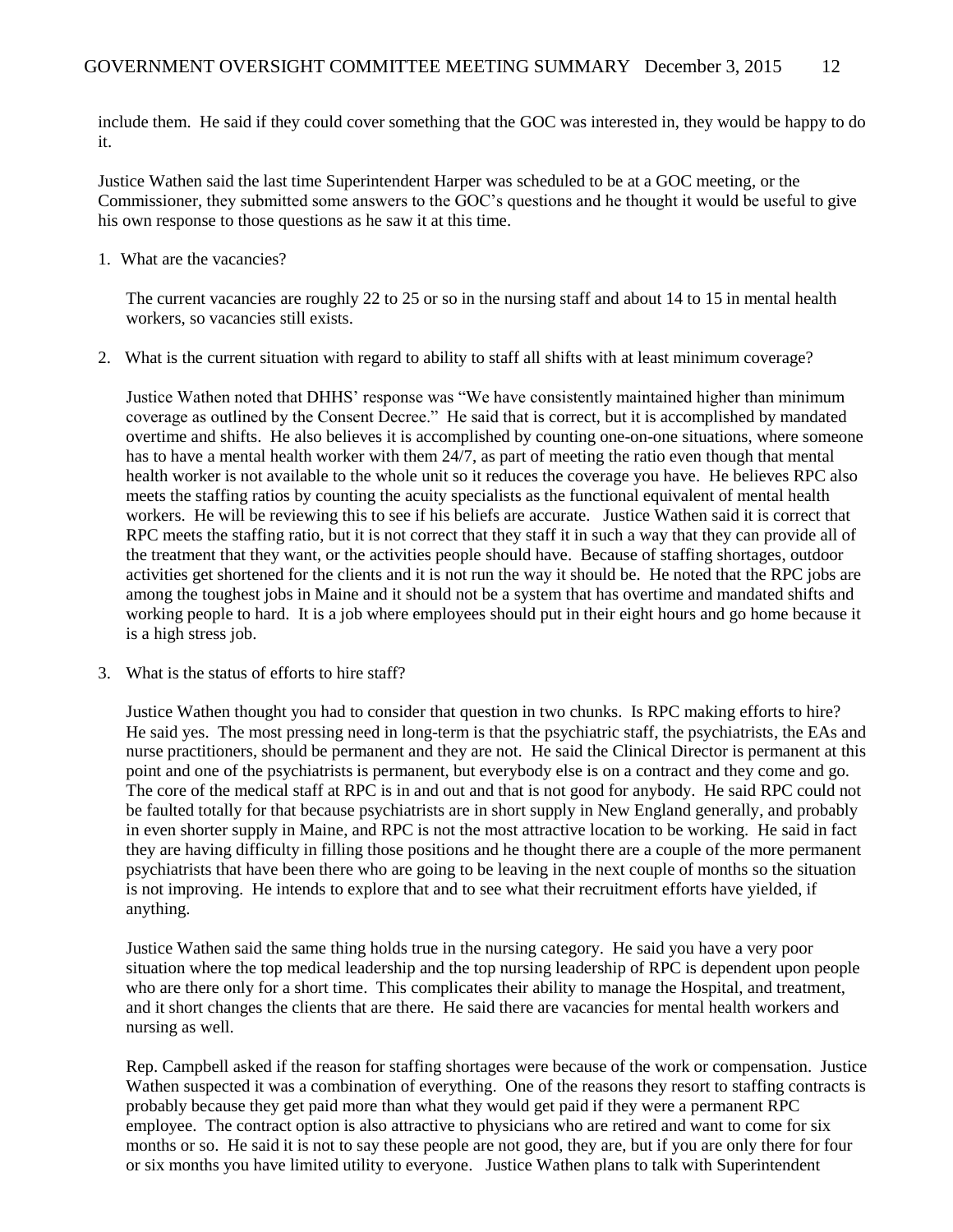include them. He said if they could cover something that the GOC was interested in, they would be happy to do it.

Justice Wathen said the last time Superintendent Harper was scheduled to be at a GOC meeting, or the Commissioner, they submitted some answers to the GOC's questions and he thought it would be useful to give his own response to those questions as he saw it at this time.

1. What are the vacancies?

   The current vacancies are roughly 22 to 25 or so in the nursing staff and about 14 to 15 in mental health workers, so vacancies still exists.

2. What is the current situation with regard to ability to staff all shifts with at least minimum coverage?

   Justice Wathen noted that DHHS' response was "We have consistently maintained higher than minimum coverage as outlined by the Consent Decree." He said that is correct, but it is accomplished by mandated overtime and shifts. He also believes it is accomplished by counting one-on-one situations, where someone has to have a mental health worker with them 24/7, as part of meeting the ratio even though that mental health worker is not available to the whole unit so it reduces the coverage you have. He believes RPC also meets the staffing ratios by counting the acuity specialists as the functional equivalent of mental health workers. He will be reviewing this to see if his beliefs are accurate. Justice Wathen said it is correct that RPC meets the staffing ratio, but it is not correct that they staff it in such a way that they can provide all of the treatment that they want, or the activities people should have. Because of staffing shortages, outdoor activities get shortened for the clients and it is not run the way it should be. He noted that the RPC jobs are among the toughest jobs in Maine and it should not be a system that has overtime and mandated shifts and working people to hard. It is a job where employees should put in their eight hours and go home because it is a high stress job.

3. What is the status of efforts to hire staff?

   Justice Wathen thought you had to consider that question in two chunks. Is RPC making efforts to hire? He said yes. The most pressing need in long-term is that the psychiatric staff, the psychiatrists, the EAs and nurse practitioners, should be permanent and they are not. He said the Clinical Director is permanent at this point and one of the psychiatrists is permanent, but everybody else is on a contract and they come and go. The core of the medical staff at RPC is in and out and that is not good for anybody. He said RPC could not be faulted totally for that because psychiatrists are in short supply in New England generally, and probably in even shorter supply in Maine, and RPC is not the most attractive location to be working. He said in fact they are having difficulty in filling those positions and he thought there are a couple of the more permanent psychiatrists that have been there who are going to be leaving in the next couple of months so the situation is not improving. He intends to explore that and to see what their recruitment efforts have yielded, if anything.

   Justice Wathen said the same thing holds true in the nursing category. He said you have a very poor situation where the top medical leadership and the top nursing leadership of RPC is dependent upon people who are there only for a short time. This complicates their ability to manage the Hospital, and treatment, and it short changes the clients that are there. He said there are vacancies for mental health workers and nursing as well.

   Rep. Campbell asked if the reason for staffing shortages were because of the work or compensation. Justice Wathen suspected it was a combination of everything. One of the reasons they resort to staffing contracts is probably because they get paid more than what they would get paid if they were a permanent RPC employee. The contract option is also attractive to physicians who are retired and want to come for six months or so. He said it is not to say these people are not good, they are, but if you are only there for four or six months you have limited utility to everyone. Justice Wathen plans to talk with Superintendent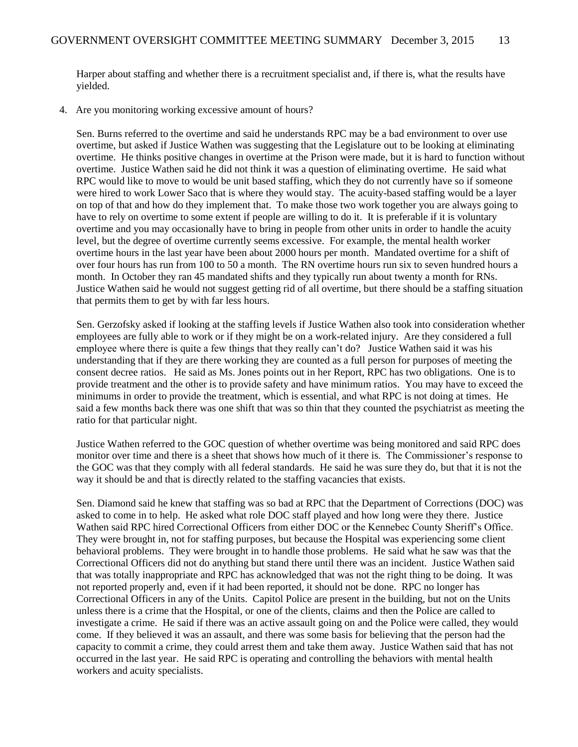Harper about staffing and whether there is a recruitment specialist and, if there is, what the results have yielded.

4. Are you monitoring working excessive amount of hours?

   Sen. Burns referred to the overtime and said he understands RPC may be a bad environment to over use overtime, but asked if Justice Wathen was suggesting that the Legislature out to be looking at eliminating overtime. He thinks positive changes in overtime at the Prison were made, but it is hard to function without overtime. Justice Wathen said he did not think it was a question of eliminating overtime. He said what RPC would like to move to would be unit based staffing, which they do not currently have so if someone were hired to work Lower Saco that is where they would stay. The acuity-based staffing would be a layer on top of that and how do they implement that. To make those two work together you are always going to have to rely on overtime to some extent if people are willing to do it. It is preferable if it is voluntary overtime and you may occasionally have to bring in people from other units in order to handle the acuity level, but the degree of overtime currently seems excessive. For example, the mental health worker overtime hours in the last year have been about 2000 hours per month. Mandated overtime for a shift of over four hours has run from 100 to 50 a month. The RN overtime hours run six to seven hundred hours a month. In October they ran 45 mandated shifts and they typically run about twenty a month for RNs. Justice Wathen said he would not suggest getting rid of all overtime, but there should be a staffing situation that permits them to get by with far less hours.

   Sen. Gerzofsky asked if looking at the staffing levels if Justice Wathen also took into consideration whether employees are fully able to work or if they might be on a work-related injury. Are they considered a full employee where there is quite a few things that they really can't do? Justice Wathen said it was his understanding that if they are there working they are counted as a full person for purposes of meeting the consent decree ratios. He said as Ms. Jones points out in her Report, RPC has two obligations. One is to provide treatment and the other is to provide safety and have minimum ratios. You may have to exceed the minimums in order to provide the treatment, which is essential, and what RPC is not doing at times. He said a few months back there was one shift that was so thin that they counted the psychiatrist as meeting the ratio for that particular night.

   Justice Wathen referred to the GOC question of whether overtime was being monitored and said RPC does monitor over time and there is a sheet that shows how much of it there is. The Commissioner's response to the GOC was that they comply with all federal standards. He said he was sure they do, but that it is not the way it should be and that is directly related to the staffing vacancies that exists.

   Sen. Diamond said he knew that staffing was so bad at RPC that the Department of Corrections (DOC) was asked to come in to help. He asked what role DOC staff played and how long were they there. Justice Wathen said RPC hired Correctional Officers from either DOC or the Kennebec County Sheriff's Office. They were brought in, not for staffing purposes, but because the Hospital was experiencing some client behavioral problems. They were brought in to handle those problems. He said what he saw was that the Correctional Officers did not do anything but stand there until there was an incident. Justice Wathen said that was totally inappropriate and RPC has acknowledged that was not the right thing to be doing. It was not reported properly and, even if it had been reported, it should not be done. RPC no longer has Correctional Officers in any of the Units. Capitol Police are present in the building, but not on the Units unless there is a crime that the Hospital, or one of the clients, claims and then the Police are called to investigate a crime. He said if there was an active assault going on and the Police were called, they would come. If they believed it was an assault, and there was some basis for believing that the person had the capacity to commit a crime, they could arrest them and take them away. Justice Wathen said that has not occurred in the last year. He said RPC is operating and controlling the behaviors with mental health workers and acuity specialists.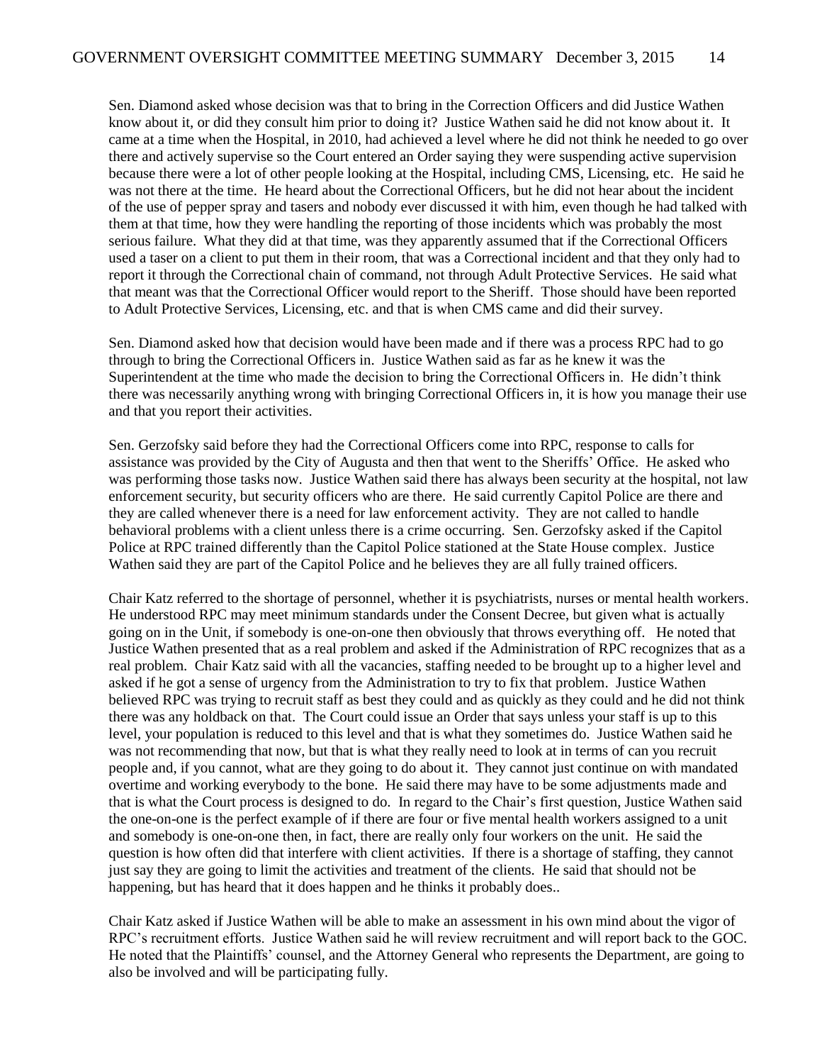Sen. Diamond asked whose decision was that to bring in the Correction Officers and did Justice Wathen know about it, or did they consult him prior to doing it? Justice Wathen said he did not know about it. It came at a time when the Hospital, in 2010, had achieved a level where he did not think he needed to go over there and actively supervise so the Court entered an Order saying they were suspending active supervision because there were a lot of other people looking at the Hospital, including CMS, Licensing, etc. He said he was not there at the time. He heard about the Correctional Officers, but he did not hear about the incident of the use of pepper spray and tasers and nobody ever discussed it with him, even though he had talked with them at that time, how they were handling the reporting of those incidents which was probably the most serious failure. What they did at that time, was they apparently assumed that if the Correctional Officers used a taser on a client to put them in their room, that was a Correctional incident and that they only had to report it through the Correctional chain of command, not through Adult Protective Services. He said what that meant was that the Correctional Officer would report to the Sheriff. Those should have been reported to Adult Protective Services, Licensing, etc. and that is when CMS came and did their survey.

Sen. Diamond asked how that decision would have been made and if there was a process RPC had to go through to bring the Correctional Officers in. Justice Wathen said as far as he knew it was the Superintendent at the time who made the decision to bring the Correctional Officers in. He didn't think there was necessarily anything wrong with bringing Correctional Officers in, it is how you manage their use and that you report their activities.

Sen. Gerzofsky said before they had the Correctional Officers come into RPC, response to calls for assistance was provided by the City of Augusta and then that went to the Sheriffs' Office. He asked who was performing those tasks now. Justice Wathen said there has always been security at the hospital, not law enforcement security, but security officers who are there. He said currently Capitol Police are there and they are called whenever there is a need for law enforcement activity. They are not called to handle behavioral problems with a client unless there is a crime occurring. Sen. Gerzofsky asked if the Capitol Police at RPC trained differently than the Capitol Police stationed at the State House complex. Justice Wathen said they are part of the Capitol Police and he believes they are all fully trained officers.

Chair Katz referred to the shortage of personnel, whether it is psychiatrists, nurses or mental health workers. He understood RPC may meet minimum standards under the Consent Decree, but given what is actually going on in the Unit, if somebody is one-on-one then obviously that throws everything off. He noted that Justice Wathen presented that as a real problem and asked if the Administration of RPC recognizes that as a real problem. Chair Katz said with all the vacancies, staffing needed to be brought up to a higher level and asked if he got a sense of urgency from the Administration to try to fix that problem. Justice Wathen believed RPC was trying to recruit staff as best they could and as quickly as they could and he did not think there was any holdback on that. The Court could issue an Order that says unless your staff is up to this level, your population is reduced to this level and that is what they sometimes do. Justice Wathen said he was not recommending that now, but that is what they really need to look at in terms of can you recruit people and, if you cannot, what are they going to do about it. They cannot just continue on with mandated overtime and working everybody to the bone. He said there may have to be some adjustments made and that is what the Court process is designed to do. In regard to the Chair's first question, Justice Wathen said the one-on-one is the perfect example of if there are four or five mental health workers assigned to a unit and somebody is one-on-one then, in fact, there are really only four workers on the unit. He said the question is how often did that interfere with client activities. If there is a shortage of staffing, they cannot just say they are going to limit the activities and treatment of the clients. He said that should not be happening, but has heard that it does happen and he thinks it probably does..

Chair Katz asked if Justice Wathen will be able to make an assessment in his own mind about the vigor of RPC's recruitment efforts. Justice Wathen said he will review recruitment and will report back to the GOC. He noted that the Plaintiffs' counsel, and the Attorney General who represents the Department, are going to also be involved and will be participating fully.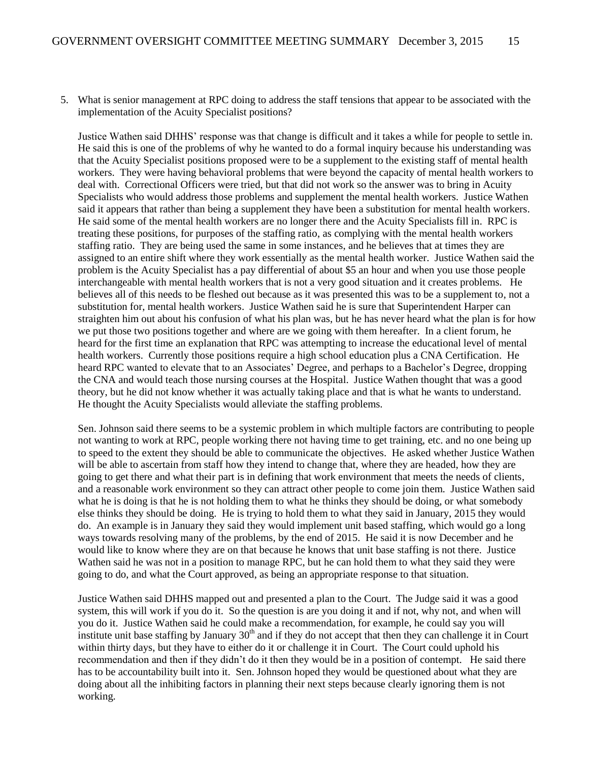5. What is senior management at RPC doing to address the staff tensions that appear to be associated with the implementation of the Acuity Specialist positions?

   Justice Wathen said DHHS' response was that change is difficult and it takes a while for people to settle in. He said this is one of the problems of why he wanted to do a formal inquiry because his understanding was that the Acuity Specialist positions proposed were to be a supplement to the existing staff of mental health workers. They were having behavioral problems that were beyond the capacity of mental health workers to deal with. Correctional Officers were tried, but that did not work so the answer was to bring in Acuity Specialists who would address those problems and supplement the mental health workers. Justice Wathen said it appears that rather than being a supplement they have been a substitution for mental health workers. He said some of the mental health workers are no longer there and the Acuity Specialists fill in. RPC is treating these positions, for purposes of the staffing ratio, as complying with the mental health workers staffing ratio. They are being used the same in some instances, and he believes that at times they are assigned to an entire shift where they work essentially as the mental health worker. Justice Wathen said the problem is the Acuity Specialist has a pay differential of about \$5 an hour and when you use those people interchangeable with mental health workers that is not a very good situation and it creates problems. He believes all of this needs to be fleshed out because as it was presented this was to be a supplement to, not a substitution for, mental health workers. Justice Wathen said he is sure that Superintendent Harper can straighten him out about his confusion of what his plan was, but he has never heard what the plan is for how we put those two positions together and where are we going with them hereafter. In a client forum, he heard for the first time an explanation that RPC was attempting to increase the educational level of mental health workers. Currently those positions require a high school education plus a CNA Certification. He heard RPC wanted to elevate that to an Associates' Degree, and perhaps to a Bachelor's Degree, dropping the CNA and would teach those nursing courses at the Hospital. Justice Wathen thought that was a good theory, but he did not know whether it was actually taking place and that is what he wants to understand. He thought the Acuity Specialists would alleviate the staffing problems.

   Sen. Johnson said there seems to be a systemic problem in which multiple factors are contributing to people not wanting to work at RPC, people working there not having time to get training, etc. and no one being up to speed to the extent they should be able to communicate the objectives. He asked whether Justice Wathen will be able to ascertain from staff how they intend to change that, where they are headed, how they are going to get there and what their part is in defining that work environment that meets the needs of clients, and a reasonable work environment so they can attract other people to come join them. Justice Wathen said what he is doing is that he is not holding them to what he thinks they should be doing, or what somebody else thinks they should be doing. He is trying to hold them to what they said in January, 2015 they would do. An example is in January they said they would implement unit based staffing, which would go a long ways towards resolving many of the problems, by the end of 2015. He said it is now December and he would like to know where they are on that because he knows that unit base staffing is not there. Justice Wathen said he was not in a position to manage RPC, but he can hold them to what they said they were going to do, and what the Court approved, as being an appropriate response to that situation.

   Justice Wathen said DHHS mapped out and presented a plan to the Court. The Judge said it was a good system, this will work if you do it. So the question is are you doing it and if not, why not, and when will you do it. Justice Wathen said he could make a recommendation, for example, he could say you will institute unit base staffing by January 30th and if they do not accept that then they can challenge it in Court within thirty days, but they have to either do it or challenge it in Court. The Court could uphold his recommendation and then if they didn't do it then they would be in a position of contempt. He said there has to be accountability built into it. Sen. Johnson hoped they would be questioned about what they are doing about all the inhibiting factors in planning their next steps because clearly ignoring them is not working.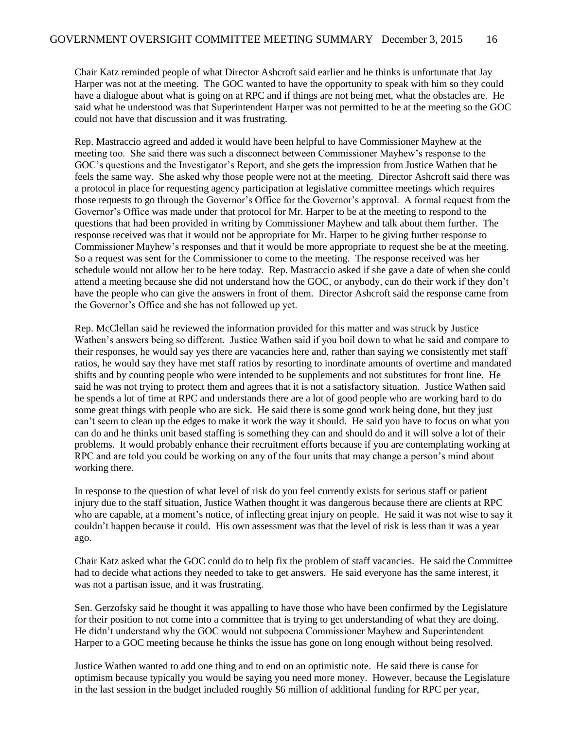Chair Katz reminded people of what Director Ashcroft said earlier and he thinks is unfortunate that Jay Harper was not at the meeting. The GOC wanted to have the opportunity to speak with him so they could have a dialogue about what is going on at RPC and if things are not being met, what the obstacles are. He said what he understood was that Superintendent Harper was not permitted to be at the meeting so the GOC could not have that discussion and it was frustrating.

Rep. Mastraccio agreed and added it would have been helpful to have Commissioner Mayhew at the meeting too. She said there was such a disconnect between Commissioner Mayhew's response to the GOC's questions and the Investigator's Report, and she gets the impression from Justice Wathen that he feels the same way. She asked why those people were not at the meeting. Director Ashcroft said there was a protocol in place for requesting agency participation at legislative committee meetings which requires those requests to go through the Governor's Office for the Governor's approval. A formal request from the Governor's Office was made under that protocol for Mr. Harper to be at the meeting to respond to the questions that had been provided in writing by Commissioner Mayhew and talk about them further. The response received was that it would not be appropriate for Mr. Harper to be giving further response to Commissioner Mayhew's responses and that it would be more appropriate to request she be at the meeting. So a request was sent for the Commissioner to come to the meeting. The response received was her schedule would not allow her to be here today. Rep. Mastraccio asked if she gave a date of when she could attend a meeting because she did not understand how the GOC, or anybody, can do their work if they don't have the people who can give the answers in front of them. Director Ashcroft said the response came from the Governor's Office and she has not followed up yet.

Rep. McClellan said he reviewed the information provided for this matter and was struck by Justice Wathen's answers being so different. Justice Wathen said if you boil down to what he said and compare to their responses, he would say yes there are vacancies here and, rather than saying we consistently met staff ratios, he would say they have met staff ratios by resorting to inordinate amounts of overtime and mandated shifts and by counting people who were intended to be supplements and not substitutes for front line. He said he was not trying to protect them and agrees that it is not a satisfactory situation. Justice Wathen said he spends a lot of time at RPC and understands there are a lot of good people who are working hard to do some great things with people who are sick. He said there is some good work being done, but they just can't seem to clean up the edges to make it work the way it should. He said you have to focus on what you can do and he thinks unit based staffing is something they can and should do and it will solve a lot of their problems. It would probably enhance their recruitment efforts because if you are contemplating working at RPC and are told you could be working on any of the four units that may change a person's mind about working there.

In response to the question of what level of risk do you feel currently exists for serious staff or patient injury due to the staff situation, Justice Wathen thought it was dangerous because there are clients at RPC who are capable, at a moment's notice, of inflecting great injury on people. He said it was not wise to say it couldn't happen because it could. His own assessment was that the level of risk is less than it was a year ago.

Chair Katz asked what the GOC could do to help fix the problem of staff vacancies. He said the Committee had to decide what actions they needed to take to get answers. He said everyone has the same interest, it was not a partisan issue, and it was frustrating.

Sen. Gerzofsky said he thought it was appalling to have those who have been confirmed by the Legislature for their position to not come into a committee that is trying to get understanding of what they are doing. He didn't understand why the GOC would not subpoena Commissioner Mayhew and Superintendent Harper to a GOC meeting because he thinks the issue has gone on long enough without being resolved.

Justice Wathen wanted to add one thing and to end on an optimistic note. He said there is cause for optimism because typically you would be saying you need more money. However, because the Legislature in the last session in the budget included roughly $6 million of additional funding for RPC per year,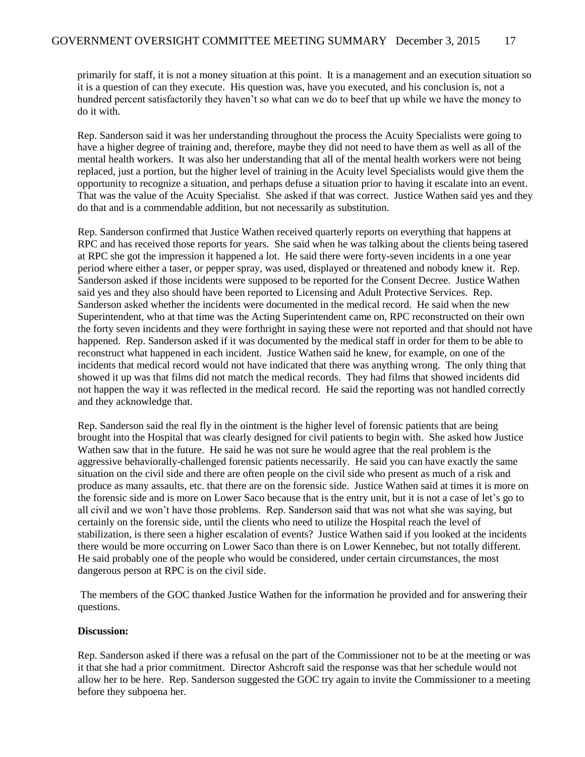primarily for staff, it is not a money situation at this point. It is a management and an execution situation so it is a question of can they execute. His question was, have you executed, and his conclusion is, not a hundred percent satisfactorily they haven't so what can we do to beef that up while we have the money to do it with.

Rep. Sanderson said it was her understanding throughout the process the Acuity Specialists were going to have a higher degree of training and, therefore, maybe they did not need to have them as well as all of the mental health workers. It was also her understanding that all of the mental health workers were not being replaced, just a portion, but the higher level of training in the Acuity level Specialists would give them the opportunity to recognize a situation, and perhaps defuse a situation prior to having it escalate into an event. That was the value of the Acuity Specialist. She asked if that was correct. Justice Wathen said yes and they do that and is a commendable addition, but not necessarily as substitution.

Rep. Sanderson confirmed that Justice Wathen received quarterly reports on everything that happens at RPC and has received those reports for years. She said when he was talking about the clients being tasered at RPC she got the impression it happened a lot. He said there were forty-seven incidents in a one year period where either a taser, or pepper spray, was used, displayed or threatened and nobody knew it. Rep. Sanderson asked if those incidents were supposed to be reported for the Consent Decree. Justice Wathen said yes and they also should have been reported to Licensing and Adult Protective Services. Rep. Sanderson asked whether the incidents were documented in the medical record. He said when the new Superintendent, who at that time was the Acting Superintendent came on, RPC reconstructed on their own the forty seven incidents and they were forthright in saying these were not reported and that should not have happened. Rep. Sanderson asked if it was documented by the medical staff in order for them to be able to reconstruct what happened in each incident. Justice Wathen said he knew, for example, on one of the incidents that medical record would not have indicated that there was anything wrong. The only thing that showed it up was that films did not match the medical records. They had films that showed incidents did not happen the way it was reflected in the medical record. He said the reporting was not handled correctly and they acknowledge that.

Rep. Sanderson said the real fly in the ointment is the higher level of forensic patients that are being brought into the Hospital that was clearly designed for civil patients to begin with. She asked how Justice Wathen saw that in the future. He said he was not sure he would agree that the real problem is the aggressive behaviorally-challenged forensic patients necessarily. He said you can have exactly the same situation on the civil side and there are often people on the civil side who present as much of a risk and produce as many assaults, etc. that there are on the forensic side. Justice Wathen said at times it is more on the forensic side and is more on Lower Saco because that is the entry unit, but it is not a case of let's go to all civil and we won't have those problems. Rep. Sanderson said that was not what she was saying, but certainly on the forensic side, until the clients who need to utilize the Hospital reach the level of stabilization, is there seen a higher escalation of events? Justice Wathen said if you looked at the incidents there would be more occurring on Lower Saco than there is on Lower Kennebec, but not totally different. He said probably one of the people who would be considered, under certain circumstances, the most dangerous person at RPC is on the civil side.

The members of the GOC thanked Justice Wathen for the information he provided and for answering their questions.

**Discussion:**

Rep. Sanderson asked if there was a refusal on the part of the Commissioner not to be at the meeting or was it that she had a prior commitment. Director Ashcroft said the response was that her schedule would not allow her to be here. Rep. Sanderson suggested the GOC try again to invite the Commissioner to a meeting before they subpoena her.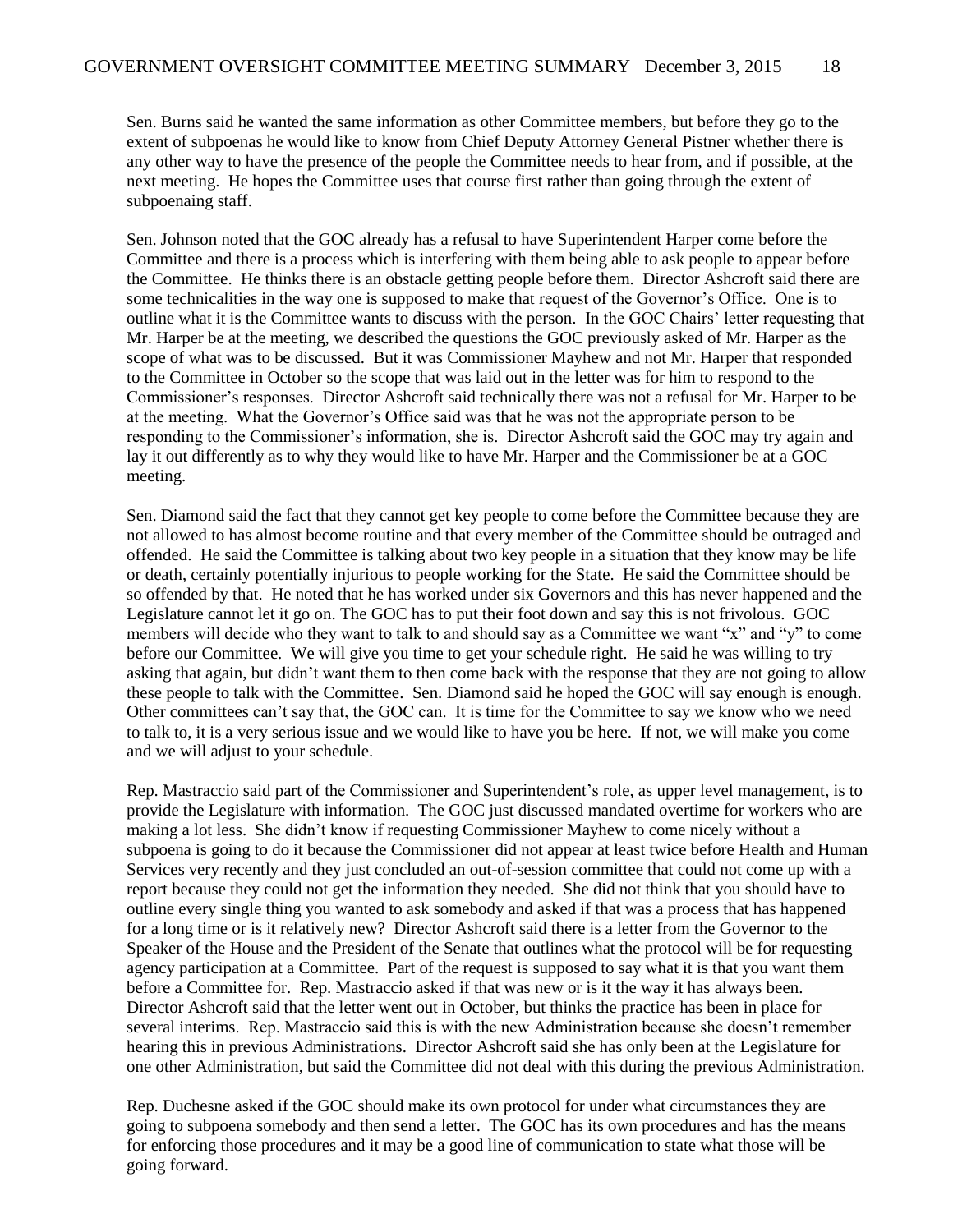Sen. Burns said he wanted the same information as other Committee members, but before they go to the extent of subpoenas he would like to know from Chief Deputy Attorney General Pistner whether there is any other way to have the presence of the people the Committee needs to hear from, and if possible, at the next meeting. He hopes the Committee uses that course first rather than going through the extent of subpoenaing staff.

Sen. Johnson noted that the GOC already has a refusal to have Superintendent Harper come before the Committee and there is a process which is interfering with them being able to ask people to appear before the Committee. He thinks there is an obstacle getting people before them. Director Ashcroft said there are some technicalities in the way one is supposed to make that request of the Governor's Office. One is to outline what it is the Committee wants to discuss with the person. In the GOC Chairs' letter requesting that Mr. Harper be at the meeting, we described the questions the GOC previously asked of Mr. Harper as the scope of what was to be discussed. But it was Commissioner Mayhew and not Mr. Harper that responded to the Committee in October so the scope that was laid out in the letter was for him to respond to the Commissioner's responses. Director Ashcroft said technically there was not a refusal for Mr. Harper to be at the meeting. What the Governor's Office said was that he was not the appropriate person to be responding to the Commissioner's information, she is. Director Ashcroft said the GOC may try again and lay it out differently as to why they would like to have Mr. Harper and the Commissioner be at a GOC meeting.

Sen. Diamond said the fact that they cannot get key people to come before the Committee because they are not allowed to has almost become routine and that every member of the Committee should be outraged and offended. He said the Committee is talking about two key people in a situation that they know may be life or death, certainly potentially injurious to people working for the State. He said the Committee should be so offended by that. He noted that he has worked under six Governors and this has never happened and the Legislature cannot let it go on. The GOC has to put their foot down and say this is not frivolous. GOC members will decide who they want to talk to and should say as a Committee we want "x" and "y" to come before our Committee. We will give you time to get your schedule right. He said he was willing to try asking that again, but didn't want them to then come back with the response that they are not going to allow these people to talk with the Committee. Sen. Diamond said he hoped the GOC will say enough is enough. Other committees can't say that, the GOC can. It is time for the Committee to say we know who we need to talk to, it is a very serious issue and we would like to have you be here. If not, we will make you come and we will adjust to your schedule.

Rep. Mastraccio said part of the Commissioner and Superintendent's role, as upper level management, is to provide the Legislature with information. The GOC just discussed mandated overtime for workers who are making a lot less. She didn't know if requesting Commissioner Mayhew to come nicely without a subpoena is going to do it because the Commissioner did not appear at least twice before Health and Human Services very recently and they just concluded an out-of-session committee that could not come up with a report because they could not get the information they needed. She did not think that you should have to outline every single thing you wanted to ask somebody and asked if that was a process that has happened for a long time or is it relatively new? Director Ashcroft said there is a letter from the Governor to the Speaker of the House and the President of the Senate that outlines what the protocol will be for requesting agency participation at a Committee. Part of the request is supposed to say what it is that you want them before a Committee for. Rep. Mastraccio asked if that was new or is it the way it has always been. Director Ashcroft said that the letter went out in October, but thinks the practice has been in place for several interims. Rep. Mastraccio said this is with the new Administration because she doesn't remember hearing this in previous Administrations. Director Ashcroft said she has only been at the Legislature for one other Administration, but said the Committee did not deal with this during the previous Administration.

Rep. Duchesne asked if the GOC should make its own protocol for under what circumstances they are going to subpoena somebody and then send a letter. The GOC has its own procedures and has the means for enforcing those procedures and it may be a good line of communication to state what those will be going forward.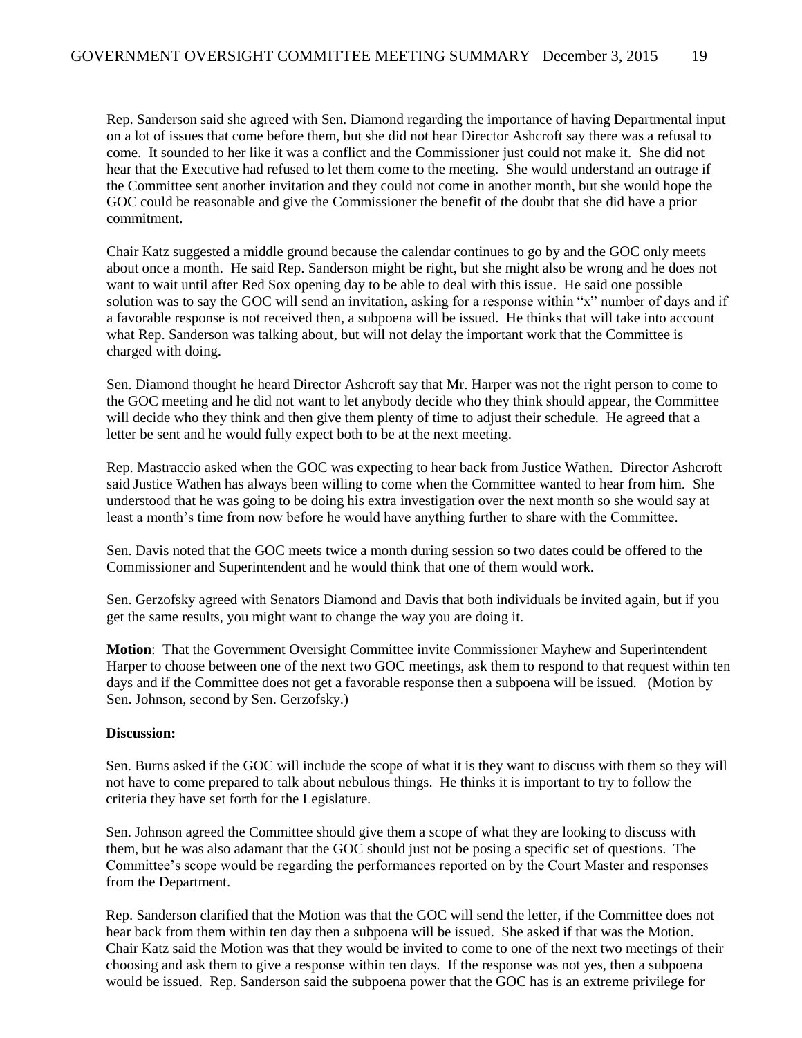Rep. Sanderson said she agreed with Sen. Diamond regarding the importance of having Departmental input on a lot of issues that come before them, but she did not hear Director Ashcroft say there was a refusal to come. It sounded to her like it was a conflict and the Commissioner just could not make it. She did not hear that the Executive had refused to let them come to the meeting. She would understand an outrage if the Committee sent another invitation and they could not come in another month, but she would hope the GOC could be reasonable and give the Commissioner the benefit of the doubt that she did have a prior commitment.

Chair Katz suggested a middle ground because the calendar continues to go by and the GOC only meets about once a month. He said Rep. Sanderson might be right, but she might also be wrong and he does not want to wait until after Red Sox opening day to be able to deal with this issue. He said one possible solution was to say the GOC will send an invitation, asking for a response within "x" number of days and if a favorable response is not received then, a subpoena will be issued. He thinks that will take into account what Rep. Sanderson was talking about, but will not delay the important work that the Committee is charged with doing.

Sen. Diamond thought he heard Director Ashcroft say that Mr. Harper was not the right person to come to the GOC meeting and he did not want to let anybody decide who they think should appear, the Committee will decide who they think and then give them plenty of time to adjust their schedule. He agreed that a letter be sent and he would fully expect both to be at the next meeting.

Rep. Mastraccio asked when the GOC was expecting to hear back from Justice Wathen. Director Ashcroft said Justice Wathen has always been willing to come when the Committee wanted to hear from him. She understood that he was going to be doing his extra investigation over the next month so she would say at least a month's time from now before he would have anything further to share with the Committee.

Sen. Davis noted that the GOC meets twice a month during session so two dates could be offered to the Commissioner and Superintendent and he would think that one of them would work.

Sen. Gerzofsky agreed with Senators Diamond and Davis that both individuals be invited again, but if you get the same results, you might want to change the way you are doing it.

**Motion**: That the Government Oversight Committee invite Commissioner Mayhew and Superintendent Harper to choose between one of the next two GOC meetings, ask them to respond to that request within ten days and if the Committee does not get a favorable response then a subpoena will be issued. (Motion by Sen. Johnson, second by Sen. Gerzofsky.)

**Discussion:**

Sen. Burns asked if the GOC will include the scope of what it is they want to discuss with them so they will not have to come prepared to talk about nebulous things. He thinks it is important to try to follow the criteria they have set forth for the Legislature.

Sen. Johnson agreed the Committee should give them a scope of what they are looking to discuss with them, but he was also adamant that the GOC should just not be posing a specific set of questions. The Committee's scope would be regarding the performances reported on by the Court Master and responses from the Department.

Rep. Sanderson clarified that the Motion was that the GOC will send the letter, if the Committee does not hear back from them within ten day then a subpoena will be issued. She asked if that was the Motion. Chair Katz said the Motion was that they would be invited to come to one of the next two meetings of their choosing and ask them to give a response within ten days. If the response was not yes, then a subpoena would be issued. Rep. Sanderson said the subpoena power that the GOC has is an extreme privilege for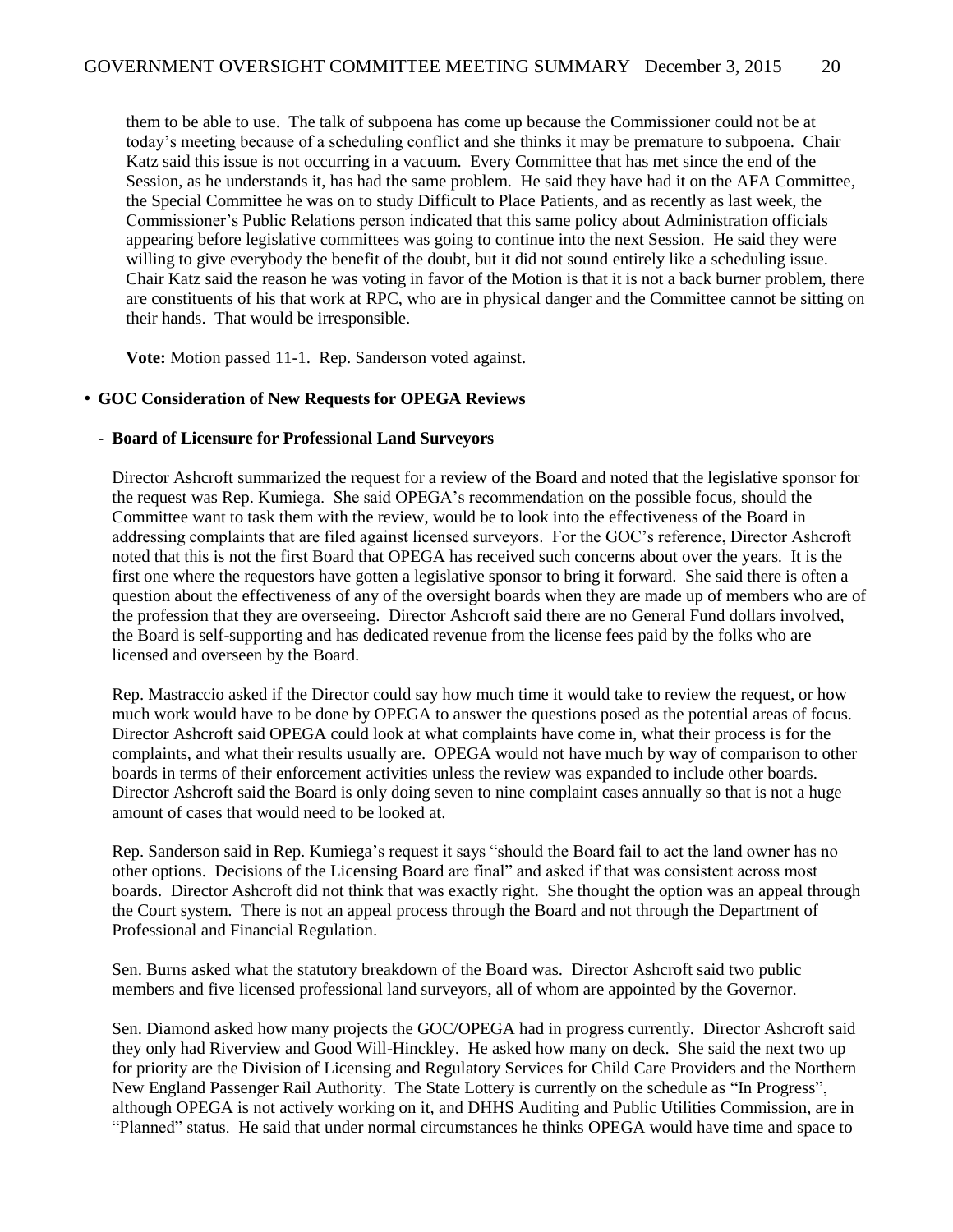them to be able to use. The talk of subpoena has come up because the Commissioner could not be at today's meeting because of a scheduling conflict and she thinks it may be premature to subpoena. Chair Katz said this issue is not occurring in a vacuum. Every Committee that has met since the end of the Session, as he understands it, has had the same problem. He said they have had it on the AFA Committee, the Special Committee he was on to study Difficult to Place Patients, and as recently as last week, the Commissioner's Public Relations person indicated that this same policy about Administration officials appearing before legislative committees was going to continue into the next Session. He said they were willing to give everybody the benefit of the doubt, but it did not sound entirely like a scheduling issue. Chair Katz said the reason he was voting in favor of the Motion is that it is not a back burner problem, there are constituents of his that work at RPC, who are in physical danger and the Committee cannot be sitting on their hands. That would be irresponsible.

**Vote:** Motion passed 11-1. Rep. Sanderson voted against.

- **GOC Consideration of New Requests for OPEGA Reviews**

  - **Board of Licensure for Professional Land Surveyors**

Director Ashcroft summarized the request for a review of the Board and noted that the legislative sponsor for the request was Rep. Kumiega. She said OPEGA's recommendation on the possible focus, should the Committee want to task them with the review, would be to look into the effectiveness of the Board in addressing complaints that are filed against licensed surveyors. For the GOC's reference, Director Ashcroft noted that this is not the first Board that OPEGA has received such concerns about over the years. It is the first one where the requestors have gotten a legislative sponsor to bring it forward. She said there is often a question about the effectiveness of any of the oversight boards when they are made up of members who are of the profession that they are overseeing. Director Ashcroft said there are no General Fund dollars involved, the Board is self-supporting and has dedicated revenue from the license fees paid by the folks who are licensed and overseen by the Board.

Rep. Mastraccio asked if the Director could say how much time it would take to review the request, or how much work would have to be done by OPEGA to answer the questions posed as the potential areas of focus. Director Ashcroft said OPEGA could look at what complaints have come in, what their process is for the complaints, and what their results usually are. OPEGA would not have much by way of comparison to other boards in terms of their enforcement activities unless the review was expanded to include other boards. Director Ashcroft said the Board is only doing seven to nine complaint cases annually so that is not a huge amount of cases that would need to be looked at.

Rep. Sanderson said in Rep. Kumiega's request it says "should the Board fail to act the land owner has no other options. Decisions of the Licensing Board are final" and asked if that was consistent across most boards. Director Ashcroft did not think that was exactly right. She thought the option was an appeal through the Court system. There is not an appeal process through the Board and not through the Department of Professional and Financial Regulation.

Sen. Burns asked what the statutory breakdown of the Board was. Director Ashcroft said two public members and five licensed professional land surveyors, all of whom are appointed by the Governor.

Sen. Diamond asked how many projects the GOC/OPEGA had in progress currently. Director Ashcroft said they only had Riverview and Good Will-Hinckley. He asked how many on deck. She said the next two up for priority are the Division of Licensing and Regulatory Services for Child Care Providers and the Northern New England Passenger Rail Authority. The State Lottery is currently on the schedule as "In Progress", although OPEGA is not actively working on it, and DHHS Auditing and Public Utilities Commission, are in "Planned" status. He said that under normal circumstances he thinks OPEGA would have time and space to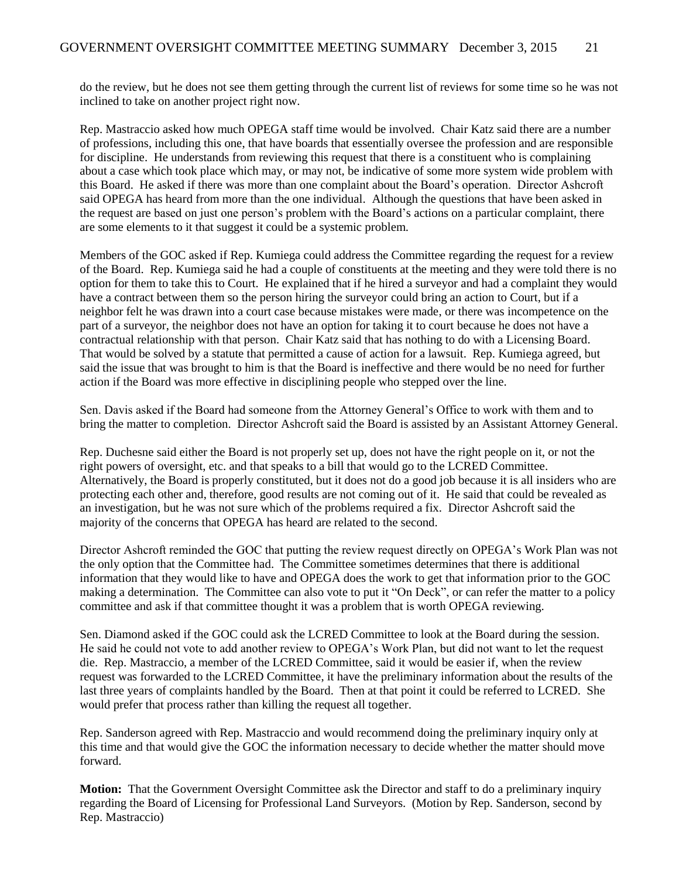do the review, but he does not see them getting through the current list of reviews for some time so he was not inclined to take on another project right now.

Rep. Mastraccio asked how much OPEGA staff time would be involved. Chair Katz said there are a number of professions, including this one, that have boards that essentially oversee the profession and are responsible for discipline. He understands from reviewing this request that there is a constituent who is complaining about a case which took place which may, or may not, be indicative of some more system wide problem with this Board. He asked if there was more than one complaint about the Board's operation. Director Ashcroft said OPEGA has heard from more than the one individual. Although the questions that have been asked in the request are based on just one person's problem with the Board's actions on a particular complaint, there are some elements to it that suggest it could be a systemic problem.

Members of the GOC asked if Rep. Kumiega could address the Committee regarding the request for a review of the Board. Rep. Kumiega said he had a couple of constituents at the meeting and they were told there is no option for them to take this to Court. He explained that if he hired a surveyor and had a complaint they would have a contract between them so the person hiring the surveyor could bring an action to Court, but if a neighbor felt he was drawn into a court case because mistakes were made, or there was incompetence on the part of a surveyor, the neighbor does not have an option for taking it to court because he does not have a contractual relationship with that person. Chair Katz said that has nothing to do with a Licensing Board. That would be solved by a statute that permitted a cause of action for a lawsuit. Rep. Kumiega agreed, but said the issue that was brought to him is that the Board is ineffective and there would be no need for further action if the Board was more effective in disciplining people who stepped over the line.

Sen. Davis asked if the Board had someone from the Attorney General's Office to work with them and to bring the matter to completion. Director Ashcroft said the Board is assisted by an Assistant Attorney General.

Rep. Duchesne said either the Board is not properly set up, does not have the right people on it, or not the right powers of oversight, etc. and that speaks to a bill that would go to the LCRED Committee. Alternatively, the Board is properly constituted, but it does not do a good job because it is all insiders who are protecting each other and, therefore, good results are not coming out of it. He said that could be revealed as an investigation, but he was not sure which of the problems required a fix. Director Ashcroft said the majority of the concerns that OPEGA has heard are related to the second.

Director Ashcroft reminded the GOC that putting the review request directly on OPEGA's Work Plan was not the only option that the Committee had. The Committee sometimes determines that there is additional information that they would like to have and OPEGA does the work to get that information prior to the GOC making a determination. The Committee can also vote to put it "On Deck", or can refer the matter to a policy committee and ask if that committee thought it was a problem that is worth OPEGA reviewing.

Sen. Diamond asked if the GOC could ask the LCRED Committee to look at the Board during the session. He said he could not vote to add another review to OPEGA's Work Plan, but did not want to let the request die. Rep. Mastraccio, a member of the LCRED Committee, said it would be easier if, when the review request was forwarded to the LCRED Committee, it have the preliminary information about the results of the last three years of complaints handled by the Board. Then at that point it could be referred to LCRED. She would prefer that process rather than killing the request all together.

Rep. Sanderson agreed with Rep. Mastraccio and would recommend doing the preliminary inquiry only at this time and that would give the GOC the information necessary to decide whether the matter should move forward.

**Motion:** That the Government Oversight Committee ask the Director and staff to do a preliminary inquiry regarding the Board of Licensing for Professional Land Surveyors. (Motion by Rep. Sanderson, second by Rep. Mastraccio)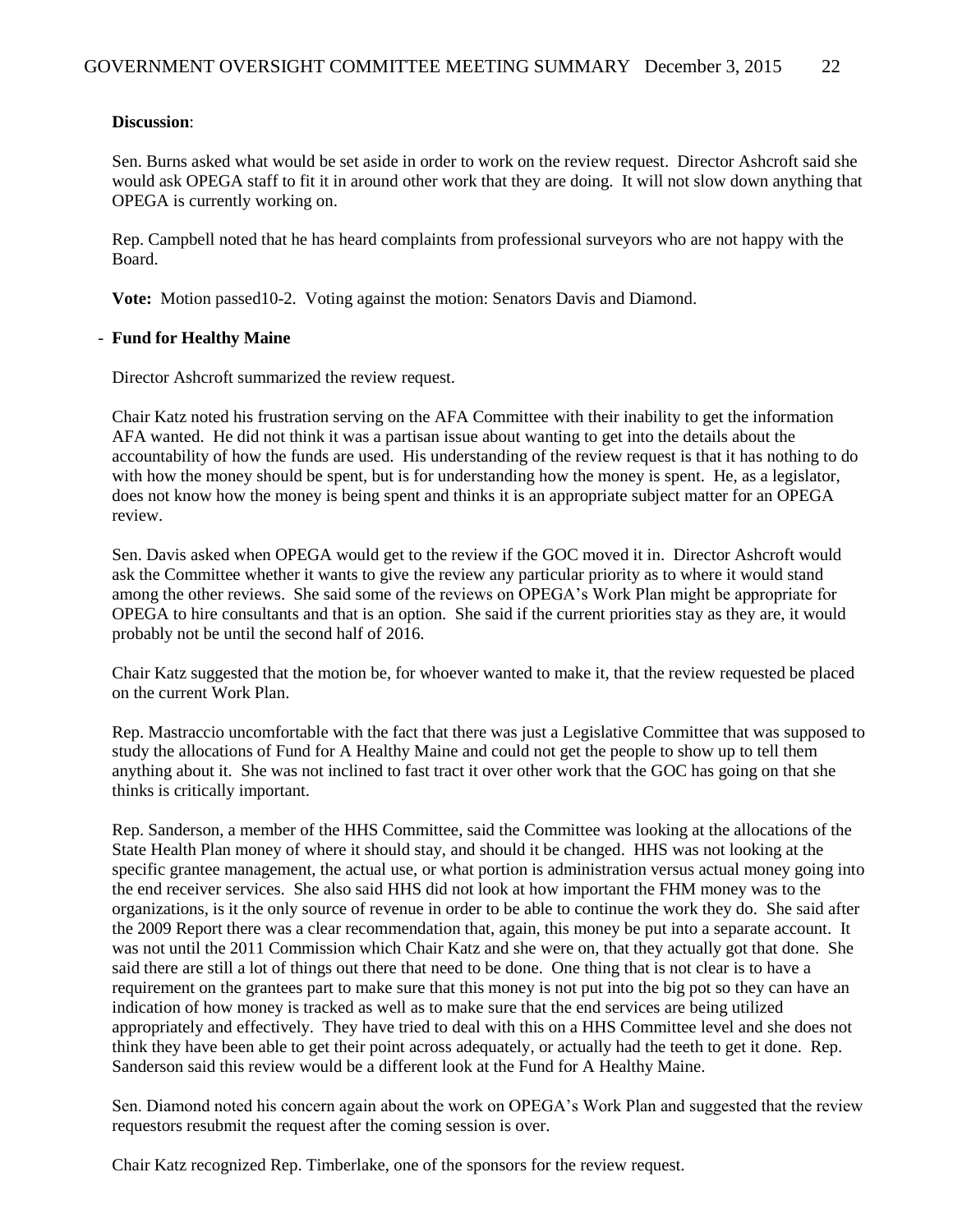**Discussion**:

Sen. Burns asked what would be set aside in order to work on the review request. Director Ashcroft said she would ask OPEGA staff to fit it in around other work that they are doing. It will not slow down anything that OPEGA is currently working on.

Rep. Campbell noted that he has heard complaints from professional surveyors who are not happy with the Board.

**Vote:** Motion passed10-2. Voting against the motion: Senators Davis and Diamond.

- **Fund for Healthy Maine**

Director Ashcroft summarized the review request.

Chair Katz noted his frustration serving on the AFA Committee with their inability to get the information AFA wanted. He did not think it was a partisan issue about wanting to get into the details about the accountability of how the funds are used. His understanding of the review request is that it has nothing to do with how the money should be spent, but is for understanding how the money is spent. He, as a legislator, does not know how the money is being spent and thinks it is an appropriate subject matter for an OPEGA review.

Sen. Davis asked when OPEGA would get to the review if the GOC moved it in. Director Ashcroft would ask the Committee whether it wants to give the review any particular priority as to where it would stand among the other reviews. She said some of the reviews on OPEGA's Work Plan might be appropriate for OPEGA to hire consultants and that is an option. She said if the current priorities stay as they are, it would probably not be until the second half of 2016.

Chair Katz suggested that the motion be, for whoever wanted to make it, that the review requested be placed on the current Work Plan.

Rep. Mastraccio uncomfortable with the fact that there was just a Legislative Committee that was supposed to study the allocations of Fund for A Healthy Maine and could not get the people to show up to tell them anything about it. She was not inclined to fast tract it over other work that the GOC has going on that she thinks is critically important.

Rep. Sanderson, a member of the HHS Committee, said the Committee was looking at the allocations of the State Health Plan money of where it should stay, and should it be changed. HHS was not looking at the specific grantee management, the actual use, or what portion is administration versus actual money going into the end receiver services. She also said HHS did not look at how important the FHM money was to the organizations, is it the only source of revenue in order to be able to continue the work they do. She said after the 2009 Report there was a clear recommendation that, again, this money be put into a separate account. It was not until the 2011 Commission which Chair Katz and she were on, that they actually got that done. She said there are still a lot of things out there that need to be done. One thing that is not clear is to have a requirement on the grantees part to make sure that this money is not put into the big pot so they can have an indication of how money is tracked as well as to make sure that the end services are being utilized appropriately and effectively. They have tried to deal with this on a HHS Committee level and she does not think they have been able to get their point across adequately, or actually had the teeth to get it done. Rep. Sanderson said this review would be a different look at the Fund for A Healthy Maine.

Sen. Diamond noted his concern again about the work on OPEGA's Work Plan and suggested that the review requestors resubmit the request after the coming session is over.

Chair Katz recognized Rep. Timberlake, one of the sponsors for the review request.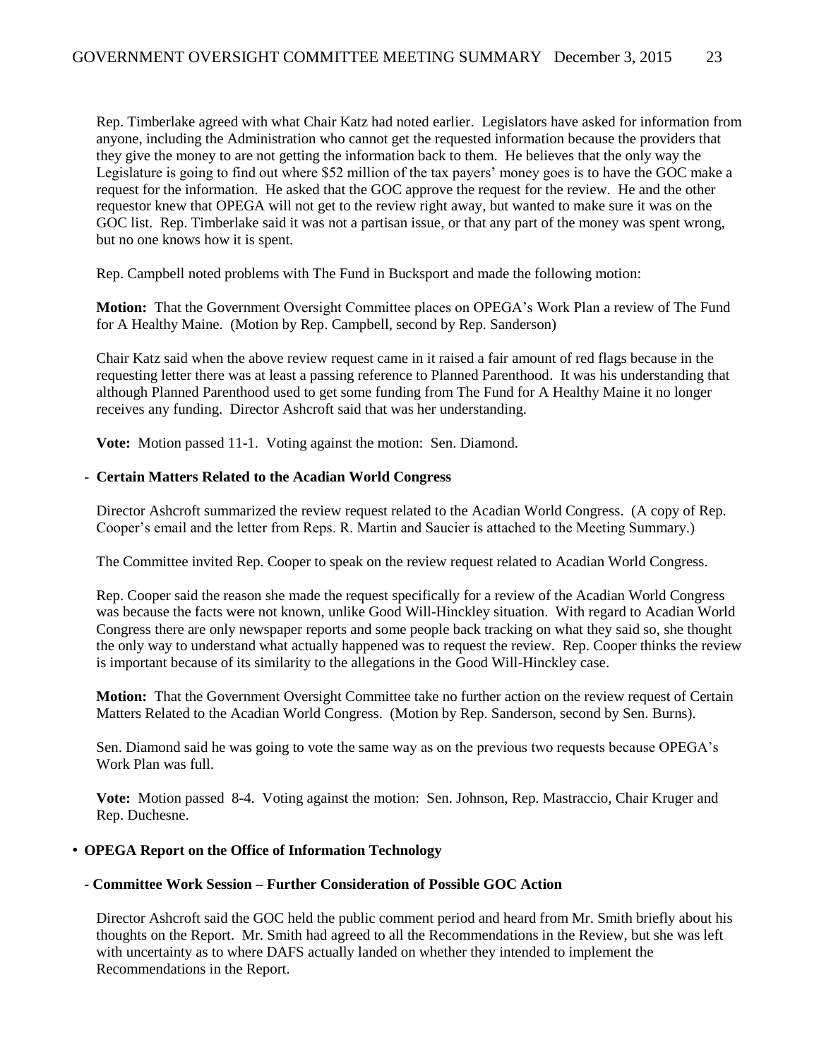Rep. Timberlake agreed with what Chair Katz had noted earlier. Legislators have asked for information from anyone, including the Administration who cannot get the requested information because the providers that they give the money to are not getting the information back to them. He believes that the only way the Legislature is going to find out where $52 million of the tax payers' money goes is to have the GOC make a request for the information. He asked that the GOC approve the request for the review. He and the other requestor knew that OPEGA will not get to the review right away, but wanted to make sure it was on the GOC list. Rep. Timberlake said it was not a partisan issue, or that any part of the money was spent wrong, but no one knows how it is spent.

Rep. Campbell noted problems with The Fund in Bucksport and made the following motion:

**Motion:** That the Government Oversight Committee places on OPEGA's Work Plan a review of The Fund for A Healthy Maine. (Motion by Rep. Campbell, second by Rep. Sanderson)

Chair Katz said when the above review request came in it raised a fair amount of red flags because in the requesting letter there was at least a passing reference to Planned Parenthood. It was his understanding that although Planned Parenthood used to get some funding from The Fund for A Healthy Maine it no longer receives any funding. Director Ashcroft said that was her understanding.

**Vote:** Motion passed 11-1. Voting against the motion: Sen. Diamond.

- **Certain Matters Related to the Acadian World Congress**

Director Ashcroft summarized the review request related to the Acadian World Congress. (A copy of Rep. Cooper's email and the letter from Reps. R. Martin and Saucier is attached to the Meeting Summary.)

The Committee invited Rep. Cooper to speak on the review request related to Acadian World Congress.

Rep. Cooper said the reason she made the request specifically for a review of the Acadian World Congress was because the facts were not known, unlike Good Will-Hinckley situation. With regard to Acadian World Congress there are only newspaper reports and some people back tracking on what they said so, she thought the only way to understand what actually happened was to request the review. Rep. Cooper thinks the review is important because of its similarity to the allegations in the Good Will-Hinckley case.

**Motion:** That the Government Oversight Committee take no further action on the review request of Certain Matters Related to the Acadian World Congress. (Motion by Rep. Sanderson, second by Sen. Burns).

Sen. Diamond said he was going to vote the same way as on the previous two requests because OPEGA's Work Plan was full.

**Vote:** Motion passed 8-4. Voting against the motion: Sen. Johnson, Rep. Mastraccio, Chair Kruger and Rep. Duchesne.

- **OPEGA Report on the Office of Information Technology**

  - **Committee Work Session – Further Consideration of Possible GOC Action**

Director Ashcroft said the GOC held the public comment period and heard from Mr. Smith briefly about his thoughts on the Report. Mr. Smith had agreed to all the Recommendations in the Review, but she was left with uncertainty as to where DAFS actually landed on whether they intended to implement the Recommendations in the Report.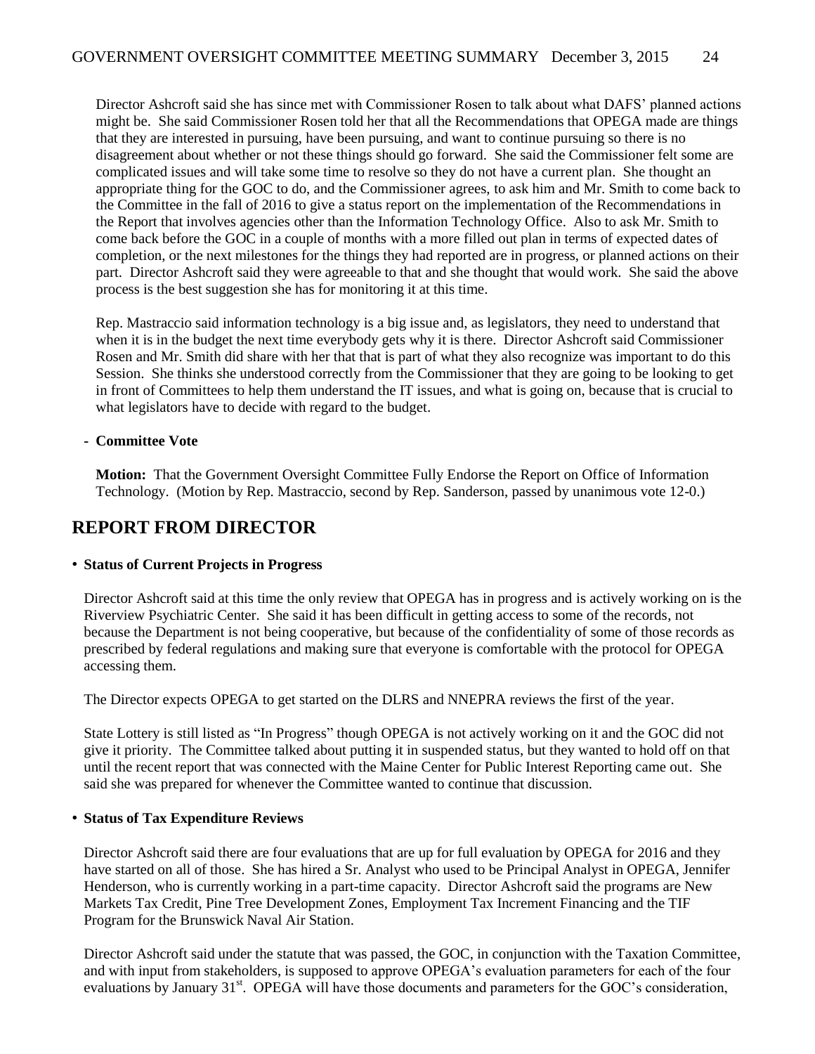Director Ashcroft said she has since met with Commissioner Rosen to talk about what DAFS' planned actions might be. She said Commissioner Rosen told her that all the Recommendations that OPEGA made are things that they are interested in pursuing, have been pursuing, and want to continue pursuing so there is no disagreement about whether or not these things should go forward. She said the Commissioner felt some are complicated issues and will take some time to resolve so they do not have a current plan. She thought an appropriate thing for the GOC to do, and the Commissioner agrees, to ask him and Mr. Smith to come back to the Committee in the fall of 2016 to give a status report on the implementation of the Recommendations in the Report that involves agencies other than the Information Technology Office. Also to ask Mr. Smith to come back before the GOC in a couple of months with a more filled out plan in terms of expected dates of completion, or the next milestones for the things they had reported are in progress, or planned actions on their part. Director Ashcroft said they were agreeable to that and she thought that would work. She said the above process is the best suggestion she has for monitoring it at this time.

Rep. Mastraccio said information technology is a big issue and, as legislators, they need to understand that when it is in the budget the next time everybody gets why it is there. Director Ashcroft said Commissioner Rosen and Mr. Smith did share with her that that is part of what they also recognize was important to do this Session. She thinks she understood correctly from the Commissioner that they are going to be looking to get in front of Committees to help them understand the IT issues, and what is going on, because that is crucial to what legislators have to decide with regard to the budget.

- **Committee Vote**

**Motion:** That the Government Oversight Committee Fully Endorse the Report on Office of Information Technology. (Motion by Rep. Mastraccio, second by Rep. Sanderson, passed by unanimous vote 12-0.)

## REPORT FROM DIRECTOR

- **Status of Current Projects in Progress**

Director Ashcroft said at this time the only review that OPEGA has in progress and is actively working on is the Riverview Psychiatric Center. She said it has been difficult in getting access to some of the records, not because the Department is not being cooperative, but because of the confidentiality of some of those records as prescribed by federal regulations and making sure that everyone is comfortable with the protocol for OPEGA accessing them.

The Director expects OPEGA to get started on the DLRS and NNEPRA reviews the first of the year.

State Lottery is still listed as "In Progress" though OPEGA is not actively working on it and the GOC did not give it priority. The Committee talked about putting it in suspended status, but they wanted to hold off on that until the recent report that was connected with the Maine Center for Public Interest Reporting came out. She said she was prepared for whenever the Committee wanted to continue that discussion.

- **Status of Tax Expenditure Reviews**

Director Ashcroft said there are four evaluations that are up for full evaluation by OPEGA for 2016 and they have started on all of those. She has hired a Sr. Analyst who used to be Principal Analyst in OPEGA, Jennifer Henderson, who is currently working in a part-time capacity. Director Ashcroft said the programs are New Markets Tax Credit, Pine Tree Development Zones, Employment Tax Increment Financing and the TIF Program for the Brunswick Naval Air Station.

Director Ashcroft said under the statute that was passed, the GOC, in conjunction with the Taxation Committee, and with input from stakeholders, is supposed to approve OPEGA's evaluation parameters for each of the four evaluations by January 31st. OPEGA will have those documents and parameters for the GOC's consideration,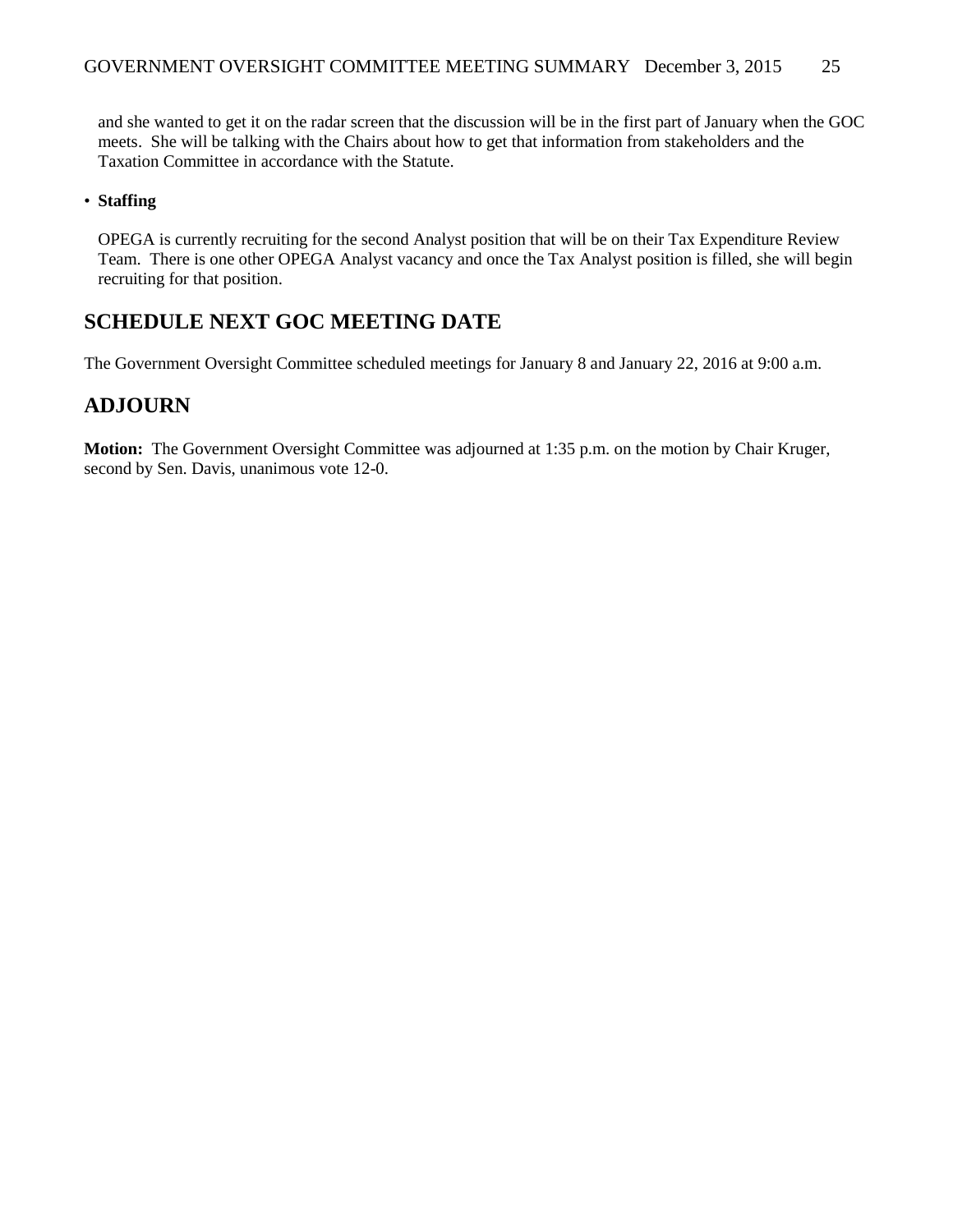and she wanted to get it on the radar screen that the discussion will be in the first part of January when the GOC meets. She will be talking with the Chairs about how to get that information from stakeholders and the Taxation Committee in accordance with the Statute.

- **Staffing**

  OPEGA is currently recruiting for the second Analyst position that will be on their Tax Expenditure Review Team. There is one other OPEGA Analyst vacancy and once the Tax Analyst position is filled, she will begin recruiting for that position.

## SCHEDULE NEXT GOC MEETING DATE

The Government Oversight Committee scheduled meetings for January 8 and January 22, 2016 at 9:00 a.m.

## ADJOURN

**Motion:** The Government Oversight Committee was adjourned at 1:35 p.m. on the motion by Chair Kruger, second by Sen. Davis, unanimous vote 12-0.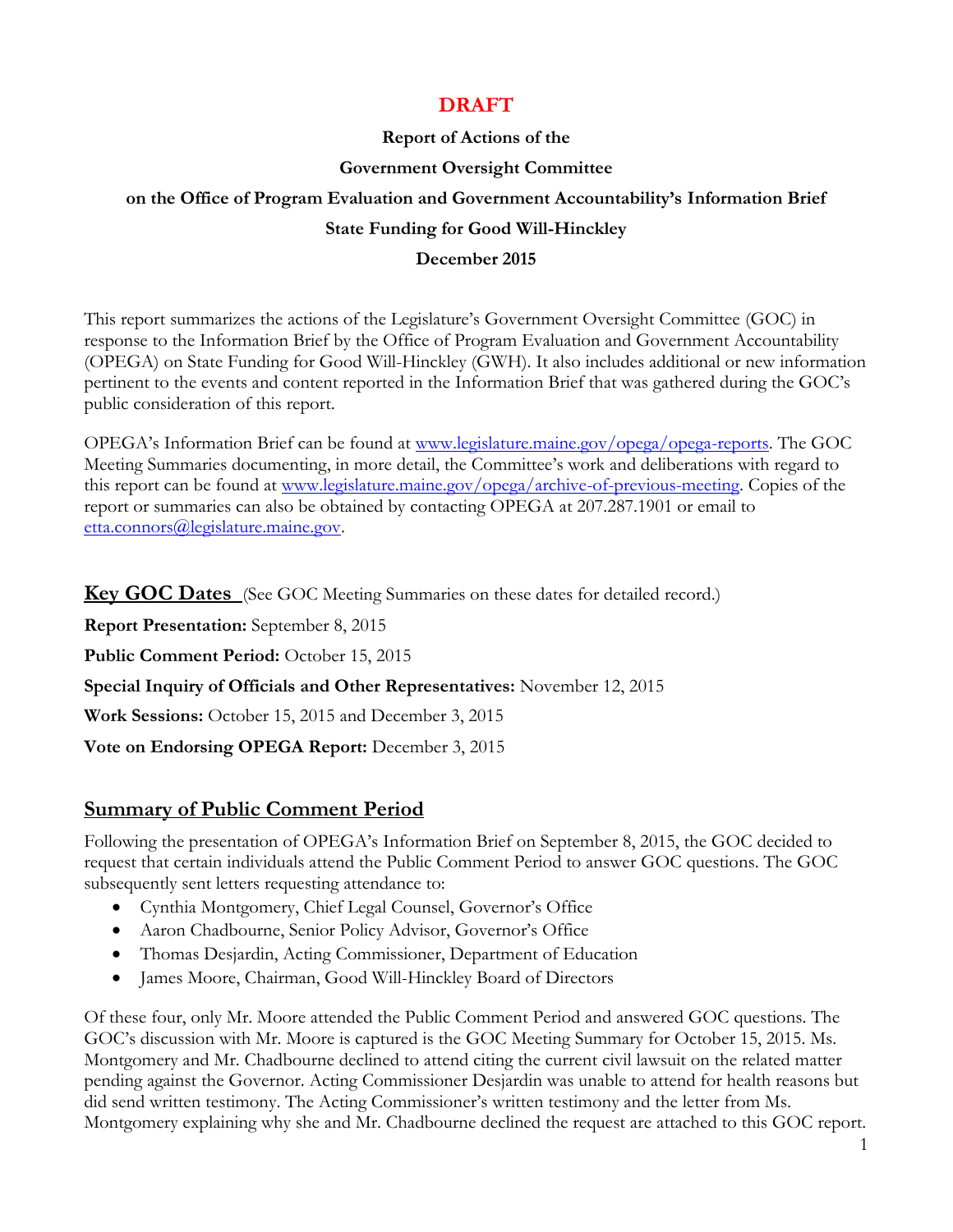**DRAFT**

**Report of Actions of the**

**Government Oversight Committee**

**on the Office of Program Evaluation and Government Accountability's Information Brief**

**State Funding for Good Will-Hinckley**

**December 2015**

This report summarizes the actions of the Legislature's Government Oversight Committee (GOC) in response to the Information Brief by the Office of Program Evaluation and Government Accountability (OPEGA) on State Funding for Good Will-Hinckley (GWH). It also includes additional or new information pertinent to the events and content reported in the Information Brief that was gathered during the GOC's public consideration of this report.

OPEGA's Information Brief can be found at www.legislature.maine.gov/opega/opega-reports. The GOC Meeting Summaries documenting, in more detail, the Committee's work and deliberations with regard to this report can be found at www.legislature.maine.gov/opega/archive-of-previous-meeting. Copies of the report or summaries can also be obtained by contacting OPEGA at 207.287.1901 or email to etta.connors@legislature.maine.gov.

## Key GOC Dates (See GOC Meeting Summaries on these dates for detailed record.)

**Report Presentation:** September 8, 2015

**Public Comment Period:** October 15, 2015

**Special Inquiry of Officials and Other Representatives:** November 12, 2015

**Work Sessions:** October 15, 2015 and December 3, 2015

**Vote on Endorsing OPEGA Report:** December 3, 2015

## Summary of Public Comment Period

Following the presentation of OPEGA's Information Brief on September 8, 2015, the GOC decided to request that certain individuals attend the Public Comment Period to answer GOC questions. The GOC subsequently sent letters requesting attendance to:

- Cynthia Montgomery, Chief Legal Counsel, Governor's Office
- Aaron Chadbourne, Senior Policy Advisor, Governor's Office
- Thomas Desjardin, Acting Commissioner, Department of Education
- James Moore, Chairman, Good Will-Hinckley Board of Directors

Of these four, only Mr. Moore attended the Public Comment Period and answered GOC questions. The GOC's discussion with Mr. Moore is captured is the GOC Meeting Summary for October 15, 2015. Ms. Montgomery and Mr. Chadbourne declined to attend citing the current civil lawsuit on the related matter pending against the Governor. Acting Commissioner Desjardin was unable to attend for health reasons but did send written testimony. The Acting Commissioner's written testimony and the letter from Ms. Montgomery explaining why she and Mr. Chadbourne declined the request are attached to this GOC report.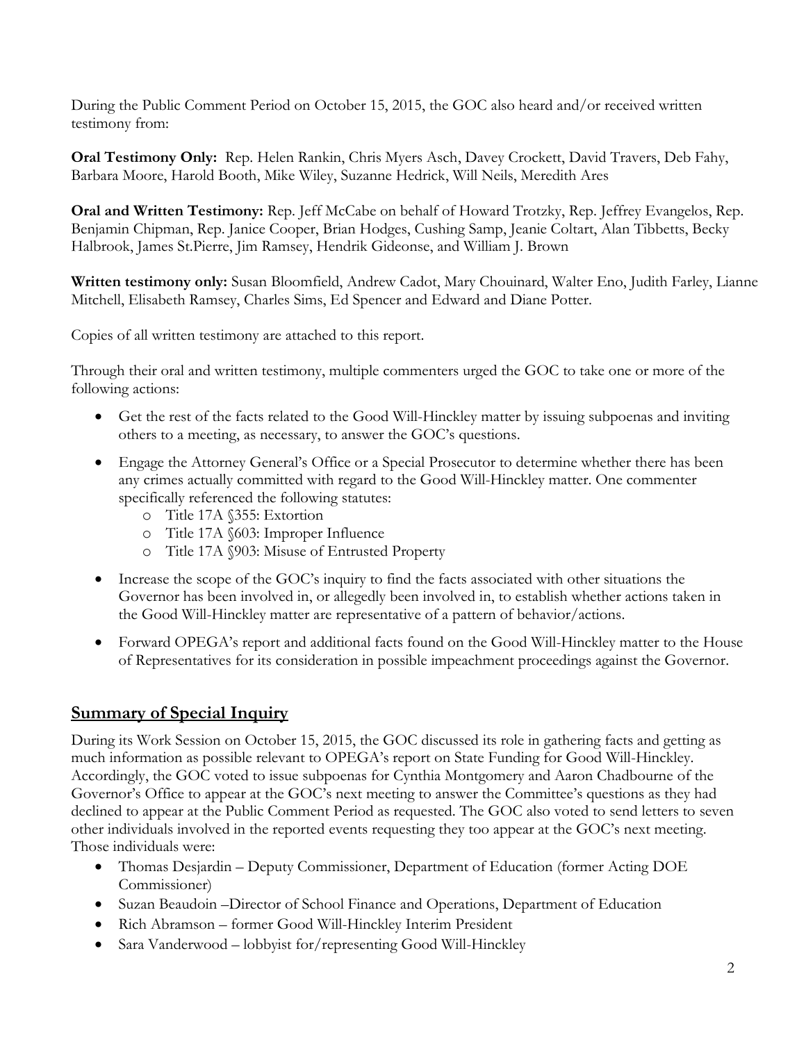During the Public Comment Period on October 15, 2015, the GOC also heard and/or received written testimony from:

**Oral Testimony Only:** Rep. Helen Rankin, Chris Myers Asch, Davey Crockett, David Travers, Deb Fahy, Barbara Moore, Harold Booth, Mike Wiley, Suzanne Hedrick, Will Neils, Meredith Ares

**Oral and Written Testimony:** Rep. Jeff McCabe on behalf of Howard Trotzky, Rep. Jeffrey Evangelos, Rep. Benjamin Chipman, Rep. Janice Cooper, Brian Hodges, Cushing Samp, Jeanie Coltart, Alan Tibbetts, Becky Halbrook, James St.Pierre, Jim Ramsey, Hendrik Gideonse, and William J. Brown

**Written testimony only:** Susan Bloomfield, Andrew Cadot, Mary Chouinard, Walter Eno, Judith Farley, Lianne Mitchell, Elisabeth Ramsey, Charles Sims, Ed Spencer and Edward and Diane Potter.

Copies of all written testimony are attached to this report.

Through their oral and written testimony, multiple commenters urged the GOC to take one or more of the following actions:

- Get the rest of the facts related to the Good Will-Hinckley matter by issuing subpoenas and inviting others to a meeting, as necessary, to answer the GOC's questions.
- Engage the Attorney General's Office or a Special Prosecutor to determine whether there has been any crimes actually committed with regard to the Good Will-Hinckley matter. One commenter specifically referenced the following statutes:
  - Title 17A §355: Extortion
  - Title 17A §603: Improper Influence
  - Title 17A §903: Misuse of Entrusted Property
- Increase the scope of the GOC's inquiry to find the facts associated with other situations the Governor has been involved in, or allegedly been involved in, to establish whether actions taken in the Good Will-Hinckley matter are representative of a pattern of behavior/actions.
- Forward OPEGA's report and additional facts found on the Good Will-Hinckley matter to the House of Representatives for its consideration in possible impeachment proceedings against the Governor.

## Summary of Special Inquiry

During its Work Session on October 15, 2015, the GOC discussed its role in gathering facts and getting as much information as possible relevant to OPEGA's report on State Funding for Good Will-Hinckley. Accordingly, the GOC voted to issue subpoenas for Cynthia Montgomery and Aaron Chadbourne of the Governor's Office to appear at the GOC's next meeting to answer the Committee's questions as they had declined to appear at the Public Comment Period as requested. The GOC also voted to send letters to seven other individuals involved in the reported events requesting they too appear at the GOC's next meeting. Those individuals were:

- Thomas Desjardin – Deputy Commissioner, Department of Education (former Acting DOE Commissioner)
- Suzan Beaudoin –Director of School Finance and Operations, Department of Education
- Rich Abramson – former Good Will-Hinckley Interim President
- Sara Vanderwood – lobbyist for/representing Good Will-Hinckley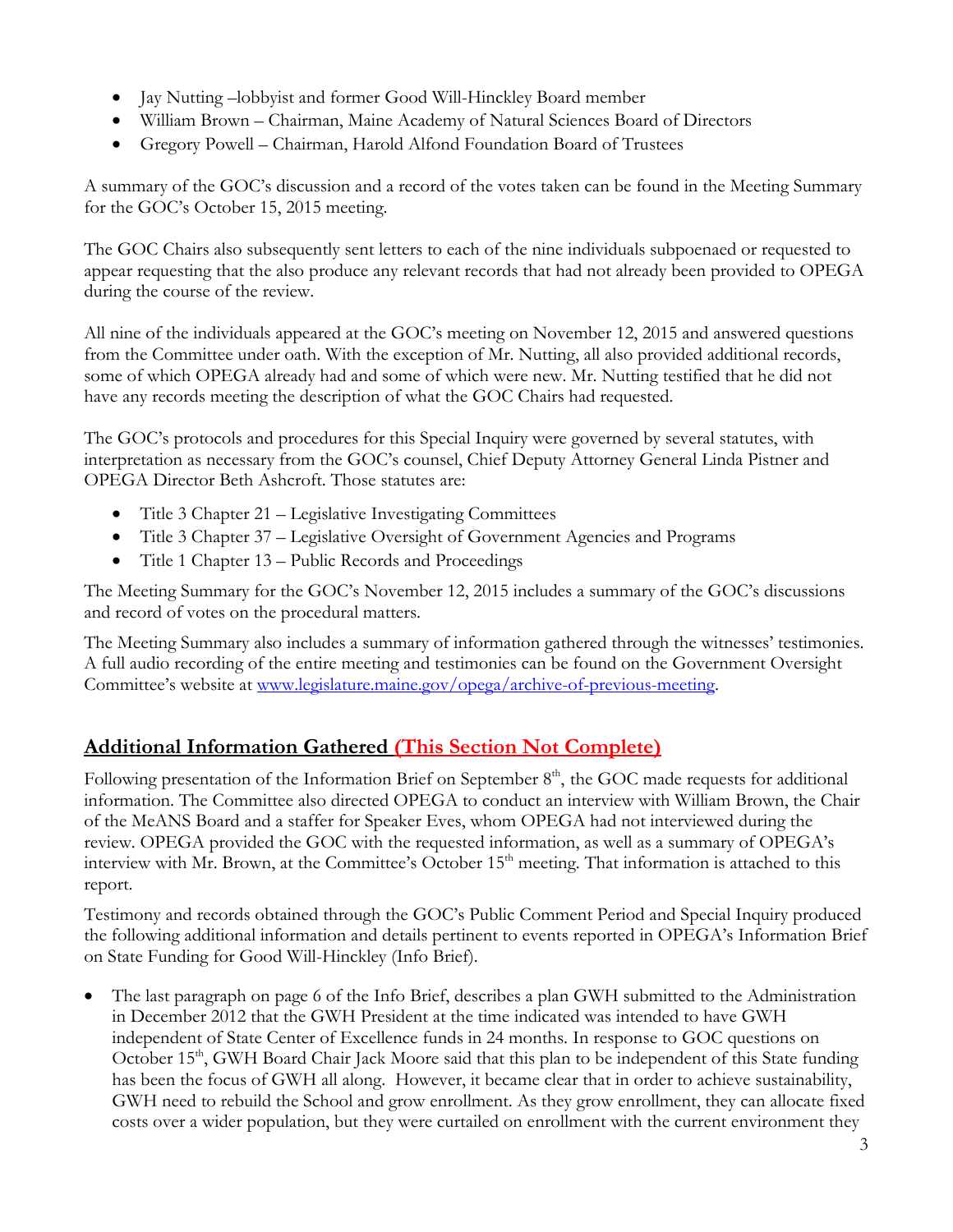- Jay Nutting –lobbyist and former Good Will-Hinckley Board member
- William Brown – Chairman, Maine Academy of Natural Sciences Board of Directors
- Gregory Powell – Chairman, Harold Alfond Foundation Board of Trustees

A summary of the GOC's discussion and a record of the votes taken can be found in the Meeting Summary for the GOC's October 15, 2015 meeting.

The GOC Chairs also subsequently sent letters to each of the nine individuals subpoenaed or requested to appear requesting that the also produce any relevant records that had not already been provided to OPEGA during the course of the review.

All nine of the individuals appeared at the GOC's meeting on November 12, 2015 and answered questions from the Committee under oath. With the exception of Mr. Nutting, all also provided additional records, some of which OPEGA already had and some of which were new. Mr. Nutting testified that he did not have any records meeting the description of what the GOC Chairs had requested.

The GOC's protocols and procedures for this Special Inquiry were governed by several statutes, with interpretation as necessary from the GOC's counsel, Chief Deputy Attorney General Linda Pistner and OPEGA Director Beth Ashcroft. Those statutes are:

- Title 3 Chapter 21 – Legislative Investigating Committees
- Title 3 Chapter 37 – Legislative Oversight of Government Agencies and Programs
- Title 1 Chapter 13 – Public Records and Proceedings

The Meeting Summary for the GOC's November 12, 2015 includes a summary of the GOC's discussions and record of votes on the procedural matters.

The Meeting Summary also includes a summary of information gathered through the witnesses' testimonies. A full audio recording of the entire meeting and testimonies can be found on the Government Oversight Committee's website at www.legislature.maine.gov/opega/archive-of-previous-meeting.

## Additional Information Gathered (This Section Not Complete)

Following presentation of the Information Brief on September 8th, the GOC made requests for additional information. The Committee also directed OPEGA to conduct an interview with William Brown, the Chair of the MeANS Board and a staffer for Speaker Eves, whom OPEGA had not interviewed during the review. OPEGA provided the GOC with the requested information, as well as a summary of OPEGA's interview with Mr. Brown, at the Committee's October 15th meeting. That information is attached to this report.

Testimony and records obtained through the GOC's Public Comment Period and Special Inquiry produced the following additional information and details pertinent to events reported in OPEGA's Information Brief on State Funding for Good Will-Hinckley (Info Brief).

- The last paragraph on page 6 of the Info Brief, describes a plan GWH submitted to the Administration in December 2012 that the GWH President at the time indicated was intended to have GWH independent of State Center of Excellence funds in 24 months. In response to GOC questions on October 15th, GWH Board Chair Jack Moore said that this plan to be independent of this State funding has been the focus of GWH all along. However, it became clear that in order to achieve sustainability, GWH need to rebuild the School and grow enrollment. As they grow enrollment, they can allocate fixed costs over a wider population, but they were curtailed on enrollment with the current environment they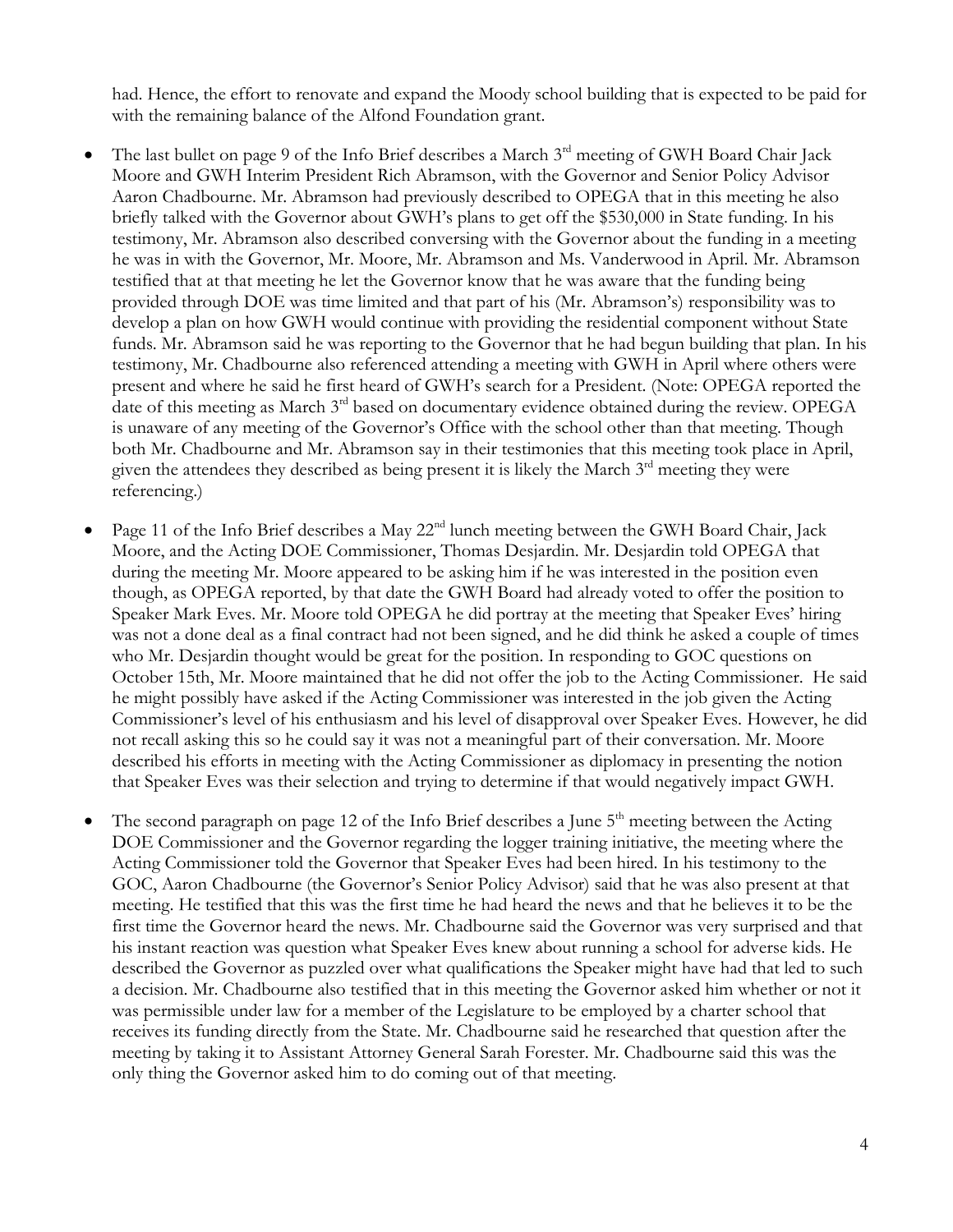had. Hence, the effort to renovate and expand the Moody school building that is expected to be paid for with the remaining balance of the Alfond Foundation grant.

- The last bullet on page 9 of the Info Brief describes a March 3rd meeting of GWH Board Chair Jack Moore and GWH Interim President Rich Abramson, with the Governor and Senior Policy Advisor Aaron Chadbourne. Mr. Abramson had previously described to OPEGA that in this meeting he also briefly talked with the Governor about GWH's plans to get off the $530,000 in State funding. In his testimony, Mr. Abramson also described conversing with the Governor about the funding in a meeting he was in with the Governor, Mr. Moore, Mr. Abramson and Ms. Vanderwood in April. Mr. Abramson testified that at that meeting he let the Governor know that he was aware that the funding being provided through DOE was time limited and that part of his (Mr. Abramson's) responsibility was to develop a plan on how GWH would continue with providing the residential component without State funds. Mr. Abramson said he was reporting to the Governor that he had begun building that plan. In his testimony, Mr. Chadbourne also referenced attending a meeting with GWH in April where others were present and where he said he first heard of GWH's search for a President. (Note: OPEGA reported the date of this meeting as March 3rd based on documentary evidence obtained during the review. OPEGA is unaware of any meeting of the Governor's Office with the school other than that meeting. Though both Mr. Chadbourne and Mr. Abramson say in their testimonies that this meeting took place in April, given the attendees they described as being present it is likely the March 3rd meeting they were referencing.)

- Page 11 of the Info Brief describes a May 22nd lunch meeting between the GWH Board Chair, Jack Moore, and the Acting DOE Commissioner, Thomas Desjardin. Mr. Desjardin told OPEGA that during the meeting Mr. Moore appeared to be asking him if he was interested in the position even though, as OPEGA reported, by that date the GWH Board had already voted to offer the position to Speaker Mark Eves. Mr. Moore told OPEGA he did portray at the meeting that Speaker Eves' hiring was not a done deal as a final contract had not been signed, and he did think he asked a couple of times who Mr. Desjardin thought would be great for the position. In responding to GOC questions on October 15th, Mr. Moore maintained that he did not offer the job to the Acting Commissioner. He said he might possibly have asked if the Acting Commissioner was interested in the job given the Acting Commissioner's level of his enthusiasm and his level of disapproval over Speaker Eves. However, he did not recall asking this so he could say it was not a meaningful part of their conversation. Mr. Moore described his efforts in meeting with the Acting Commissioner as diplomacy in presenting the notion that Speaker Eves was their selection and trying to determine if that would negatively impact GWH.

- The second paragraph on page 12 of the Info Brief describes a June 5th meeting between the Acting DOE Commissioner and the Governor regarding the logger training initiative, the meeting where the Acting Commissioner told the Governor that Speaker Eves had been hired. In his testimony to the GOC, Aaron Chadbourne (the Governor's Senior Policy Advisor) said that he was also present at that meeting. He testified that this was the first time he had heard the news and that he believes it to be the first time the Governor heard the news. Mr. Chadbourne said the Governor was very surprised and that his instant reaction was question what Speaker Eves knew about running a school for adverse kids. He described the Governor as puzzled over what qualifications the Speaker might have had that led to such a decision. Mr. Chadbourne also testified that in this meeting the Governor asked him whether or not it was permissible under law for a member of the Legislature to be employed by a charter school that receives its funding directly from the State. Mr. Chadbourne said he researched that question after the meeting by taking it to Assistant Attorney General Sarah Forester. Mr. Chadbourne said this was the only thing the Governor asked him to do coming out of that meeting.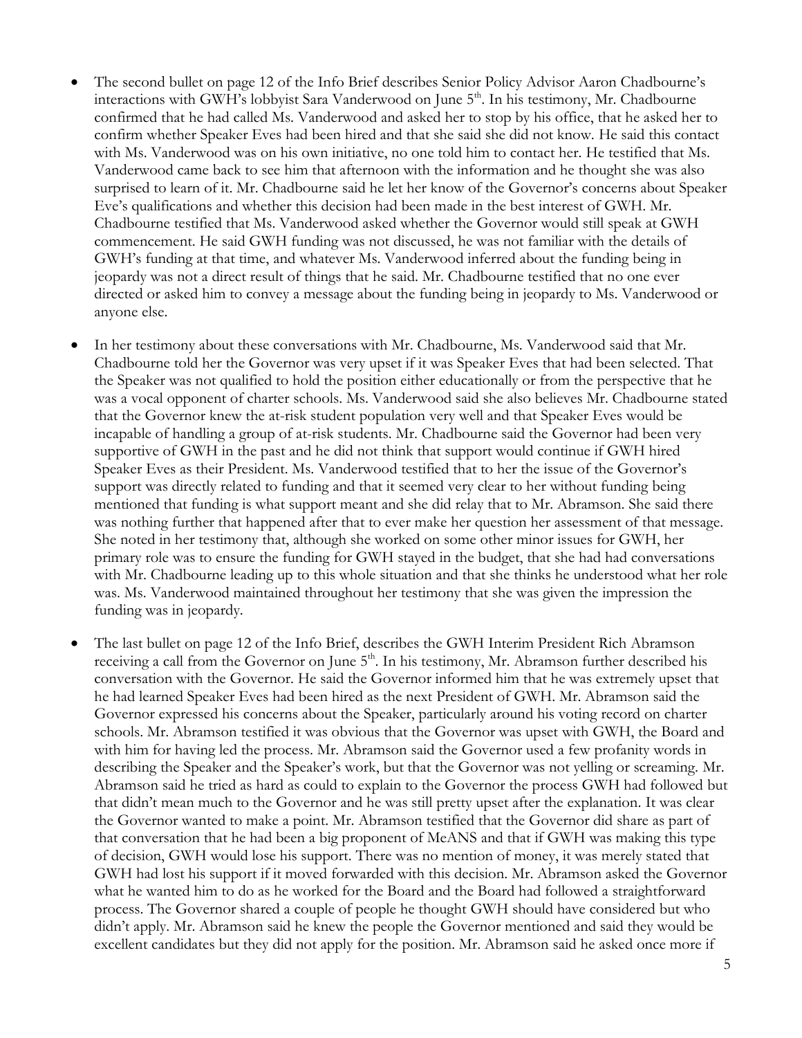- The second bullet on page 12 of the Info Brief describes Senior Policy Advisor Aaron Chadbourne's interactions with GWH's lobbyist Sara Vanderwood on June 5th. In his testimony, Mr. Chadbourne confirmed that he had called Ms. Vanderwood and asked her to stop by his office, that he asked her to confirm whether Speaker Eves had been hired and that she said she did not know. He said this contact with Ms. Vanderwood was on his own initiative, no one told him to contact her. He testified that Ms. Vanderwood came back to see him that afternoon with the information and he thought she was also surprised to learn of it. Mr. Chadbourne said he let her know of the Governor's concerns about Speaker Eve's qualifications and whether this decision had been made in the best interest of GWH. Mr. Chadbourne testified that Ms. Vanderwood asked whether the Governor would still speak at GWH commencement. He said GWH funding was not discussed, he was not familiar with the details of GWH's funding at that time, and whatever Ms. Vanderwood inferred about the funding being in jeopardy was not a direct result of things that he said. Mr. Chadbourne testified that no one ever directed or asked him to convey a message about the funding being in jeopardy to Ms. Vanderwood or anyone else.

- In her testimony about these conversations with Mr. Chadbourne, Ms. Vanderwood said that Mr. Chadbourne told her the Governor was very upset if it was Speaker Eves that had been selected. That the Speaker was not qualified to hold the position either educationally or from the perspective that he was a vocal opponent of charter schools. Ms. Vanderwood said she also believes Mr. Chadbourne stated that the Governor knew the at-risk student population very well and that Speaker Eves would be incapable of handling a group of at-risk students. Mr. Chadbourne said the Governor had been very supportive of GWH in the past and he did not think that support would continue if GWH hired Speaker Eves as their President. Ms. Vanderwood testified that to her the issue of the Governor's support was directly related to funding and that it seemed very clear to her without funding being mentioned that funding is what support meant and she did relay that to Mr. Abramson. She said there was nothing further that happened after that to ever make her question her assessment of that message. She noted in her testimony that, although she worked on some other minor issues for GWH, her primary role was to ensure the funding for GWH stayed in the budget, that she had had conversations with Mr. Chadbourne leading up to this whole situation and that she thinks he understood what her role was. Ms. Vanderwood maintained throughout her testimony that she was given the impression the funding was in jeopardy.

- The last bullet on page 12 of the Info Brief, describes the GWH Interim President Rich Abramson receiving a call from the Governor on June 5th. In his testimony, Mr. Abramson further described his conversation with the Governor. He said the Governor informed him that he was extremely upset that he had learned Speaker Eves had been hired as the next President of GWH. Mr. Abramson said the Governor expressed his concerns about the Speaker, particularly around his voting record on charter schools. Mr. Abramson testified it was obvious that the Governor was upset with GWH, the Board and with him for having led the process. Mr. Abramson said the Governor used a few profanity words in describing the Speaker and the Speaker's work, but that the Governor was not yelling or screaming. Mr. Abramson said he tried as hard as could to explain to the Governor the process GWH had followed but that didn't mean much to the Governor and he was still pretty upset after the explanation. It was clear the Governor wanted to make a point. Mr. Abramson testified that the Governor did share as part of that conversation that he had been a big proponent of MeANS and that if GWH was making this type of decision, GWH would lose his support. There was no mention of money, it was merely stated that GWH had lost his support if it moved forwarded with this decision. Mr. Abramson asked the Governor what he wanted him to do as he worked for the Board and the Board had followed a straightforward process. The Governor shared a couple of people he thought GWH should have considered but who didn't apply. Mr. Abramson said he knew the people the Governor mentioned and said they would be excellent candidates but they did not apply for the position. Mr. Abramson said he asked once more if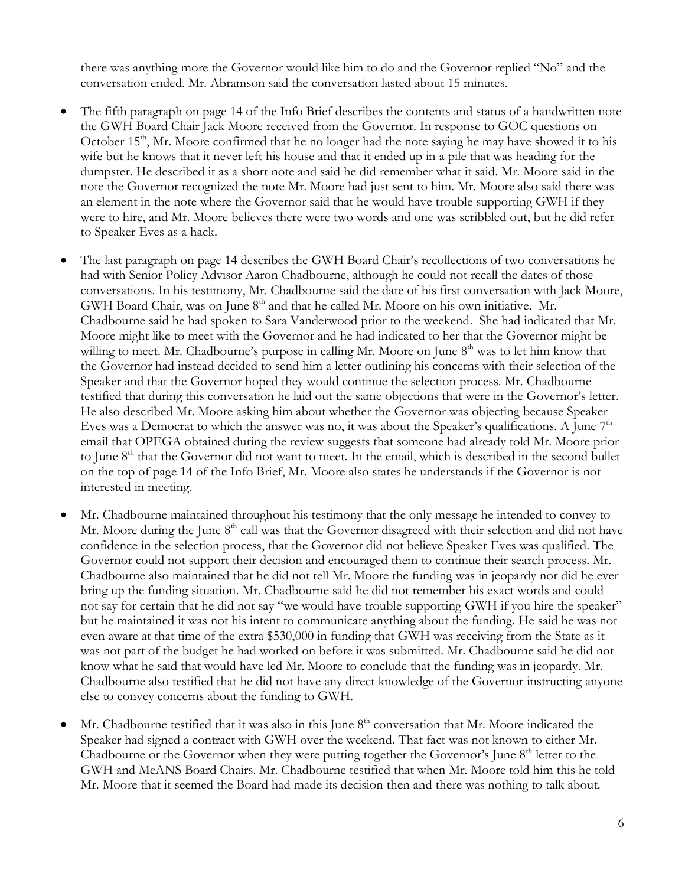there was anything more the Governor would like him to do and the Governor replied "No" and the conversation ended. Mr. Abramson said the conversation lasted about 15 minutes.

- The fifth paragraph on page 14 of the Info Brief describes the contents and status of a handwritten note the GWH Board Chair Jack Moore received from the Governor. In response to GOC questions on October 15th, Mr. Moore confirmed that he no longer had the note saying he may have showed it to his wife but he knows that it never left his house and that it ended up in a pile that was heading for the dumpster. He described it as a short note and said he did remember what it said. Mr. Moore said in the note the Governor recognized the note Mr. Moore had just sent to him. Mr. Moore also said there was an element in the note where the Governor said that he would have trouble supporting GWH if they were to hire, and Mr. Moore believes there were two words and one was scribbled out, but he did refer to Speaker Eves as a hack.

- The last paragraph on page 14 describes the GWH Board Chair's recollections of two conversations he had with Senior Policy Advisor Aaron Chadbourne, although he could not recall the dates of those conversations. In his testimony, Mr. Chadbourne said the date of his first conversation with Jack Moore, GWH Board Chair, was on June 8th and that he called Mr. Moore on his own initiative. Mr. Chadbourne said he had spoken to Sara Vanderwood prior to the weekend. She had indicated that Mr. Moore might like to meet with the Governor and he had indicated to her that the Governor might be willing to meet. Mr. Chadbourne's purpose in calling Mr. Moore on June 8th was to let him know that the Governor had instead decided to send him a letter outlining his concerns with their selection of the Speaker and that the Governor hoped they would continue the selection process. Mr. Chadbourne testified that during this conversation he laid out the same objections that were in the Governor's letter. He also described Mr. Moore asking him about whether the Governor was objecting because Speaker Eves was a Democrat to which the answer was no, it was about the Speaker's qualifications. A June 7th email that OPEGA obtained during the review suggests that someone had already told Mr. Moore prior to June 8th that the Governor did not want to meet. In the email, which is described in the second bullet on the top of page 14 of the Info Brief, Mr. Moore also states he understands if the Governor is not interested in meeting.

- Mr. Chadbourne maintained throughout his testimony that the only message he intended to convey to Mr. Moore during the June 8th call was that the Governor disagreed with their selection and did not have confidence in the selection process, that the Governor did not believe Speaker Eves was qualified. The Governor could not support their decision and encouraged them to continue their search process. Mr. Chadbourne also maintained that he did not tell Mr. Moore the funding was in jeopardy nor did he ever bring up the funding situation. Mr. Chadbourne said he did not remember his exact words and could not say for certain that he did not say "we would have trouble supporting GWH if you hire the speaker" but he maintained it was not his intent to communicate anything about the funding. He said he was not even aware at that time of the extra $530,000 in funding that GWH was receiving from the State as it was not part of the budget he had worked on before it was submitted. Mr. Chadbourne said he did not know what he said that would have led Mr. Moore to conclude that the funding was in jeopardy. Mr. Chadbourne also testified that he did not have any direct knowledge of the Governor instructing anyone else to convey concerns about the funding to GWH.

- Mr. Chadbourne testified that it was also in this June 8th conversation that Mr. Moore indicated the Speaker had signed a contract with GWH over the weekend. That fact was not known to either Mr. Chadbourne or the Governor when they were putting together the Governor's June 8th letter to the GWH and MeANS Board Chairs. Mr. Chadbourne testified that when Mr. Moore told him this he told Mr. Moore that it seemed the Board had made its decision then and there was nothing to talk about.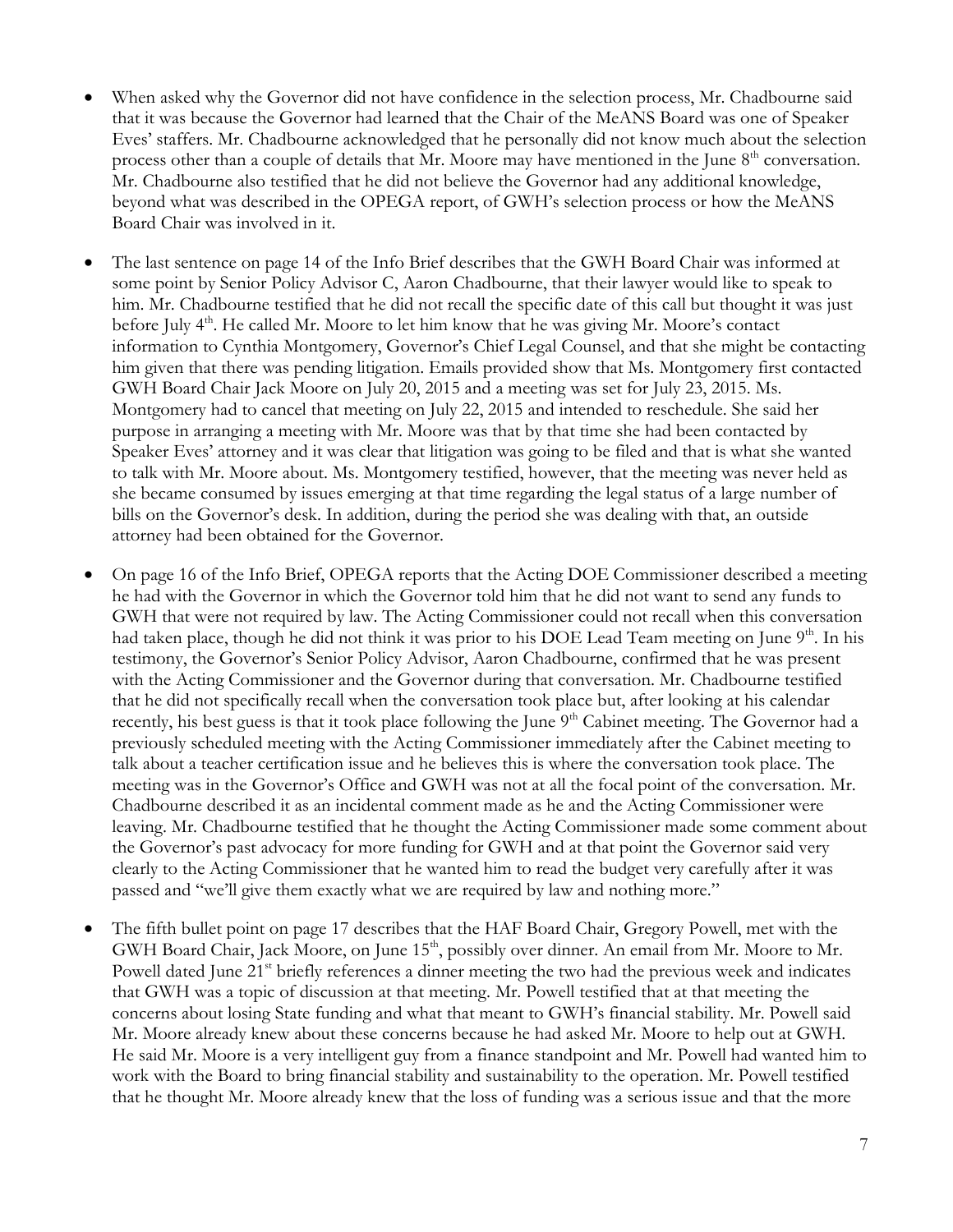- When asked why the Governor did not have confidence in the selection process, Mr. Chadbourne said that it was because the Governor had learned that the Chair of the MeANS Board was one of Speaker Eves' staffers. Mr. Chadbourne acknowledged that he personally did not know much about the selection process other than a couple of details that Mr. Moore may have mentioned in the June 8th conversation. Mr. Chadbourne also testified that he did not believe the Governor had any additional knowledge, beyond what was described in the OPEGA report, of GWH's selection process or how the MeANS Board Chair was involved in it.

- The last sentence on page 14 of the Info Brief describes that the GWH Board Chair was informed at some point by Senior Policy Advisor C, Aaron Chadbourne, that their lawyer would like to speak to him. Mr. Chadbourne testified that he did not recall the specific date of this call but thought it was just before July 4th. He called Mr. Moore to let him know that he was giving Mr. Moore's contact information to Cynthia Montgomery, Governor's Chief Legal Counsel, and that she might be contacting him given that there was pending litigation. Emails provided show that Ms. Montgomery first contacted GWH Board Chair Jack Moore on July 20, 2015 and a meeting was set for July 23, 2015. Ms. Montgomery had to cancel that meeting on July 22, 2015 and intended to reschedule. She said her purpose in arranging a meeting with Mr. Moore was that by that time she had been contacted by Speaker Eves' attorney and it was clear that litigation was going to be filed and that is what she wanted to talk with Mr. Moore about. Ms. Montgomery testified, however, that the meeting was never held as she became consumed by issues emerging at that time regarding the legal status of a large number of bills on the Governor's desk. In addition, during the period she was dealing with that, an outside attorney had been obtained for the Governor.

- On page 16 of the Info Brief, OPEGA reports that the Acting DOE Commissioner described a meeting he had with the Governor in which the Governor told him that he did not want to send any funds to GWH that were not required by law. The Acting Commissioner could not recall when this conversation had taken place, though he did not think it was prior to his DOE Lead Team meeting on June 9th. In his testimony, the Governor's Senior Policy Advisor, Aaron Chadbourne, confirmed that he was present with the Acting Commissioner and the Governor during that conversation. Mr. Chadbourne testified that he did not specifically recall when the conversation took place but, after looking at his calendar recently, his best guess is that it took place following the June 9th Cabinet meeting. The Governor had a previously scheduled meeting with the Acting Commissioner immediately after the Cabinet meeting to talk about a teacher certification issue and he believes this is where the conversation took place. The meeting was in the Governor's Office and GWH was not at all the focal point of the conversation. Mr. Chadbourne described it as an incidental comment made as he and the Acting Commissioner were leaving. Mr. Chadbourne testified that he thought the Acting Commissioner made some comment about the Governor's past advocacy for more funding for GWH and at that point the Governor said very clearly to the Acting Commissioner that he wanted him to read the budget very carefully after it was passed and "we'll give them exactly what we are required by law and nothing more."

- The fifth bullet point on page 17 describes that the HAF Board Chair, Gregory Powell, met with the GWH Board Chair, Jack Moore, on June 15th, possibly over dinner. An email from Mr. Moore to Mr. Powell dated June 21st briefly references a dinner meeting the two had the previous week and indicates that GWH was a topic of discussion at that meeting. Mr. Powell testified that at that meeting the concerns about losing State funding and what that meant to GWH's financial stability. Mr. Powell said Mr. Moore already knew about these concerns because he had asked Mr. Moore to help out at GWH. He said Mr. Moore is a very intelligent guy from a finance standpoint and Mr. Powell had wanted him to work with the Board to bring financial stability and sustainability to the operation. Mr. Powell testified that he thought Mr. Moore already knew that the loss of funding was a serious issue and that the more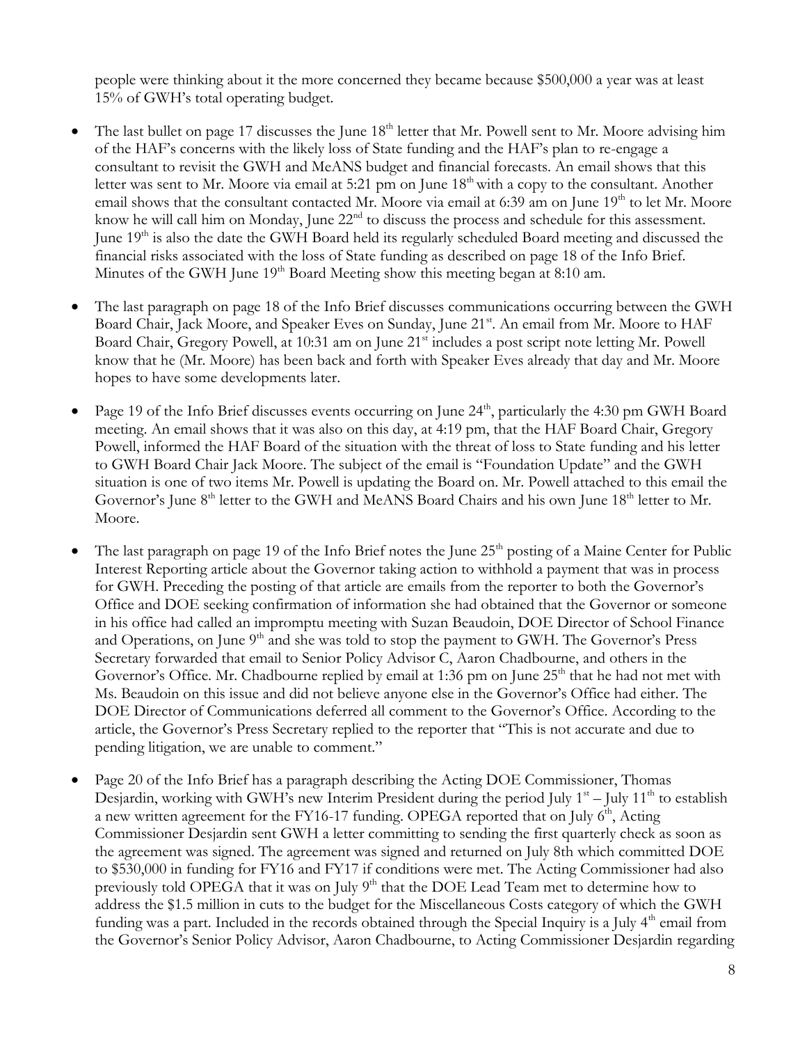people were thinking about it the more concerned they became because $500,000 a year was at least 15% of GWH's total operating budget.

- The last bullet on page 17 discusses the June 18th letter that Mr. Powell sent to Mr. Moore advising him of the HAF's concerns with the likely loss of State funding and the HAF's plan to re-engage a consultant to revisit the GWH and MeANS budget and financial forecasts. An email shows that this letter was sent to Mr. Moore via email at 5:21 pm on June 18th with a copy to the consultant. Another email shows that the consultant contacted Mr. Moore via email at 6:39 am on June 19th to let Mr. Moore know he will call him on Monday, June 22nd to discuss the process and schedule for this assessment. June 19th is also the date the GWH Board held its regularly scheduled Board meeting and discussed the financial risks associated with the loss of State funding as described on page 18 of the Info Brief. Minutes of the GWH June 19th Board Meeting show this meeting began at 8:10 am.

- The last paragraph on page 18 of the Info Brief discusses communications occurring between the GWH Board Chair, Jack Moore, and Speaker Eves on Sunday, June 21st. An email from Mr. Moore to HAF Board Chair, Gregory Powell, at 10:31 am on June 21st includes a post script note letting Mr. Powell know that he (Mr. Moore) has been back and forth with Speaker Eves already that day and Mr. Moore hopes to have some developments later.

- Page 19 of the Info Brief discusses events occurring on June 24th, particularly the 4:30 pm GWH Board meeting. An email shows that it was also on this day, at 4:19 pm, that the HAF Board Chair, Gregory Powell, informed the HAF Board of the situation with the threat of loss to State funding and his letter to GWH Board Chair Jack Moore. The subject of the email is "Foundation Update" and the GWH situation is one of two items Mr. Powell is updating the Board on. Mr. Powell attached to this email the Governor's June 8th letter to the GWH and MeANS Board Chairs and his own June 18th letter to Mr. Moore.

- The last paragraph on page 19 of the Info Brief notes the June 25th posting of a Maine Center for Public Interest Reporting article about the Governor taking action to withhold a payment that was in process for GWH. Preceding the posting of that article are emails from the reporter to both the Governor's Office and DOE seeking confirmation of information she had obtained that the Governor or someone in his office had called an impromptu meeting with Suzan Beaudoin, DOE Director of School Finance and Operations, on June 9th and she was told to stop the payment to GWH. The Governor's Press Secretary forwarded that email to Senior Policy Advisor C, Aaron Chadbourne, and others in the Governor's Office. Mr. Chadbourne replied by email at 1:36 pm on June 25th that he had not met with Ms. Beaudoin on this issue and did not believe anyone else in the Governor's Office had either. The DOE Director of Communications deferred all comment to the Governor's Office. According to the article, the Governor's Press Secretary replied to the reporter that "This is not accurate and due to pending litigation, we are unable to comment."

- Page 20 of the Info Brief has a paragraph describing the Acting DOE Commissioner, Thomas Desjardin, working with GWH's new Interim President during the period July 1st – July 11th to establish a new written agreement for the FY16-17 funding. OPEGA reported that on July 6th, Acting Commissioner Desjardin sent GWH a letter committing to sending the first quarterly check as soon as the agreement was signed. The agreement was signed and returned on July 8th which committed DOE to $530,000 in funding for FY16 and FY17 if conditions were met. The Acting Commissioner had also previously told OPEGA that it was on July 9th that the DOE Lead Team met to determine how to address the $1.5 million in cuts to the budget for the Miscellaneous Costs category of which the GWH funding was a part. Included in the records obtained through the Special Inquiry is a July 4th email from the Governor's Senior Policy Advisor, Aaron Chadbourne, to Acting Commissioner Desjardin regarding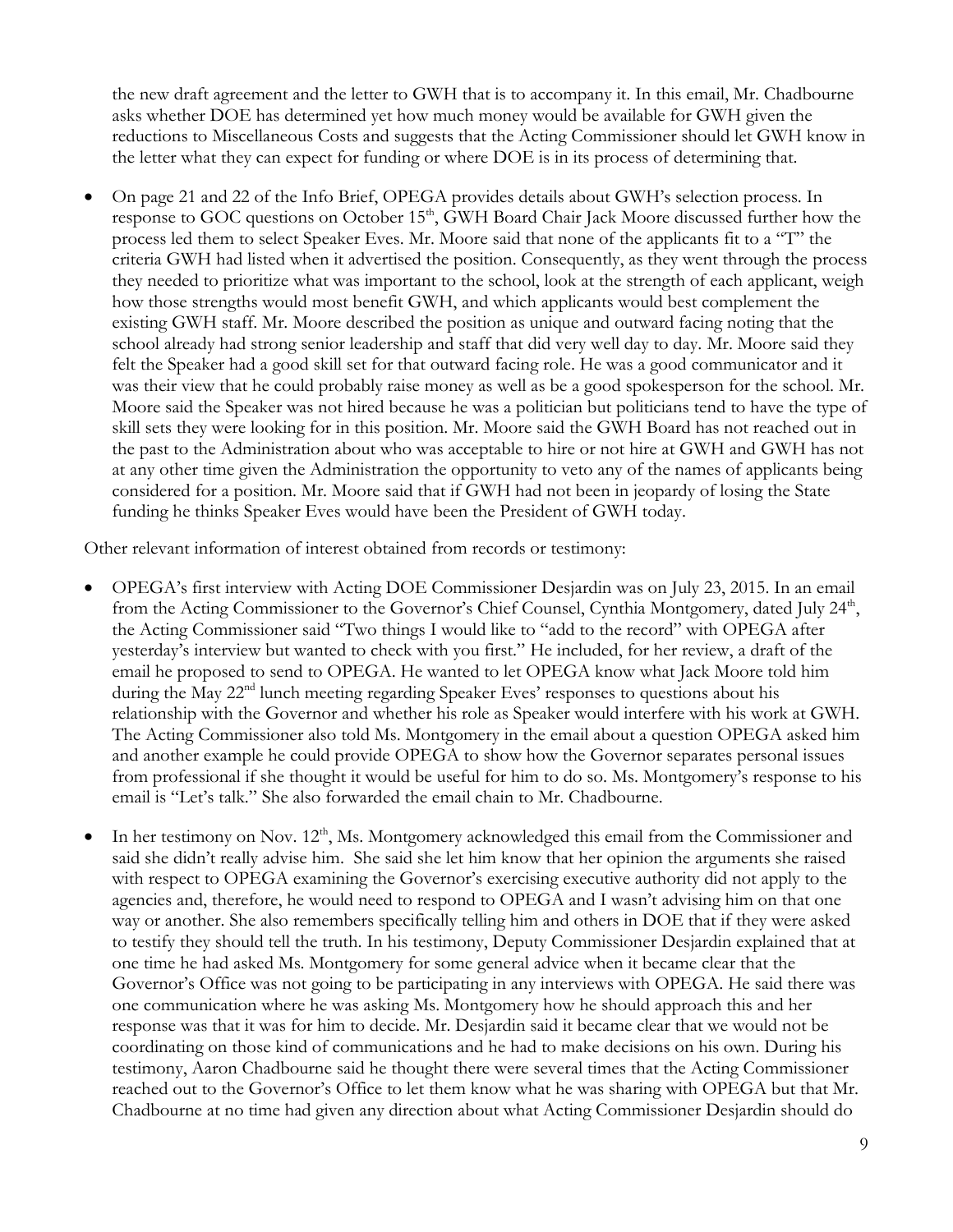the new draft agreement and the letter to GWH that is to accompany it. In this email, Mr. Chadbourne asks whether DOE has determined yet how much money would be available for GWH given the reductions to Miscellaneous Costs and suggests that the Acting Commissioner should let GWH know in the letter what they can expect for funding or where DOE is in its process of determining that.

- On page 21 and 22 of the Info Brief, OPEGA provides details about GWH's selection process. In response to GOC questions on October 15th, GWH Board Chair Jack Moore discussed further how the process led them to select Speaker Eves. Mr. Moore said that none of the applicants fit to a "T" the criteria GWH had listed when it advertised the position. Consequently, as they went through the process they needed to prioritize what was important to the school, look at the strength of each applicant, weigh how those strengths would most benefit GWH, and which applicants would best complement the existing GWH staff. Mr. Moore described the position as unique and outward facing noting that the school already had strong senior leadership and staff that did very well day to day. Mr. Moore said they felt the Speaker had a good skill set for that outward facing role. He was a good communicator and it was their view that he could probably raise money as well as be a good spokesperson for the school. Mr. Moore said the Speaker was not hired because he was a politician but politicians tend to have the type of skill sets they were looking for in this position. Mr. Moore said the GWH Board has not reached out in the past to the Administration about who was acceptable to hire or not hire at GWH and GWH has not at any other time given the Administration the opportunity to veto any of the names of applicants being considered for a position. Mr. Moore said that if GWH had not been in jeopardy of losing the State funding he thinks Speaker Eves would have been the President of GWH today.

Other relevant information of interest obtained from records or testimony:

- OPEGA's first interview with Acting DOE Commissioner Desjardin was on July 23, 2015. In an email from the Acting Commissioner to the Governor's Chief Counsel, Cynthia Montgomery, dated July 24th, the Acting Commissioner said "Two things I would like to "add to the record" with OPEGA after yesterday's interview but wanted to check with you first." He included, for her review, a draft of the email he proposed to send to OPEGA. He wanted to let OPEGA know what Jack Moore told him during the May 22nd lunch meeting regarding Speaker Eves' responses to questions about his relationship with the Governor and whether his role as Speaker would interfere with his work at GWH. The Acting Commissioner also told Ms. Montgomery in the email about a question OPEGA asked him and another example he could provide OPEGA to show how the Governor separates personal issues from professional if she thought it would be useful for him to do so. Ms. Montgomery's response to his email is "Let's talk." She also forwarded the email chain to Mr. Chadbourne.

- In her testimony on Nov. 12th, Ms. Montgomery acknowledged this email from the Commissioner and said she didn't really advise him. She said she let him know that her opinion the arguments she raised with respect to OPEGA examining the Governor's exercising executive authority did not apply to the agencies and, therefore, he would need to respond to OPEGA and I wasn't advising him on that one way or another. She also remembers specifically telling him and others in DOE that if they were asked to testify they should tell the truth. In his testimony, Deputy Commissioner Desjardin explained that at one time he had asked Ms. Montgomery for some general advice when it became clear that the Governor's Office was not going to be participating in any interviews with OPEGA. He said there was one communication where he was asking Ms. Montgomery how he should approach this and her response was that it was for him to decide. Mr. Desjardin said it became clear that we would not be coordinating on those kind of communications and he had to make decisions on his own. During his testimony, Aaron Chadbourne said he thought there were several times that the Acting Commissioner reached out to the Governor's Office to let them know what he was sharing with OPEGA but that Mr. Chadbourne at no time had given any direction about what Acting Commissioner Desjardin should do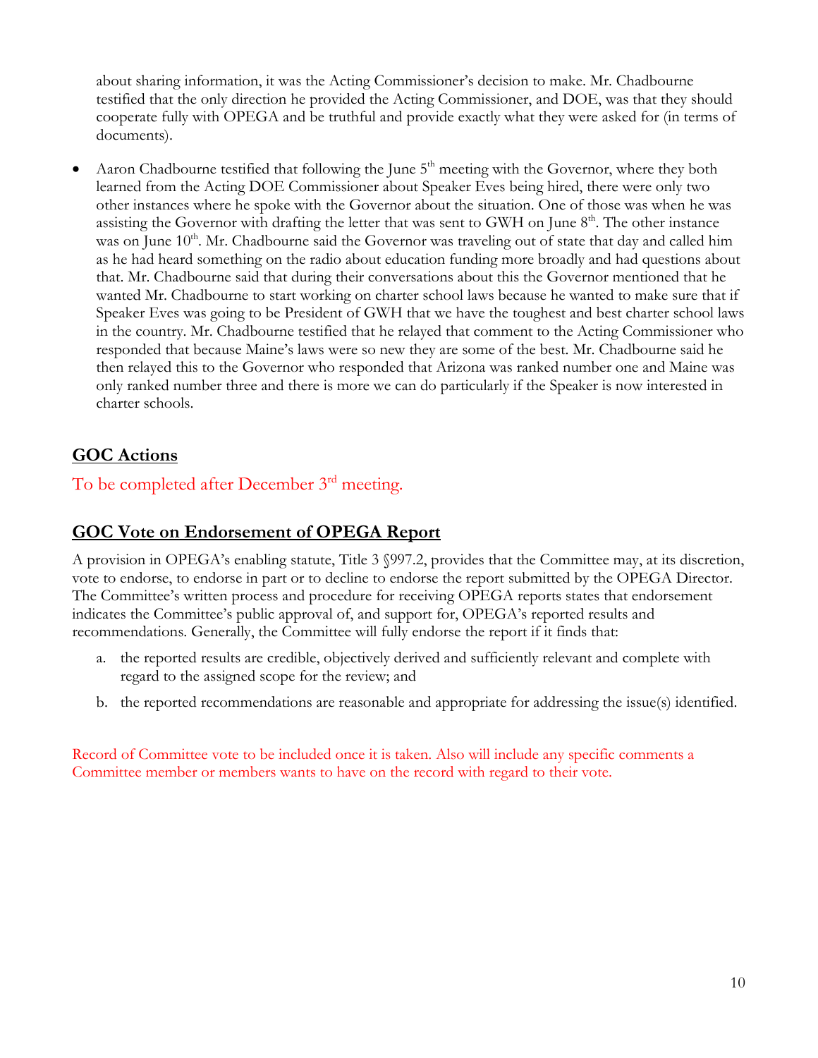about sharing information, it was the Acting Commissioner's decision to make. Mr. Chadbourne testified that the only direction he provided the Acting Commissioner, and DOE, was that they should cooperate fully with OPEGA and be truthful and provide exactly what they were asked for (in terms of documents).

- Aaron Chadbourne testified that following the June 5th meeting with the Governor, where they both learned from the Acting DOE Commissioner about Speaker Eves being hired, there were only two other instances where he spoke with the Governor about the situation. One of those was when he was assisting the Governor with drafting the letter that was sent to GWH on June 8th. The other instance was on June 10th. Mr. Chadbourne said the Governor was traveling out of state that day and called him as he had heard something on the radio about education funding more broadly and had questions about that. Mr. Chadbourne said that during their conversations about this the Governor mentioned that he wanted Mr. Chadbourne to start working on charter school laws because he wanted to make sure that if Speaker Eves was going to be President of GWH that we have the toughest and best charter school laws in the country. Mr. Chadbourne testified that he relayed that comment to the Acting Commissioner who responded that because Maine's laws were so new they are some of the best. Mr. Chadbourne said he then relayed this to the Governor who responded that Arizona was ranked number one and Maine was only ranked number three and there is more we can do particularly if the Speaker is now interested in charter schools.

## GOC Actions

To be completed after December 3rd meeting.

## GOC Vote on Endorsement of OPEGA Report

A provision in OPEGA's enabling statute, Title 3 §997.2, provides that the Committee may, at its discretion, vote to endorse, to endorse in part or to decline to endorse the report submitted by the OPEGA Director. The Committee's written process and procedure for receiving OPEGA reports states that endorsement indicates the Committee's public approval of, and support for, OPEGA's reported results and recommendations. Generally, the Committee will fully endorse the report if it finds that:

a. the reported results are credible, objectively derived and sufficiently relevant and complete with regard to the assigned scope for the review; and

b. the reported recommendations are reasonable and appropriate for addressing the issue(s) identified.

Record of Committee vote to be included once it is taken. Also will include any specific comments a Committee member or members wants to have on the record with regard to their vote.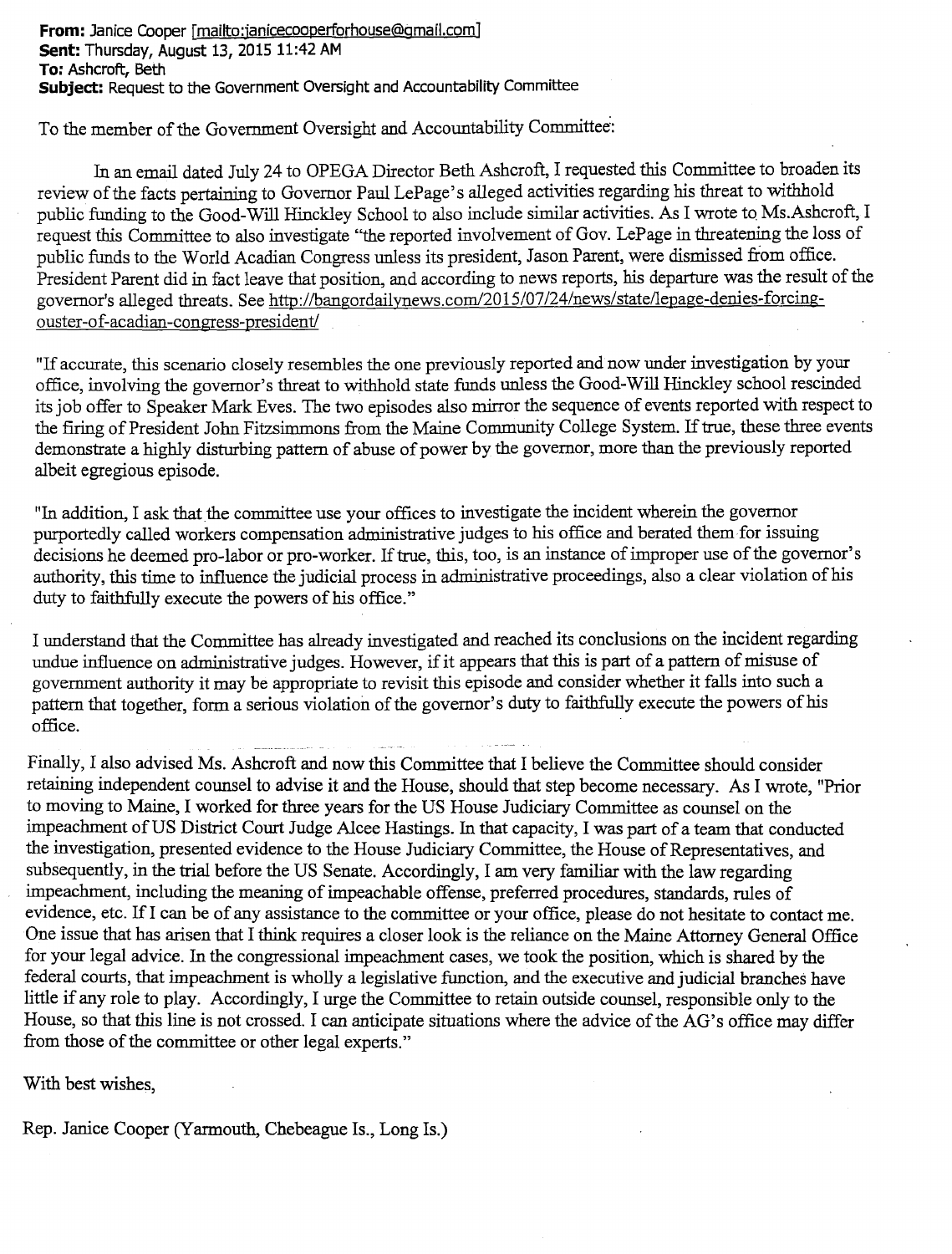**From:** Janice Cooper [mailto:janicecooperforhouse@gmail.com]
**Sent:** Thursday, August 13, 2015 11:42 AM
**To:** Ashcroft, Beth
**Subject:** Request to the Government Oversight and Accountability Committee

To the member of the Government Oversight and Accountability Committee:

In an email dated July 24 to OPEGA Director Beth Ashcroft, I requested this Committee to broaden its review of the facts pertaining to Governor Paul LePage's alleged activities regarding his threat to withhold public funding to the Good-Will Hinckley School to also include similar activities. As I wrote to Ms.Ashcroft, I request this Committee to also investigate "the reported involvement of Gov. LePage in threatening the loss of public funds to the World Acadian Congress unless its president, Jason Parent, were dismissed from office. President Parent did in fact leave that position, and according to news reports, his departure was the result of the governor's alleged threats. See http://bangordailynews.com/2015/07/24/news/state/lepage-denies-forcing-ouster-of-acadian-congress-president/

"If accurate, this scenario closely resembles the one previously reported and now under investigation by your office, involving the governor's threat to withhold state funds unless the Good-Will Hinckley school rescinded its job offer to Speaker Mark Eves. The two episodes also mirror the sequence of events reported with respect to the firing of President John Fitzsimmons from the Maine Community College System. If true, these three events demonstrate a highly disturbing pattern of abuse of power by the governor, more than the previously reported albeit egregious episode.

"In addition, I ask that the committee use your offices to investigate the incident wherein the governor purportedly called workers compensation administrative judges to his office and berated them for issuing decisions he deemed pro-labor or pro-worker. If true, this, too, is an instance of improper use of the governor's authority, this time to influence the judicial process in administrative proceedings, also a clear violation of his duty to faithfully execute the powers of his office."

I understand that the Committee has already investigated and reached its conclusions on the incident regarding undue influence on administrative judges. However, if it appears that this is part of a pattern of misuse of government authority it may be appropriate to revisit this episode and consider whether it falls into such a pattern that together, form a serious violation of the governor's duty to faithfully execute the powers of his office.

Finally, I also advised Ms. Ashcroft and now this Committee that I believe the Committee should consider retaining independent counsel to advise it and the House, should that step become necessary. As I wrote, "Prior to moving to Maine, I worked for three years for the US House Judiciary Committee as counsel on the impeachment of US District Court Judge Alcee Hastings. In that capacity, I was part of a team that conducted the investigation, presented evidence to the House Judiciary Committee, the House of Representatives, and subsequently, in the trial before the US Senate. Accordingly, I am very familiar with the law regarding impeachment, including the meaning of impeachable offense, preferred procedures, standards, rules of evidence, etc. If I can be of any assistance to the committee or your office, please do not hesitate to contact me. One issue that has arisen that I think requires a closer look is the reliance on the Maine Attorney General Office for your legal advice. In the congressional impeachment cases, we took the position, which is shared by the federal courts, that impeachment is wholly a legislative function, and the executive and judicial branches have little if any role to play. Accordingly, I urge the Committee to retain outside counsel, responsible only to the House, so that this line is not crossed. I can anticipate situations where the advice of the AG's office may differ from those of the committee or other legal experts."

With best wishes,

Rep. Janice Cooper (Yarmouth, Chebeague Is., Long Is.)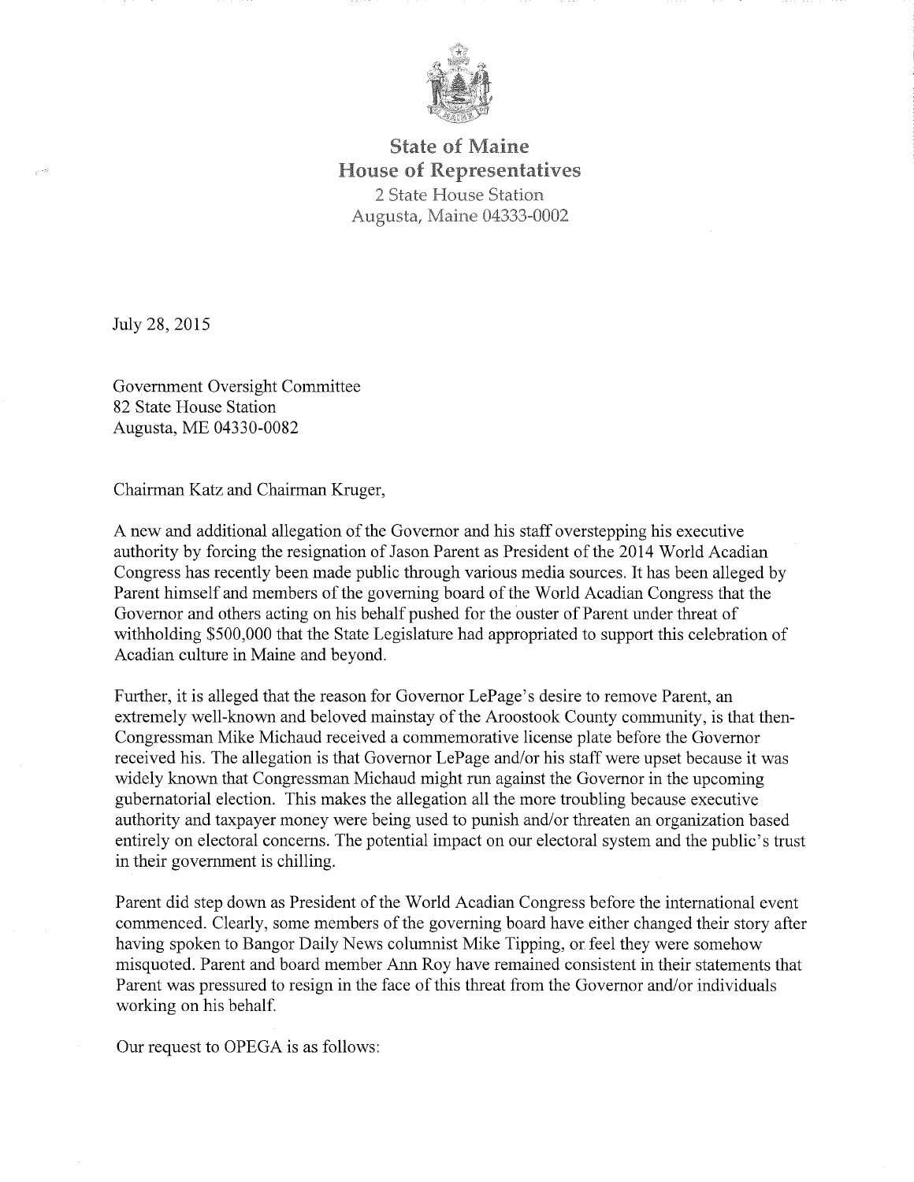**State of Maine**
**House of Representatives**
2 State House Station
Augusta, Maine 04333-0002

July 28, 2015

Government Oversight Committee
82 State House Station
Augusta, ME 04330-0082

Chairman Katz and Chairman Kruger,

A new and additional allegation of the Governor and his staff overstepping his executive authority by forcing the resignation of Jason Parent as President of the 2014 World Acadian Congress has recently been made public through various media sources. It has been alleged by Parent himself and members of the governing board of the World Acadian Congress that the Governor and others acting on his behalf pushed for the ouster of Parent under threat of withholding $500,000 that the State Legislature had appropriated to support this celebration of Acadian culture in Maine and beyond.

Further, it is alleged that the reason for Governor LePage's desire to remove Parent, an extremely well-known and beloved mainstay of the Aroostook County community, is that then-Congressman Mike Michaud received a commemorative license plate before the Governor received his. The allegation is that Governor LePage and/or his staff were upset because it was widely known that Congressman Michaud might run against the Governor in the upcoming gubernatorial election. This makes the allegation all the more troubling because executive authority and taxpayer money were being used to punish and/or threaten an organization based entirely on electoral concerns. The potential impact on our electoral system and the public's trust in their government is chilling.

Parent did step down as President of the World Acadian Congress before the international event commenced. Clearly, some members of the governing board have either changed their story after having spoken to Bangor Daily News columnist Mike Tipping, or feel they were somehow misquoted. Parent and board member Ann Roy have remained consistent in their statements that Parent was pressured to resign in the face of this threat from the Governor and/or individuals working on his behalf.

Our request to OPEGA is as follows: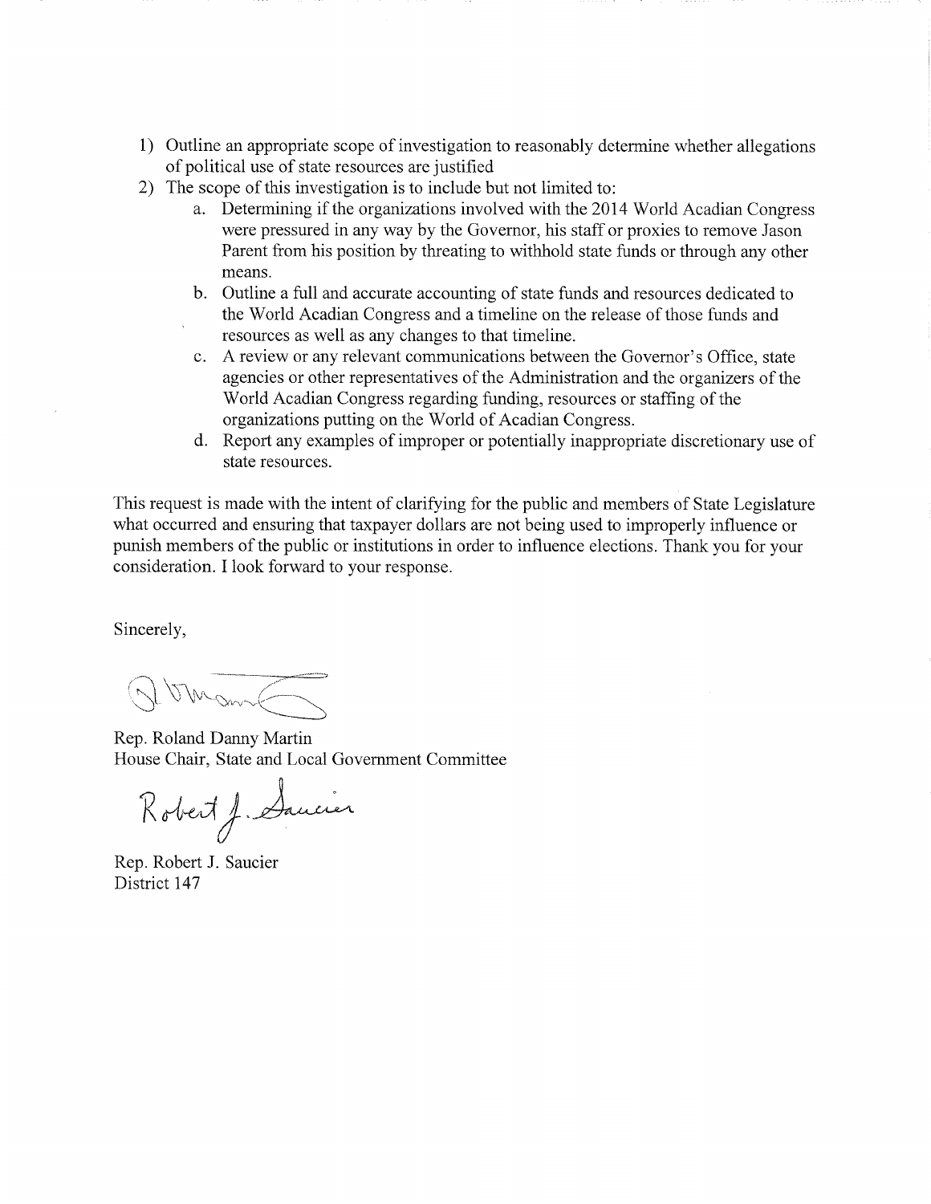1) Outline an appropriate scope of investigation to reasonably determine whether allegations of political use of state resources are justified
2) The scope of this investigation is to include but not limited to:
   a. Determining if the organizations involved with the 2014 World Acadian Congress were pressured in any way by the Governor, his staff or proxies to remove Jason Parent from his position by threating to withhold state funds or through any other means.
   b. Outline a full and accurate accounting of state funds and resources dedicated to the World Acadian Congress and a timeline on the release of those funds and resources as well as any changes to that timeline.
   c. A review or any relevant communications between the Governor's Office, state agencies or other representatives of the Administration and the organizers of the World Acadian Congress regarding funding, resources or staffing of the organizations putting on the World of Acadian Congress.
   d. Report any examples of improper or potentially inappropriate discretionary use of state resources.

This request is made with the intent of clarifying for the public and members of State Legislature what occurred and ensuring that taxpayer dollars are not being used to improperly influence or punish members of the public or institutions in order to influence elections. Thank you for your consideration. I look forward to your response.

Sincerely,

Rep. Roland Danny Martin
House Chair, State and Local Government Committee

Rep. Robert J. Saucier
District 147